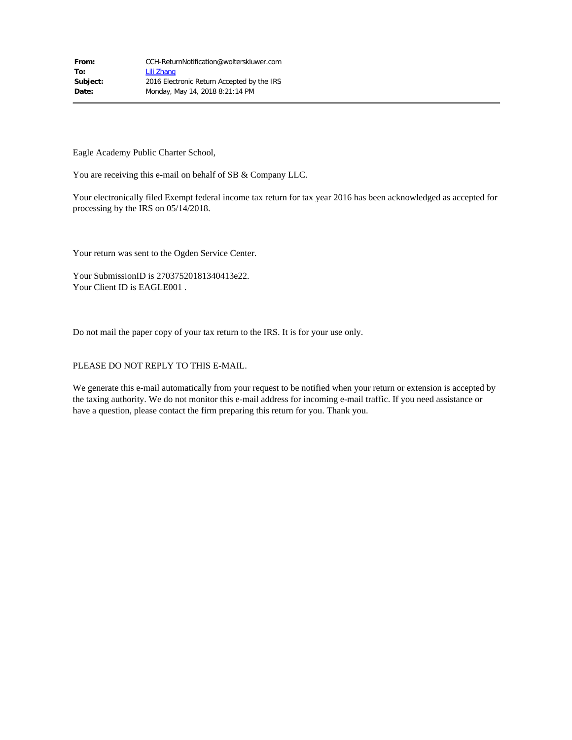| | |
|---|---|
| **From:** | CCH-ReturnNotification@wolterskluwer.com |
| **To:** | Lili Zhang |
| **Subject:** | 2016 Electronic Return Accepted by the IRS |
| **Date:** | Monday, May 14, 2018 8:21:14 PM |

Eagle Academy Public Charter School,

You are receiving this e-mail on behalf of SB & Company LLC.

Your electronically filed Exempt federal income tax return for tax year 2016 has been acknowledged as accepted for processing by the IRS on 05/14/2018.

Your return was sent to the Ogden Service Center.

Your SubmissionID is 27037520181340413e22.
Your Client ID is EAGLE001 .

Do not mail the paper copy of your tax return to the IRS. It is for your use only.

PLEASE DO NOT REPLY TO THIS E-MAIL.

We generate this e-mail automatically from your request to be notified when your return or extension is accepted by the taxing authority. We do not monitor this e-mail address for incoming e-mail traffic. If you need assistance or have a question, please contact the firm preparing this return for you. Thank you.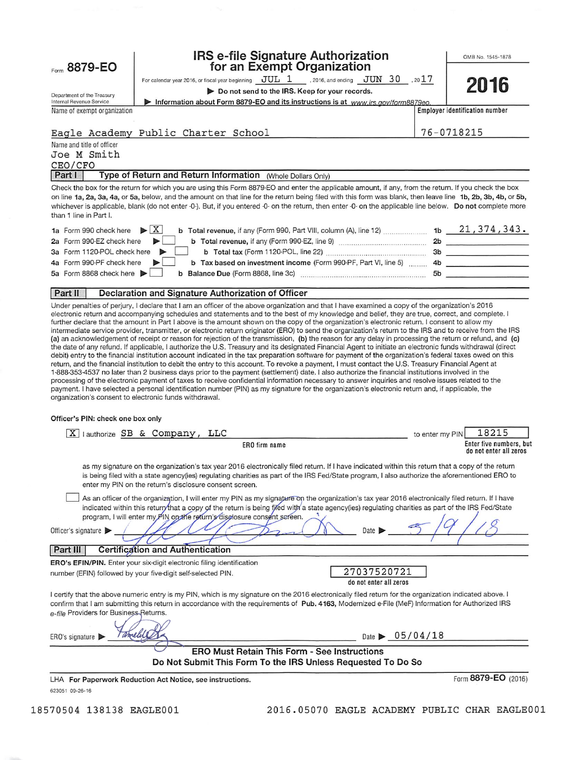Form **8879-EO**

Department of the Treasury
Internal Revenue Service

# IRS e-file Signature Authorization for an Exempt Organization

For calendar year 2016, or fiscal year beginning JUL 1, 2016, and ending JUN 30, 2017

▶ Do not send to the IRS. Keep for your records.

▶ Information about Form 8879-EO and its instructions is at www.irs.gov/form8879eo.

OMB No. 1545-1878

**2016**

Name of exempt organization: Eagle Academy Public Charter School

Employer identification number: 76-0718215

Name and title of officer: Joe M Smith, CEO/CFO

## Part I Type of Return and Return Information (Whole Dollars Only)

Check the box for the return for which you are using this Form 8879-EO and enter the applicable amount, if any, from the return. If you check the box on line **1a, 2a, 3a, 4a,** or **5a,** below, and the amount on that line for the return being filed with this form was blank, then leave line **1b, 2b, 3b, 4b,** or **5b,** whichever is applicable, blank (do not enter -0-). But, if you entered -0- on the return, then enter -0- on the applicable line below. **Do not** complete more than 1 line in Part I.

| | | | | |
|---|---|---|---|---|
| **1a** Form 990 check here ▶ | [X] | **b Total revenue,** if any (Form 990, Part VIII, column (A), line 12) | **1b** | 21,374,343. |
| **2a** Form 990-EZ check here ▶ | [ ] | **b Total revenue,** if any (Form 990-EZ, line 9) | **2b** | |
| **3a** Form 1120-POL check here ▶ | [ ] | **b Total tax** (Form 1120-POL, line 22) | **3b** | |
| **4a** Form 990-PF check here ▶ | [ ] | **b Tax based on investment income** (Form 990-PF, Part VI, line 5) | **4b** | |
| **5a** Form 8868 check here ▶ | [ ] | **b Balance Due** (Form 8868, line 3c) | **5b** | |

## Part II Declaration and Signature Authorization of Officer

Under penalties of perjury, I declare that I am an officer of the above organization and that I have examined a copy of the organization's 2016 electronic return and accompanying schedules and statements and to the best of my knowledge and belief, they are true, correct, and complete. I further declare that the amount in Part I above is the amount shown on the copy of the organization's electronic return. I consent to allow my intermediate service provider, transmitter, or electronic return originator (ERO) to send the organization's return to the IRS and to receive from the IRS **(a)** an acknowledgement of receipt or reason for rejection of the transmission, **(b)** the reason for any delay in processing the return or refund, and **(c)** the date of any refund. If applicable, I authorize the U.S. Treasury and its designated Financial Agent to initiate an electronic funds withdrawal (direct debit) entry to the financial institution account indicated in the tax preparation software for payment of the organization's federal taxes owed on this return, and the financial institution to debit the entry to this account. To revoke a payment, I must contact the U.S. Treasury Financial Agent at 1-888-353-4537 no later than 2 business days prior to the payment (settlement) date. I also authorize the financial institutions involved in the processing of the electronic payment of taxes to receive confidential information necessary to answer inquiries and resolve issues related to the payment. I have selected a personal identification number (PIN) as my signature for the organization's electronic return and, if applicable, the organization's consent to electronic funds withdrawal.

**Officer's PIN: check one box only**

[X] I authorize SB & Company, LLC (ERO firm name) to enter my PIN 18215 (Enter five numbers, but do not enter all zeros)

as my signature on the organization's tax year 2016 electronically filed return. If I have indicated within this return that a copy of the return is being filed with a state agency(ies) regulating charities as part of the IRS Fed/State program, I also authorize the aforementioned ERO to enter my PIN on the return's disclosure consent screen.

[ ] As an officer of the organization, I will enter my PIN as my signature on the organization's tax year 2016 electronically filed return. If I have indicated within this return that a copy of the return is being filed with a state agency(ies) regulating charities as part of the IRS Fed/State program, I will enter my PIN on the return's disclosure consent screen.

Officer's signature ▶ [signature] Date ▶ 5/9/18

## Part III Certification and Authentication

**ERO's EFIN/PIN.** Enter your six-digit electronic filing identification number (EFIN) followed by your five-digit self-selected PIN.

27037520721
do not enter all zeros

I certify that the above numeric entry is my PIN, which is my signature on the 2016 electronically filed return for the organization indicated above. I confirm that I am submitting this return in accordance with the requirements of **Pub. 4163,** Modernized e-File (MeF) Information for Authorized IRS *e-file* Providers for Business Returns.

ERO's signature ▶ [signature] Date ▶ 05/04/18

**ERO Must Retain This Form - See Instructions**
**Do Not Submit This Form To the IRS Unless Requested To Do So**

LHA **For Paperwork Reduction Act Notice, see instructions.** Form **8879-EO** (2016)

623051 09-26-16

18570504 138138 EAGLE001 2016.05070 EAGLE ACADEMY PUBLIC CHAR EAGLE001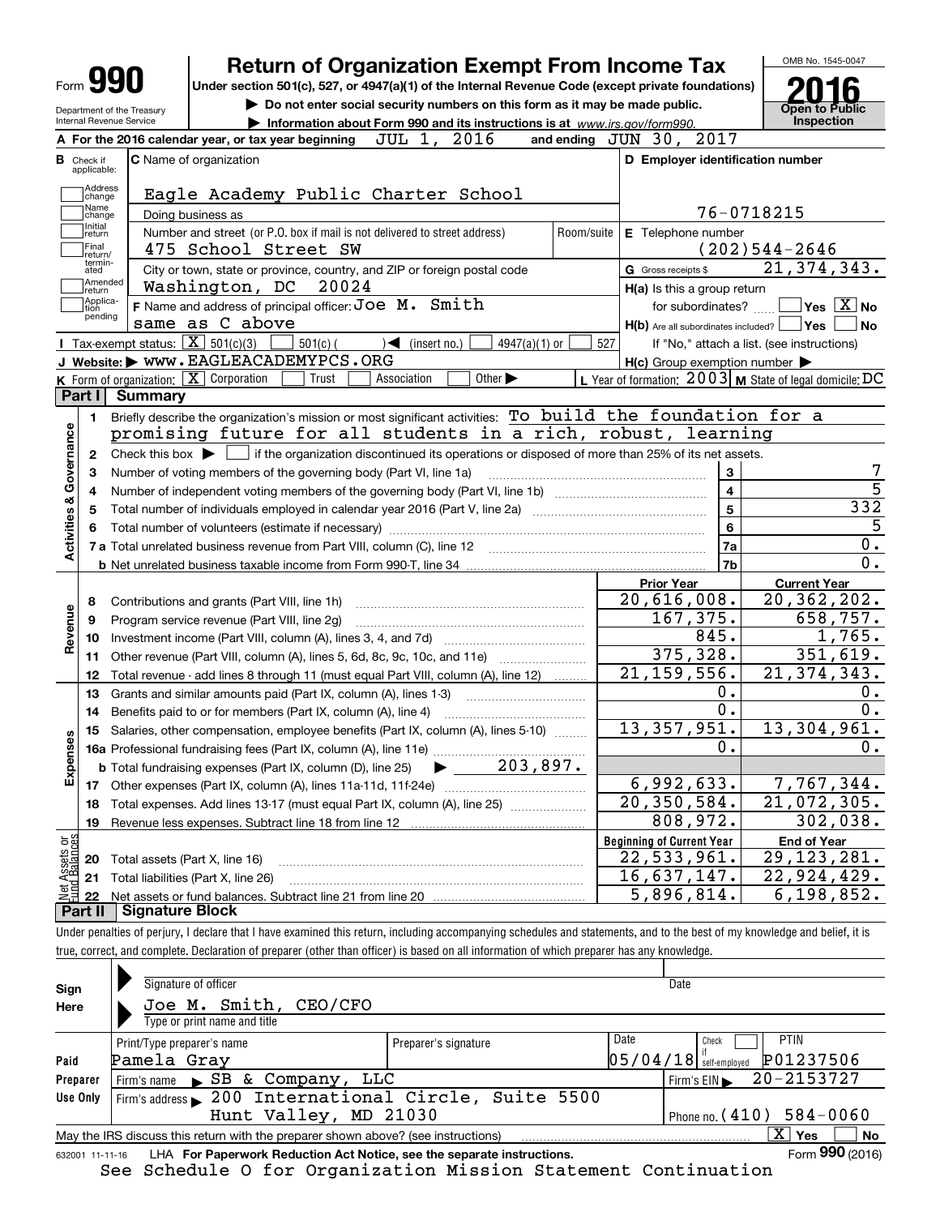Form **990**

Department of the Treasury
Internal Revenue Service

# Return of Organization Exempt From Income Tax

**Under section 501(c), 527, or 4947(a)(1) of the Internal Revenue Code (except private foundations)**

▶ **Do not enter social security numbers on this form as it may be made public.**

▶ **Information about Form 990 and its instructions is at** *www.irs.gov/form990.*

OMB No. 1545-0047

**2016**

**Open to Public Inspection**

**A** For the 2016 calendar year, or tax year beginning JUL 1, 2016 and ending JUN 30, 2017

**B** Check if applicable: Address change, Name change, Initial return, Final return/terminated, Amended return, Application pending

**C** Name of organization: Eagle Academy Public Charter School

Doing business as

Number and street (or P.O. box if mail is not delivered to street address): 475 School Street SW | Room/suite

City or town, state or province, country, and ZIP or foreign postal code: Washington, DC 20024

**D** Employer identification number: 76-0718215

**E** Telephone number: (202)544-2646

**G** Gross receipts $ 21,374,343.

**F** Name and address of principal officer: Joe M. Smith, same as C above

**H(a)** Is this a group return for subordinates? Yes [ ] No [X]

**H(b)** Are all subordinates included? Yes [ ] No [ ]

If "No," attach a list. (see instructions)

**H(c)** Group exemption number ▶

**I** Tax-exempt status: [X] 501(c)(3) [ ] 501(c) ( ) ◀ (insert no.) [ ] 4947(a)(1) or [ ] 527

**J** Website: ▶ WWW.EAGLEACADEMYPCS.ORG

**K** Form of organization: [X] Corporation [ ] Trust [ ] Association [ ] Other ▶

**L** Year of formation: 2003 **M** State of legal domicile: DC

## Part I Summary

**Activities & Governance**

1. Briefly describe the organization's mission or most significant activities: To build the foundation for a promising future for all students in a rich, robust, learning
2. Check this box ▶ [ ] if the organization discontinued its operations or disposed of more than 25% of its net assets.

| | | Line | |
|---|---|---|---|
| 3 | Number of voting members of the governing body (Part VI, line 1a) | 3 | 7 |
| 4 | Number of independent voting members of the governing body (Part VI, line 1b) | 4 | 5 |
| 5 | Total number of individuals employed in calendar year 2016 (Part V, line 2a) | 5 | 332 |
| 6 | Total number of volunteers (estimate if necessary) | 6 | 5 |
| 7a | Total unrelated business revenue from Part VIII, column (C), line 12 | 7a | 0. |
| b | Net unrelated business taxable income from Form 990-T, line 34 | 7b | 0. |

| | | Prior Year | Current Year |
|---|---|---|---|
| | **Revenue** | | |
| 8 | Contributions and grants (Part VIII, line 1h) | 20,616,008. | 20,362,202. |
| 9 | Program service revenue (Part VIII, line 2g) | 167,375. | 658,757. |
| 10 | Investment income (Part VIII, column (A), lines 3, 4, and 7d) | 845. | 1,765. |
| 11 | Other revenue (Part VIII, column (A), lines 5, 6d, 8c, 9c, 10c, and 11e) | 375,328. | 351,619. |
| 12 | Total revenue - add lines 8 through 11 (must equal Part VIII, column (A), line 12) | 21,159,556. | 21,374,343. |
| | **Expenses** | | |
| 13 | Grants and similar amounts paid (Part IX, column (A), lines 1-3) | 0. | 0. |
| 14 | Benefits paid to or for members (Part IX, column (A), line 4) | 0. | 0. |
| 15 | Salaries, other compensation, employee benefits (Part IX, column (A), lines 5-10) | 13,357,951. | 13,304,961. |
| 16a | Professional fundraising fees (Part IX, column (A), line 11e) | 0. | 0. |
| b | Total fundraising expenses (Part IX, column (D), line 25) ▶ 203,897. | | |
| 17 | Other expenses (Part IX, column (A), lines 11a-11d, 11f-24e) | 6,992,633. | 7,767,344. |
| 18 | Total expenses. Add lines 13-17 (must equal Part IX, column (A), line 25) | 20,350,584. | 21,072,305. |
| 19 | Revenue less expenses. Subtract line 18 from line 12 | 808,972. | 302,038. |
| | **Net Assets or Fund Balances** | **Beginning of Current Year** | **End of Year** |
| 20 | Total assets (Part X, line 16) | 22,533,961. | 29,123,281. |
| 21 | Total liabilities (Part X, line 26) | 16,637,147. | 22,924,429. |
| 22 | Net assets or fund balances. Subtract line 21 from line 20 | 5,896,814. | 6,198,852. |

## Part II Signature Block

Under penalties of perjury, I declare that I have examined this return, including accompanying schedules and statements, and to the best of my knowledge and belief, it is true, correct, and complete. Declaration of preparer (other than officer) is based on all information of which preparer has any knowledge.

**Sign Here**

Signature of officer | Date

Joe M. Smith, CEO/CFO
Type or print name and title

**Paid Preparer Use Only**

| Print/Type preparer's name | Preparer's signature | Date | Check [ ] if self-employed | PTIN |
|---|---|---|---|---|
| Pamela Gray | | 05/04/18 | | P01237506 |

Firm's name ▶ SB & Company, LLC | Firm's EIN ▶ 20-2153727

Firm's address ▶ 200 International Circle, Suite 5500, Hunt Valley, MD 21030 | Phone no. (410) 584-0060

May the IRS discuss this return with the preparer shown above? (see instructions) [X] Yes [ ] No

632001 11-11-16 LHA **For Paperwork Reduction Act Notice, see the separate instructions.** Form **990** (2016)

See Schedule O for Organization Mission Statement Continuation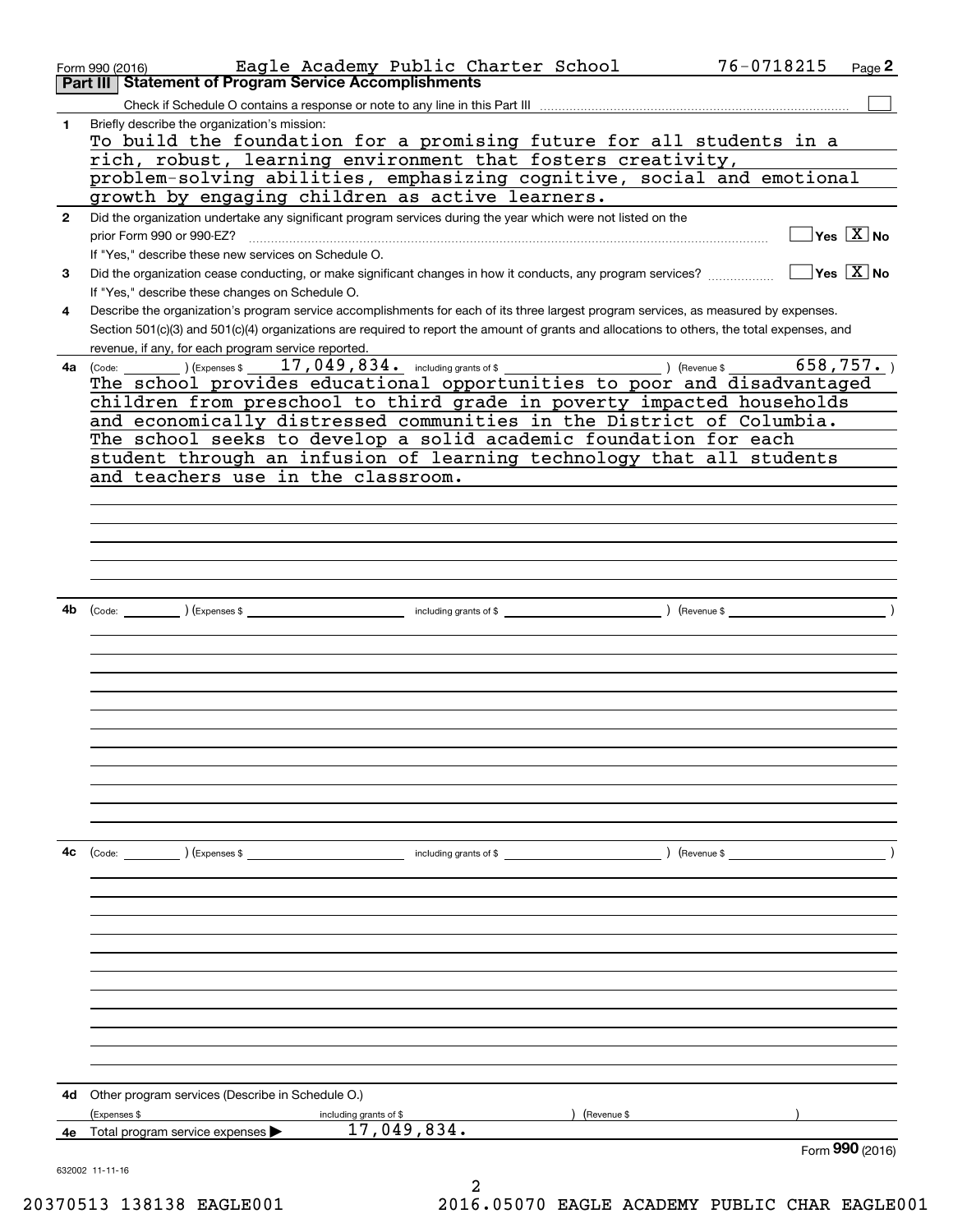Form 990 (2016) Eagle Academy Public Charter School 76-0718215 Page **2**

## Part III Statement of Program Service Accomplishments

Check if Schedule O contains a response or note to any line in this Part III ☐

**1** Briefly describe the organization's mission:

To build the foundation for a promising future for all students in a rich, robust, learning environment that fosters creativity, problem-solving abilities, emphasizing cognitive, social and emotional growth by engaging children as active learners.

**2** Did the organization undertake any significant program services during the year which were not listed on the prior Form 990 or 990-EZ? ☐ Yes ☒ No

If "Yes," describe these new services on Schedule O.

**3** Did the organization cease conducting, or make significant changes in how it conducts, any program services? ☐ Yes ☒ No

If "Yes," describe these changes on Schedule O.

**4** Describe the organization's program service accomplishments for each of its three largest program services, as measured by expenses. Section 501(c)(3) and 501(c)(4) organizations are required to report the amount of grants and allocations to others, the total expenses, and revenue, if any, for each program service reported.

**4a** (Code: ) (Expenses $ 17,049,834. including grants of $ ) (Revenue $ 658,757. )

The school provides educational opportunities to poor and disadvantaged children from preschool to third grade in poverty impacted households and economically distressed communities in the District of Columbia. The school seeks to develop a solid academic foundation for each student through an infusion of learning technology that all students and teachers use in the classroom.

**4b** (Code: ) (Expenses $ including grants of $ ) (Revenue $ )

**4c** (Code: ) (Expenses $ including grants of $ ) (Revenue $ )

**4d** Other program services (Describe in Schedule O.)

(Expenses $ including grants of $ ) (Revenue $ )

**4e** Total program service expenses ▶ 17,049,834.

Form **990** (2016)

632002 11-11-16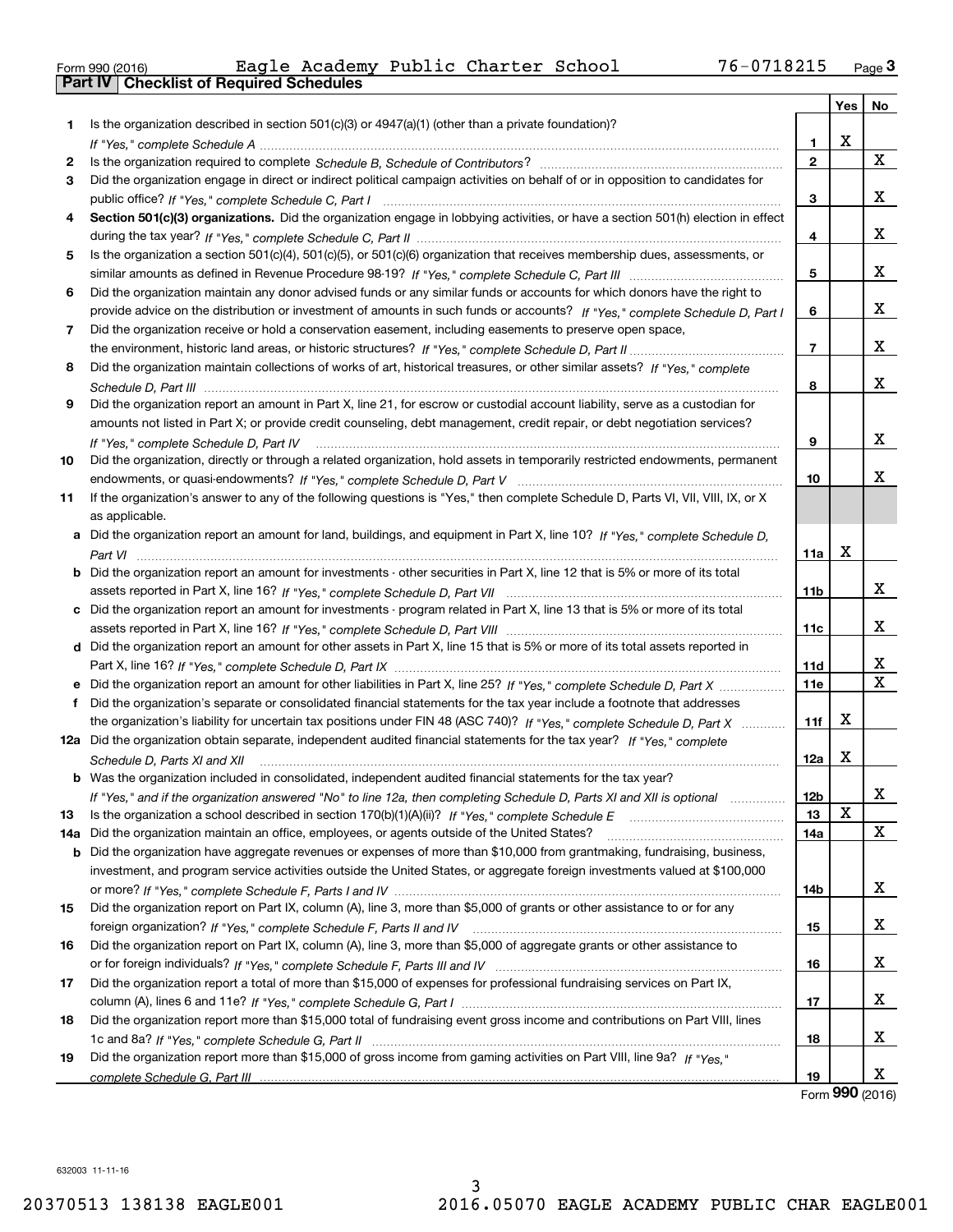Form 990 (2016) Eagle Academy Public Charter School 76-0718215 Page 3

**Part IV | Checklist of Required Schedules**

| | | | Yes | No |
|---|---|---|---|---|
| 1 | Is the organization described in section 501(c)(3) or 4947(a)(1) (other than a private foundation)? *If "Yes," complete Schedule A* | 1 | X | |
| 2 | Is the organization required to complete *Schedule B, Schedule of Contributors*? | 2 | | X |
| 3 | Did the organization engage in direct or indirect political campaign activities on behalf of or in opposition to candidates for public office? *If "Yes," complete Schedule C, Part I* | 3 | | X |
| 4 | **Section 501(c)(3) organizations.** Did the organization engage in lobbying activities, or have a section 501(h) election in effect during the tax year? *If "Yes," complete Schedule C, Part II* | 4 | | X |
| 5 | Is the organization a section 501(c)(4), 501(c)(5), or 501(c)(6) organization that receives membership dues, assessments, or similar amounts as defined in Revenue Procedure 98-19? *If "Yes," complete Schedule C, Part III* | 5 | | X |
| 6 | Did the organization maintain any donor advised funds or any similar funds or accounts for which donors have the right to provide advice on the distribution or investment of amounts in such funds or accounts? *If "Yes," complete Schedule D, Part I* | 6 | | X |
| 7 | Did the organization receive or hold a conservation easement, including easements to preserve open space, the environment, historic land areas, or historic structures? *If "Yes," complete Schedule D, Part II* | 7 | | X |
| 8 | Did the organization maintain collections of works of art, historical treasures, or other similar assets? *If "Yes," complete Schedule D, Part III* | 8 | | X |
| 9 | Did the organization report an amount in Part X, line 21, for escrow or custodial account liability, serve as a custodian for amounts not listed in Part X; or provide credit counseling, debt management, credit repair, or debt negotiation services? *If "Yes," complete Schedule D, Part IV* | 9 | | X |
| 10 | Did the organization, directly or through a related organization, hold assets in temporarily restricted endowments, permanent endowments, or quasi-endowments? *If "Yes," complete Schedule D, Part V* | 10 | | X |
| 11 | If the organization's answer to any of the following questions is "Yes," then complete Schedule D, Parts VI, VII, VIII, IX, or X as applicable. | | | |
| a | Did the organization report an amount for land, buildings, and equipment in Part X, line 10? *If "Yes," complete Schedule D, Part VI* | 11a | X | |
| b | Did the organization report an amount for investments - other securities in Part X, line 12 that is 5% or more of its total assets reported in Part X, line 16? *If "Yes," complete Schedule D, Part VII* | 11b | | X |
| c | Did the organization report an amount for investments - program related in Part X, line 13 that is 5% or more of its total assets reported in Part X, line 16? *If "Yes," complete Schedule D, Part VIII* | 11c | | X |
| d | Did the organization report an amount for other assets in Part X, line 15 that is 5% or more of its total assets reported in Part X, line 16? *If "Yes," complete Schedule D, Part IX* | 11d | | X |
| e | Did the organization report an amount for other liabilities in Part X, line 25? *If "Yes," complete Schedule D, Part X* | 11e | | X |
| f | Did the organization's separate or consolidated financial statements for the tax year include a footnote that addresses the organization's liability for uncertain tax positions under FIN 48 (ASC 740)? *If "Yes," complete Schedule D, Part X* | 11f | X | |
| 12a | Did the organization obtain separate, independent audited financial statements for the tax year? *If "Yes," complete Schedule D, Parts XI and XII* | 12a | X | |
| b | Was the organization included in consolidated, independent audited financial statements for the tax year? *If "Yes," and if the organization answered "No" to line 12a, then completing Schedule D, Parts XI and XII is optional* | 12b | | X |
| 13 | Is the organization a school described in section 170(b)(1)(A)(ii)? *If "Yes," complete Schedule E* | 13 | X | |
| 14a | Did the organization maintain an office, employees, or agents outside of the United States? | 14a | | X |
| b | Did the organization have aggregate revenues or expenses of more than $10,000 from grantmaking, fundraising, business, investment, and program service activities outside the United States, or aggregate foreign investments valued at $100,000 or more? *If "Yes," complete Schedule F, Parts I and IV* | 14b | | X |
| 15 | Did the organization report on Part IX, column (A), line 3, more than $5,000 of grants or other assistance to or for any foreign organization? *If "Yes," complete Schedule F, Parts II and IV* | 15 | | X |
| 16 | Did the organization report on Part IX, column (A), line 3, more than $5,000 of aggregate grants or other assistance to or for foreign individuals? *If "Yes," complete Schedule F, Parts III and IV* | 16 | | X |
| 17 | Did the organization report a total of more than $15,000 of expenses for professional fundraising services on Part IX, column (A), lines 6 and 11e? *If "Yes," complete Schedule G, Part I* | 17 | | X |
| 18 | Did the organization report more than $15,000 total of fundraising event gross income and contributions on Part VIII, lines 1c and 8a? *If "Yes," complete Schedule G, Part II* | 18 | | X |
| 19 | Did the organization report more than $15,000 of gross income from gaming activities on Part VIII, line 9a? *If "Yes," complete Schedule G, Part III* | 19 | | X |

Form **990** (2016)

632003 11-11-16

20370513 138138 EAGLE001 2016.05070 EAGLE ACADEMY PUBLIC CHAR EAGLE001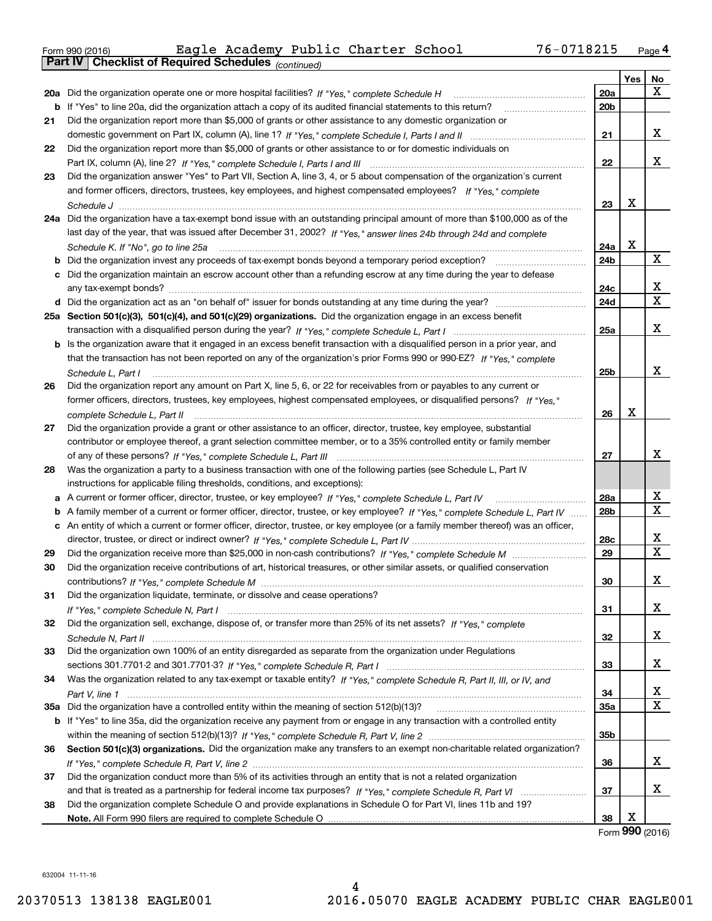Form 990 (2016) Eagle Academy Public Charter School 76-0718215 Page 4

**Part IV Checklist of Required Schedules** *(continued)*

| | | | Yes | No |
|---|---|---|---|---|
| **20a** | Did the organization operate one or more hospital facilities? *If "Yes," complete Schedule H* | **20a** | | X |
| **b** | If "Yes" to line 20a, did the organization attach a copy of its audited financial statements to this return? | **20b** | | |
| **21** | Did the organization report more than $5,000 of grants or other assistance to any domestic organization or domestic government on Part IX, column (A), line 1? *If "Yes," complete Schedule I, Parts I and II* | **21** | | X |
| **22** | Did the organization report more than $5,000 of grants or other assistance to or for domestic individuals on Part IX, column (A), line 2? *If "Yes," complete Schedule I, Parts I and III* | **22** | | X |
| **23** | Did the organization answer "Yes" to Part VII, Section A, line 3, 4, or 5 about compensation of the organization's current and former officers, directors, trustees, key employees, and highest compensated employees? *If "Yes," complete Schedule J* | **23** | X | |
| **24a** | Did the organization have a tax-exempt bond issue with an outstanding principal amount of more than $100,000 as of the last day of the year, that was issued after December 31, 2002? *If "Yes," answer lines 24b through 24d and complete Schedule K. If "No", go to line 25a* | **24a** | X | |
| **b** | Did the organization invest any proceeds of tax-exempt bonds beyond a temporary period exception? | **24b** | | X |
| **c** | Did the organization maintain an escrow account other than a refunding escrow at any time during the year to defease any tax-exempt bonds? | **24c** | | X |
| **d** | Did the organization act as an "on behalf of" issuer for bonds outstanding at any time during the year? | **24d** | | X |
| **25a** | **Section 501(c)(3), 501(c)(4), and 501(c)(29) organizations.** Did the organization engage in an excess benefit transaction with a disqualified person during the year? *If "Yes," complete Schedule L, Part I* | **25a** | | X |
| **b** | Is the organization aware that it engaged in an excess benefit transaction with a disqualified person in a prior year, and that the transaction has not been reported on any of the organization's prior Forms 990 or 990-EZ? *If "Yes," complete Schedule L, Part I* | **25b** | | X |
| **26** | Did the organization report any amount on Part X, line 5, 6, or 22 for receivables from or payables to any current or former officers, directors, trustees, key employees, highest compensated employees, or disqualified persons? *If "Yes," complete Schedule L, Part II* | **26** | X | |
| **27** | Did the organization provide a grant or other assistance to an officer, director, trustee, key employee, substantial contributor or employee thereof, a grant selection committee member, or to a 35% controlled entity or family member of any of these persons? *If "Yes," complete Schedule L, Part III* | **27** | | X |
| **28** | Was the organization a party to a business transaction with one of the following parties (see Schedule L, Part IV instructions for applicable filing thresholds, conditions, and exceptions): | | | |
| **a** | A current or former officer, director, trustee, or key employee? *If "Yes," complete Schedule L, Part IV* | **28a** | | X |
| **b** | A family member of a current or former officer, director, trustee, or key employee? *If "Yes," complete Schedule L, Part IV* | **28b** | | X |
| **c** | An entity of which a current or former officer, director, trustee, or key employee (or a family member thereof) was an officer, director, trustee, or direct or indirect owner? *If "Yes," complete Schedule L, Part IV* | **28c** | | X |
| **29** | Did the organization receive more than $25,000 in non-cash contributions? *If "Yes," complete Schedule M* | **29** | | X |
| **30** | Did the organization receive contributions of art, historical treasures, or other similar assets, or qualified conservation contributions? *If "Yes," complete Schedule M* | **30** | | X |
| **31** | Did the organization liquidate, terminate, or dissolve and cease operations? *If "Yes," complete Schedule N, Part I* | **31** | | X |
| **32** | Did the organization sell, exchange, dispose of, or transfer more than 25% of its net assets? *If "Yes," complete Schedule N, Part II* | **32** | | X |
| **33** | Did the organization own 100% of an entity disregarded as separate from the organization under Regulations sections 301.7701-2 and 301.7701-3? *If "Yes," complete Schedule R, Part I* | **33** | | X |
| **34** | Was the organization related to any tax-exempt or taxable entity? *If "Yes," complete Schedule R, Part II, III, or IV, and Part V, line 1* | **34** | | X |
| **35a** | Did the organization have a controlled entity within the meaning of section 512(b)(13)? | **35a** | | X |
| **b** | If "Yes" to line 35a, did the organization receive any payment from or engage in any transaction with a controlled entity within the meaning of section 512(b)(13)? *If "Yes," complete Schedule R, Part V, line 2* | **35b** | | |
| **36** | **Section 501(c)(3) organizations.** Did the organization make any transfers to an exempt non-charitable related organization? *If "Yes," complete Schedule R, Part V, line 2* | **36** | | X |
| **37** | Did the organization conduct more than 5% of its activities through an entity that is not a related organization and that is treated as a partnership for federal income tax purposes? *If "Yes," complete Schedule R, Part VI* | **37** | | X |
| **38** | Did the organization complete Schedule O and provide explanations in Schedule O for Part VI, lines 11b and 19? **Note.** All Form 990 filers are required to complete Schedule O | **38** | X | |

Form **990** (2016)

632004 11-11-16

20370513 138138 EAGLE001 2016.05070 EAGLE ACADEMY PUBLIC CHAR EAGLE001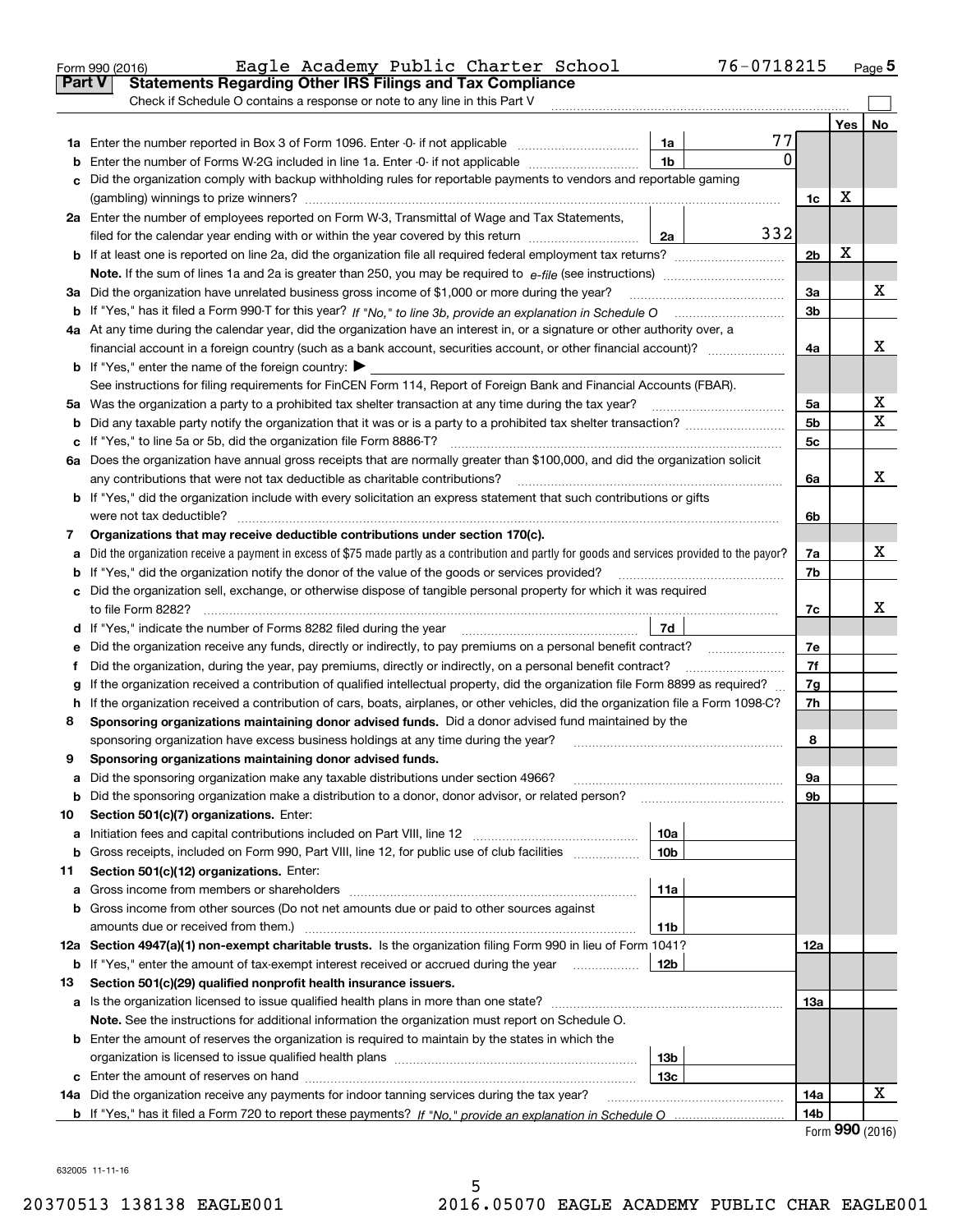Form 990 (2016) Eagle Academy Public Charter School 76-0718215 Page **5**

## Part V Statements Regarding Other IRS Filings and Tax Compliance

Check if Schedule O contains a response or note to any line in this Part V

| | | | | | Yes | No |
|---|---|---|---|---|---|---|
| **1a** | Enter the number reported in Box 3 of Form 1096. Enter -0- if not applicable | 1a | 77 | | | |
| **b** | Enter the number of Forms W-2G included in line 1a. Enter -0- if not applicable | 1b | 0 | | | |
| **c** | Did the organization comply with backup withholding rules for reportable payments to vendors and reportable gaming (gambling) winnings to prize winners? | | | 1c | X | |
| **2a** | Enter the number of employees reported on Form W-3, Transmittal of Wage and Tax Statements, filed for the calendar year ending with or within the year covered by this return | 2a | 332 | | | |
| **b** | If at least one is reported on line 2a, did the organization file all required federal employment tax returns? | | | 2b | X | |
| | **Note.** If the sum of lines 1a and 2a is greater than 250, you may be required to *e-file* (see instructions) | | | | | |
| **3a** | Did the organization have unrelated business gross income of $1,000 or more during the year? | | | 3a | | X |
| **b** | If "Yes," has it filed a Form 990-T for this year? *If "No," to line 3b, provide an explanation in Schedule O* | | | 3b | | |
| **4a** | At any time during the calendar year, did the organization have an interest in, or a signature or other authority over, a financial account in a foreign country (such as a bank account, securities account, or other financial account)? | | | 4a | | X |
| **b** | If "Yes," enter the name of the foreign country: ▶ | | | | | |
| | See instructions for filing requirements for FinCEN Form 114, Report of Foreign Bank and Financial Accounts (FBAR). | | | | | |
| **5a** | Was the organization a party to a prohibited tax shelter transaction at any time during the tax year? | | | 5a | | X |
| **b** | Did any taxable party notify the organization that it was or is a party to a prohibited tax shelter transaction? | | | 5b | | X |
| **c** | If "Yes," to line 5a or 5b, did the organization file Form 8886-T? | | | 5c | | |
| **6a** | Does the organization have annual gross receipts that are normally greater than $100,000, and did the organization solicit any contributions that were not tax deductible as charitable contributions? | | | 6a | | X |
| **b** | If "Yes," did the organization include with every solicitation an express statement that such contributions or gifts were not tax deductible? | | | 6b | | |
| **7** | **Organizations that may receive deductible contributions under section 170(c).** | | | | | |
| **a** | Did the organization receive a payment in excess of $75 made partly as a contribution and partly for goods and services provided to the payor? | | | 7a | | X |
| **b** | If "Yes," did the organization notify the donor of the value of the goods or services provided? | | | 7b | | |
| **c** | Did the organization sell, exchange, or otherwise dispose of tangible personal property for which it was required to file Form 8282? | | | 7c | | X |
| **d** | If "Yes," indicate the number of Forms 8282 filed during the year | 7d | | | | |
| **e** | Did the organization receive any funds, directly or indirectly, to pay premiums on a personal benefit contract? | | | 7e | | |
| **f** | Did the organization, during the year, pay premiums, directly or indirectly, on a personal benefit contract? | | | 7f | | |
| **g** | If the organization received a contribution of qualified intellectual property, did the organization file Form 8899 as required? | | | 7g | | |
| **h** | If the organization received a contribution of cars, boats, airplanes, or other vehicles, did the organization file a Form 1098-C? | | | 7h | | |
| **8** | **Sponsoring organizations maintaining donor advised funds.** Did a donor advised fund maintained by the sponsoring organization have excess business holdings at any time during the year? | | | 8 | | |
| **9** | **Sponsoring organizations maintaining donor advised funds.** | | | | | |
| **a** | Did the sponsoring organization make any taxable distributions under section 4966? | | | 9a | | |
| **b** | Did the sponsoring organization make a distribution to a donor, donor advisor, or related person? | | | 9b | | |
| **10** | **Section 501(c)(7) organizations.** Enter: | | | | | |
| **a** | Initiation fees and capital contributions included on Part VIII, line 12 | 10a | | | | |
| **b** | Gross receipts, included on Form 990, Part VIII, line 12, for public use of club facilities | 10b | | | | |
| **11** | **Section 501(c)(12) organizations.** Enter: | | | | | |
| **a** | Gross income from members or shareholders | 11a | | | | |
| **b** | Gross income from other sources (Do not net amounts due or paid to other sources against amounts due or received from them.) | 11b | | | | |
| **12a** | **Section 4947(a)(1) non-exempt charitable trusts.** Is the organization filing Form 990 in lieu of Form 1041? | | | 12a | | |
| **b** | If "Yes," enter the amount of tax-exempt interest received or accrued during the year | 12b | | | | |
| **13** | **Section 501(c)(29) qualified nonprofit health insurance issuers.** | | | | | |
| **a** | Is the organization licensed to issue qualified health plans in more than one state? | | | 13a | | |
| | **Note.** See the instructions for additional information the organization must report on Schedule O. | | | | | |
| **b** | Enter the amount of reserves the organization is required to maintain by the states in which the organization is licensed to issue qualified health plans | 13b | | | | |
| **c** | Enter the amount of reserves on hand | 13c | | | | |
| **14a** | Did the organization receive any payments for indoor tanning services during the tax year? | | | 14a | | X |
| **b** | If "Yes," has it filed a Form 720 to report these payments? *If "No," provide an explanation in Schedule O* | | | 14b | | |

Form **990** (2016)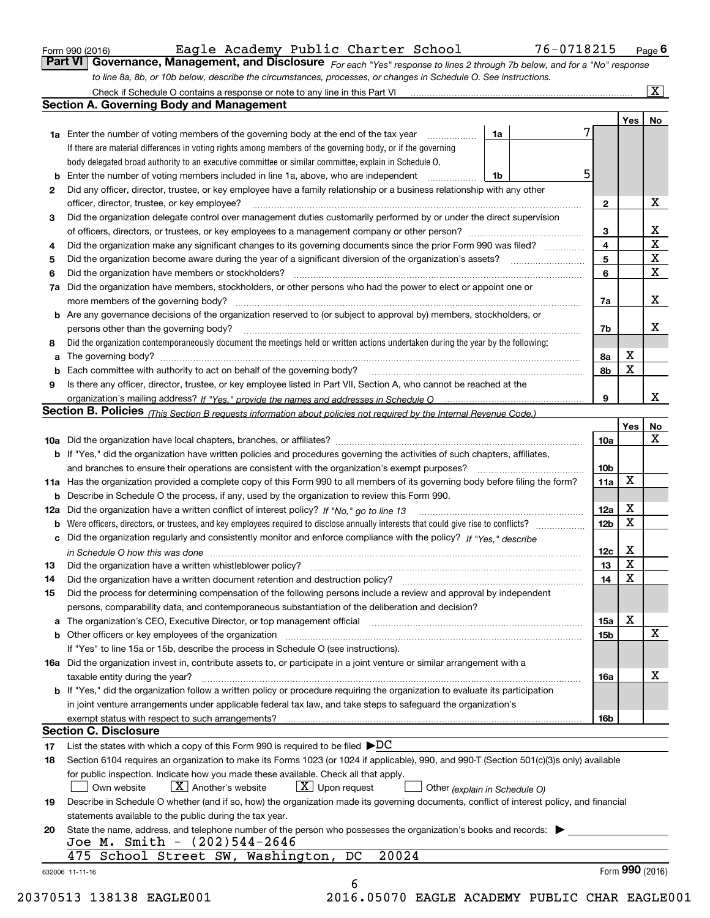Form 990 (2016) Eagle Academy Public Charter School 76-0718215 Page 6

## Part VI Governance, Management, and Disclosure

*For each "Yes" response to lines 2 through 7b below, and for a "No" response to line 8a, 8b, or 10b below, describe the circumstances, processes, or changes in Schedule O. See instructions.*

Check if Schedule O contains a response or note to any line in this Part VI ... [X]

### Section A. Governing Body and Management

| | | | | Yes | No |
|---|---|---|---|---|---|
| 1a | Enter the number of voting members of the governing body at the end of the tax year | 1a | 7 | | |
| | If there are material differences in voting rights among members of the governing body, or if the governing body delegated broad authority to an executive committee or similar committee, explain in Schedule O. | | | | |
| b | Enter the number of voting members included in line 1a, above, who are independent | 1b | 5 | | |
| 2 | Did any officer, director, trustee, or key employee have a family relationship or a business relationship with any other officer, director, trustee, or key employee? | 2 | | | X |
| 3 | Did the organization delegate control over management duties customarily performed by or under the direct supervision of officers, directors, or trustees, or key employees to a management company or other person? | 3 | | | X |
| 4 | Did the organization make any significant changes to its governing documents since the prior Form 990 was filed? | 4 | | | X |
| 5 | Did the organization become aware during the year of a significant diversion of the organization's assets? | 5 | | | X |
| 6 | Did the organization have members or stockholders? | 6 | | | X |
| 7a | Did the organization have members, stockholders, or other persons who had the power to elect or appoint one or more members of the governing body? | 7a | | | X |
| b | Are any governance decisions of the organization reserved to (or subject to approval by) members, stockholders, or persons other than the governing body? | 7b | | | X |
| 8 | Did the organization contemporaneously document the meetings held or written actions undertaken during the year by the following: | | | | |
| a | The governing body? | 8a | | X | |
| b | Each committee with authority to act on behalf of the governing body? | 8b | | X | |
| 9 | Is there any officer, director, trustee, or key employee listed in Part VII, Section A, who cannot be reached at the organization's mailing address? *If "Yes," provide the names and addresses in Schedule O* | 9 | | | X |

### Section B. Policies *(This Section B requests information about policies not required by the Internal Revenue Code.)*

| | | | Yes | No |
|---|---|---|---|---|
| 10a | Did the organization have local chapters, branches, or affiliates? | 10a | | X |
| b | If "Yes," did the organization have written policies and procedures governing the activities of such chapters, affiliates, and branches to ensure their operations are consistent with the organization's exempt purposes? | 10b | | |
| 11a | Has the organization provided a complete copy of this Form 990 to all members of its governing body before filing the form? | 11a | X | |
| b | Describe in Schedule O the process, if any, used by the organization to review this Form 990. | | | |
| 12a | Did the organization have a written conflict of interest policy? *If "No," go to line 13* | 12a | X | |
| b | Were officers, directors, or trustees, and key employees required to disclose annually interests that could give rise to conflicts? | 12b | X | |
| c | Did the organization regularly and consistently monitor and enforce compliance with the policy? *If "Yes," describe in Schedule O how this was done* | 12c | X | |
| 13 | Did the organization have a written whistleblower policy? | 13 | X | |
| 14 | Did the organization have a written document retention and destruction policy? | 14 | X | |
| 15 | Did the process for determining compensation of the following persons include a review and approval by independent persons, comparability data, and contemporaneous substantiation of the deliberation and decision? | | | |
| a | The organization's CEO, Executive Director, or top management official | 15a | X | |
| b | Other officers or key employees of the organization | 15b | | X |
| | If "Yes" to line 15a or 15b, describe the process in Schedule O (see instructions). | | | |
| 16a | Did the organization invest in, contribute assets to, or participate in a joint venture or similar arrangement with a taxable entity during the year? | 16a | | X |
| b | If "Yes," did the organization follow a written policy or procedure requiring the organization to evaluate its participation in joint venture arrangements under applicable federal tax law, and take steps to safeguard the organization's exempt status with respect to such arrangements? | 16b | | |

### Section C. Disclosure

17 List the states with which a copy of this Form 990 is required to be filed ▶DC

18 Section 6104 requires an organization to make its Forms 1023 (or 1024 if applicable), 990, and 990-T (Section 501(c)(3)s only) available for public inspection. Indicate how you made these available. Check all that apply.

[ ] Own website [X] Another's website [X] Upon request [ ] Other *(explain in Schedule O)*

19 Describe in Schedule O whether (and if so, how) the organization made its governing documents, conflict of interest policy, and financial statements available to the public during the tax year.

20 State the name, address, and telephone number of the person who possesses the organization's books and records: ▶

Joe M. Smith - (202)544-2646
475 School Street SW, Washington, DC 20024

632006 11-11-16 Form **990** (2016)

20370513 138138 EAGLE001 2016.05070 EAGLE ACADEMY PUBLIC CHAR EAGLE001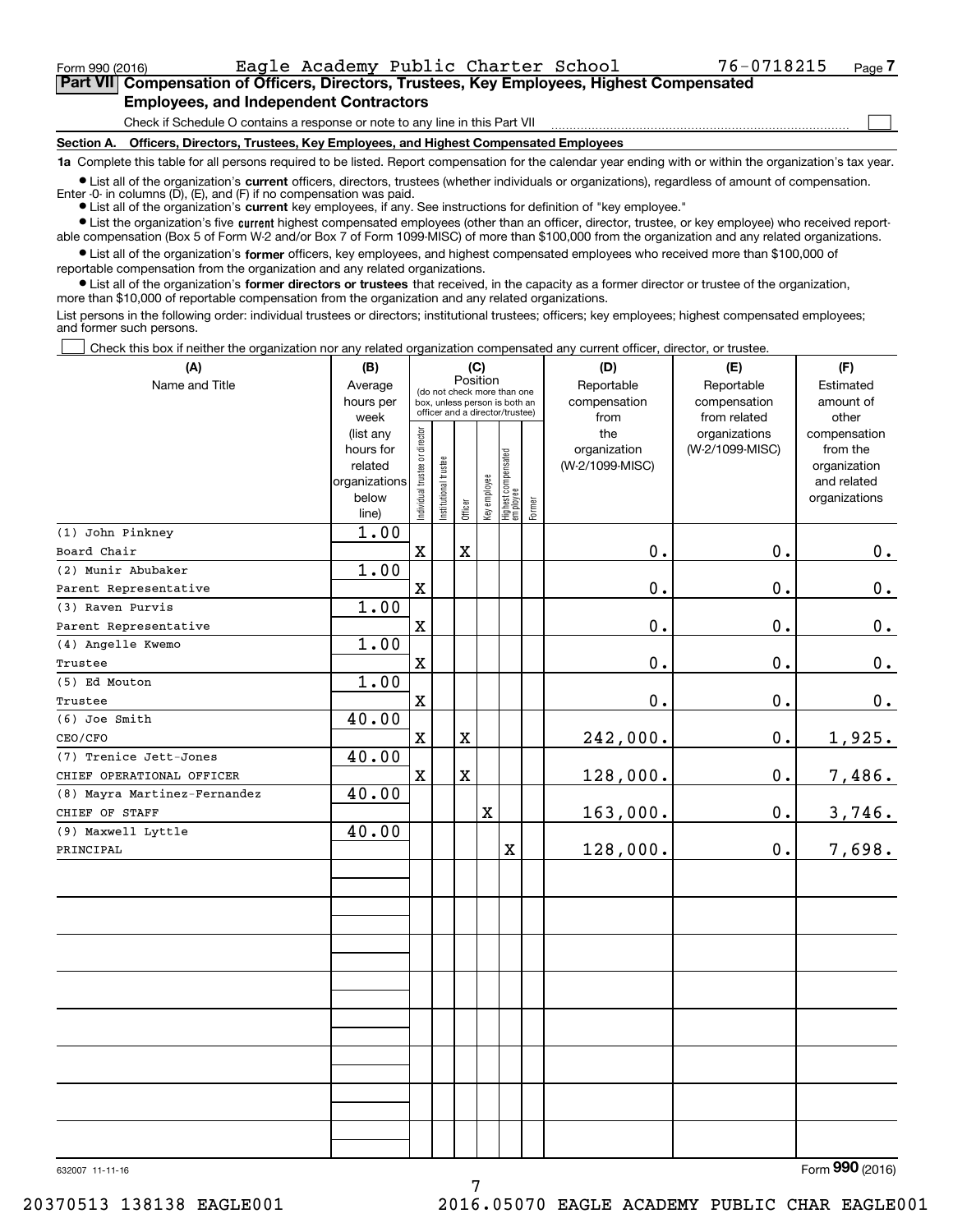Form 990 (2016) Eagle Academy Public Charter School 76-0718215 Page 7

## Part VII Compensation of Officers, Directors, Trustees, Key Employees, Highest Compensated Employees, and Independent Contractors

Check if Schedule O contains a response or note to any line in this Part VII

**Section A. Officers, Directors, Trustees, Key Employees, and Highest Compensated Employees**

**1a** Complete this table for all persons required to be listed. Report compensation for the calendar year ending with or within the organization's tax year.

- List all of the organization's **current** officers, directors, trustees (whether individuals or organizations), regardless of amount of compensation. Enter -0- in columns (D), (E), and (F) if no compensation was paid.
- List all of the organization's **current** key employees, if any. See instructions for definition of "key employee."
- List the organization's five **current** highest compensated employees (other than an officer, director, trustee, or key employee) who received reportable compensation (Box 5 of Form W-2 and/or Box 7 of Form 1099-MISC) of more than $100,000 from the organization and any related organizations.
- List all of the organization's **former** officers, key employees, and highest compensated employees who received more than $100,000 of reportable compensation from the organization and any related organizations.
- List all of the organization's **former directors or trustees** that received, in the capacity as a former director or trustee of the organization, more than $10,000 of reportable compensation from the organization and any related organizations.

List persons in the following order: individual trustees or directors; institutional trustees; officers; key employees; highest compensated employees; and former such persons.

Check this box if neither the organization nor any related organization compensated any current officer, director, or trustee.

| (A) Name and Title | (B) Average hours per week (list any hours for related organizations below line) | (C) Position: Individual trustee or director | Institutional trustee | Officer | Key employee | Highest compensated employee | Former | (D) Reportable compensation from the organization (W-2/1099-MISC) | (E) Reportable compensation from related organizations (W-2/1099-MISC) | (F) Estimated amount of other compensation from the organization and related organizations |
|---|---|---|---|---|---|---|---|---|---|---|
| (1) John Pinkney<br>Board Chair | 1.00 | X | | X | | | | 0. | 0. | 0. |
| (2) Munir Abubaker<br>Parent Representative | 1.00 | X | | | | | | 0. | 0. | 0. |
| (3) Raven Purvis<br>Parent Representative | 1.00 | X | | | | | | 0. | 0. | 0. |
| (4) Angelle Kwemo<br>Trustee | 1.00 | X | | | | | | 0. | 0. | 0. |
| (5) Ed Mouton<br>Trustee | 1.00 | X | | | | | | 0. | 0. | 0. |
| (6) Joe Smith<br>CEO/CFO | 40.00 | X | | X | | | | 242,000. | 0. | 1,925. |
| (7) Trenice Jett-Jones<br>CHIEF OPERATIONAL OFFICER | 40.00 | X | | X | | | | 128,000. | 0. | 7,486. |
| (8) Mayra Martinez-Fernandez<br>CHIEF OF STAFF | 40.00 | | | | X | | | 163,000. | 0. | 3,746. |
| (9) Maxwell Lyttle<br>PRINCIPAL | 40.00 | | | | | X | | 128,000. | 0. | 7,698. |

632007 11-11-16 Form 990 (2016)

20370513 138138 EAGLE001 2016.05070 EAGLE ACADEMY PUBLIC CHAR EAGLE001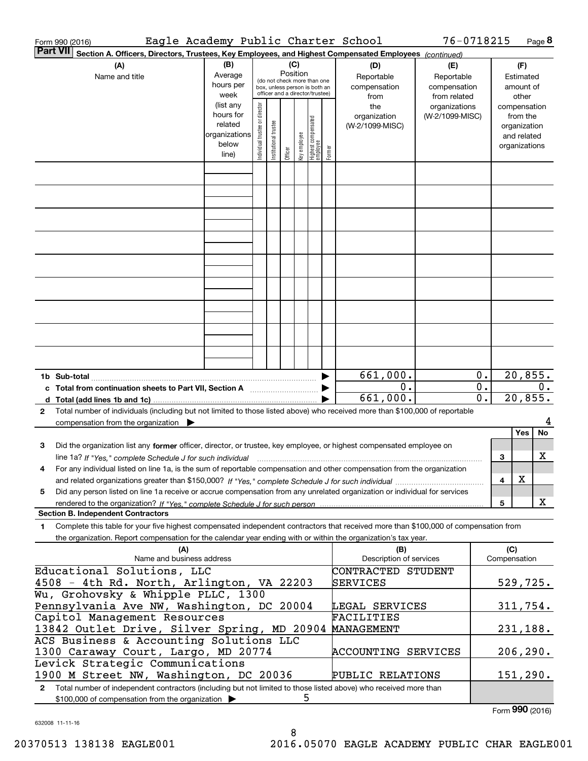Form 990 (2016) Eagle Academy Public Charter School 76-0718215 Page 8

**Part VII** Section A. Officers, Directors, Trustees, Key Employees, and Highest Compensated Employees *(continued)*

| (A) Name and title | (B) Average hours per week (list any hours for related organizations below line) | (C) Position: Individual trustee or director | Institutional trustee | Officer | Key employee | Highest compensated employee | Former | (D) Reportable compensation from the organization (W-2/1099-MISC) | (E) Reportable compensation from related organizations (W-2/1099-MISC) | (F) Estimated amount of other compensation from the organization and related organizations |
|---|---|---|---|---|---|---|---|---|---|---|
| | | | | | | | | | | |
| | | | | | | | | | | |
| | | | | | | | | | | |
| | | | | | | | | | | |
| | | | | | | | | | | |
| | | | | | | | | | | |
| | | | | | | | | | | |
| | | | | | | | | | | |
| | | | | | | | | | | |
| **1b Sub-total** | | | | | | | | 661,000. | 0. | 20,855. |
| **c Total from continuation sheets to Part VII, Section A** | | | | | | | | 0. | 0. | 0. |
| **d Total (add lines 1b and 1c)** | | | | | | | | 661,000. | 0. | 20,855. |

**2** Total number of individuals (including but not limited to those listed above) who received more than $100,000 of reportable compensation from the organization ▶ 4

| | | Yes | No |
|---|---|---|---|
| **3** Did the organization list any **former** officer, director, or trustee, key employee, or highest compensated employee on line 1a? *If "Yes," complete Schedule J for such individual* | 3 | | X |
| **4** For any individual listed on line 1a, is the sum of reportable compensation and other compensation from the organization and related organizations greater than $150,000? *If "Yes," complete Schedule J for such individual* | 4 | X | |
| **5** Did any person listed on line 1a receive or accrue compensation from any unrelated organization or individual for services rendered to the organization? *If "Yes," complete Schedule J for such person* | 5 | | X |

**Section B. Independent Contractors**

**1** Complete this table for your five highest compensated independent contractors that received more than $100,000 of compensation from the organization. Report compensation for the calendar year ending with or within the organization's tax year.

| (A) Name and business address | (B) Description of services | (C) Compensation |
|---|---|---|
| Educational Solutions, LLC 4508 - 4th Rd. North, Arlington, VA 22203 | CONTRACTED STUDENT SERVICES | 529,725. |
| Wu, Grohovsky & Whipple PLLC, 1300 Pennsylvania Ave NW, Washington, DC 20004 | LEGAL SERVICES | 311,754. |
| Capitol Management Resources 13842 Outlet Drive, Silver Spring, MD 20904 | FACILITIES MANAGEMENT | 231,188. |
| ACS Business & Accounting Solutions LLC 1300 Caraway Court, Largo, MD 20774 | ACCOUNTING SERVICES | 206,290. |
| Levick Strategic Communications 1900 M Street NW, Washington, DC 20036 | PUBLIC RELATIONS | 151,290. |

**2** Total number of independent contractors (including but not limited to those listed above) who received more than $100,000 of compensation from the organization ▶ 5

Form **990** (2016)

632008 11-11-16

20370513 138138 EAGLE001 2016.05070 EAGLE ACADEMY PUBLIC CHAR EAGLE001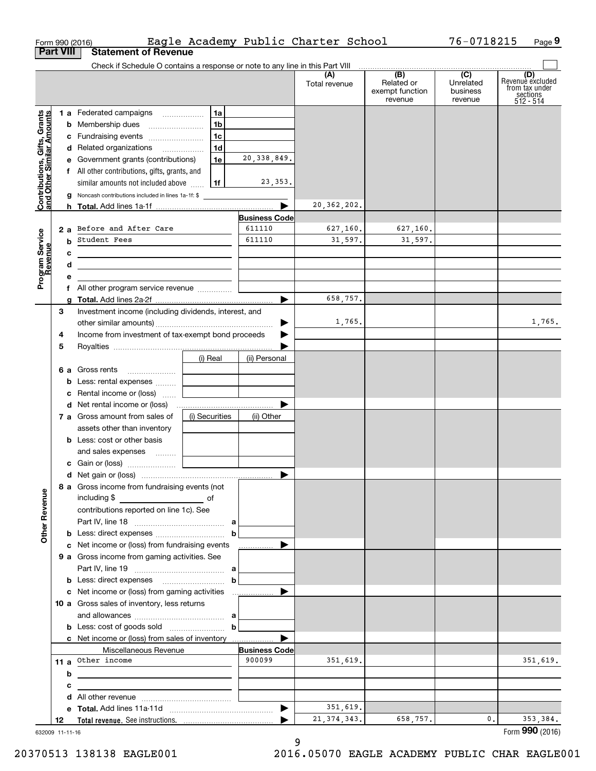Form 990 (2016) Eagle Academy Public Charter School 76-0718215 Page 9

## Part VIII Statement of Revenue

Check if Schedule O contains a response or note to any line in this Part VIII

| | | | | (A) Total revenue | (B) Related or exempt function revenue | (C) Unrelated business revenue | (D) Revenue excluded from tax under sections 512 - 514 |
|---|---|---|---|---|---|---|---|
| **Contributions, Gifts, Grants and Other Similar Amounts** | 1 a Federated campaigns | 1a | | | | | |
| | b Membership dues | 1b | | | | | |
| | c Fundraising events | 1c | | | | | |
| | d Related organizations | 1d | | | | | |
| | e Government grants (contributions) | 1e | 20,338,849. | | | | |
| | f All other contributions, gifts, grants, and similar amounts not included above | 1f | 23,353. | | | | |
| | g Noncash contributions included in lines 1a-1f: $ | | | | | | |
| | h **Total.** Add lines 1a-1f | | | 20,362,202. | | | |
| **Program Service Revenue** | | | **Business Code** | | | | |
| | 2 a Before and After Care | | 611110 | 627,160. | 627,160. | | |
| | b Student Fees | | 611110 | 31,597. | 31,597. | | |
| | c | | | | | | |
| | d | | | | | | |
| | e | | | | | | |
| | f All other program service revenue | | | | | | |
| | g **Total.** Add lines 2a-2f | | | 658,757. | | | |
| | 3 Investment income (including dividends, interest, and other similar amounts) | | | 1,765. | | | 1,765. |
| | 4 Income from investment of tax-exempt bond proceeds | | | | | | |
| | 5 Royalties | | | | | | |
| | | (i) Real | (ii) Personal | | | | |
| | 6 a Gross rents | | | | | | |
| | b Less: rental expenses | | | | | | |
| | c Rental income or (loss) | | | | | | |
| | d Net rental income or (loss) | | | | | | |
| | 7 a Gross amount from sales of assets other than inventory | (i) Securities | (ii) Other | | | | |
| | b Less: cost or other basis and sales expenses | | | | | | |
| | c Gain or (loss) | | | | | | |
| | d Net gain or (loss) | | | | | | |
| **Other Revenue** | 8 a Gross income from fundraising events (not including $ of contributions reported on line 1c). See Part IV, line 18 | a | | | | | |
| | b Less: direct expenses | b | | | | | |
| | c Net income or (loss) from fundraising events | | | | | | |
| | 9 a Gross income from gaming activities. See Part IV, line 19 | a | | | | | |
| | b Less: direct expenses | b | | | | | |
| | c Net income or (loss) from gaming activities | | | | | | |
| | 10 a Gross sales of inventory, less returns and allowances | a | | | | | |
| | b Less: cost of goods sold | b | | | | | |
| | c Net income or (loss) from sales of inventory | | | | | | |
| | Miscellaneous Revenue | | **Business Code** | | | | |
| | 11 a Other income | | 900099 | 351,619. | | | 351,619. |
| | b | | | | | | |
| | c | | | | | | |
| | d All other revenue | | | | | | |
| | e **Total.** Add lines 11a-11d | | | 351,619. | | | |
| | 12 **Total revenue.** See instructions. | | | 21,374,343. | 658,757. | 0. | 353,384. |

632009 11-11-16

Form **990** (2016)

20370513 138138 EAGLE001 2016.05070 EAGLE ACADEMY PUBLIC CHAR EAGLE001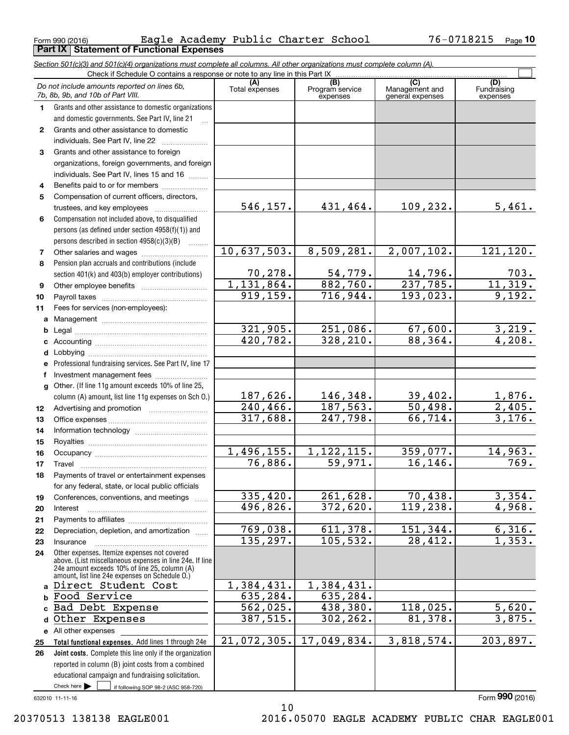Form 990 (2016) Eagle Academy Public Charter School 76-0718215 Page 10

## Part IX Statement of Functional Expenses

*Section 501(c)(3) and 501(c)(4) organizations must complete all columns. All other organizations must complete column (A).*

Check if Schedule O contains a response or note to any line in this Part IX

| *Do not include amounts reported on lines 6b, 7b, 8b, 9b, and 10b of Part VIII.* | (A) Total expenses | (B) Program service expenses | (C) Management and general expenses | (D) Fundraising expenses |
|---|---|---|---|---|
| **1** Grants and other assistance to domestic organizations and domestic governments. See Part IV, line 21 | | | | |
| **2** Grants and other assistance to domestic individuals. See Part IV, line 22 | | | | |
| **3** Grants and other assistance to foreign organizations, foreign governments, and foreign individuals. See Part IV, lines 15 and 16 | | | | |
| **4** Benefits paid to or for members | | | | |
| **5** Compensation of current officers, directors, trustees, and key employees | 546,157. | 431,464. | 109,232. | 5,461. |
| **6** Compensation not included above, to disqualified persons (as defined under section 4958(f)(1)) and persons described in section 4958(c)(3)(B) | | | | |
| **7** Other salaries and wages | 10,637,503. | 8,509,281. | 2,007,102. | 121,120. |
| **8** Pension plan accruals and contributions (include section 401(k) and 403(b) employer contributions) | 70,278. | 54,779. | 14,796. | 703. |
| **9** Other employee benefits | 1,131,864. | 882,760. | 237,785. | 11,319. |
| **10** Payroll taxes | 919,159. | 716,944. | 193,023. | 9,192. |
| **11** Fees for services (non-employees): | | | | |
| **a** Management | | | | |
| **b** Legal | 321,905. | 251,086. | 67,600. | 3,219. |
| **c** Accounting | 420,782. | 328,210. | 88,364. | 4,208. |
| **d** Lobbying | | | | |
| **e** Professional fundraising services. See Part IV, line 17 | | | | |
| **f** Investment management fees | | | | |
| **g** Other. (If line 11g amount exceeds 10% of line 25, column (A) amount, list line 11g expenses on Sch O.) | 187,626. | 146,348. | 39,402. | 1,876. |
| **12** Advertising and promotion | 240,466. | 187,563. | 50,498. | 2,405. |
| **13** Office expenses | 317,688. | 247,798. | 66,714. | 3,176. |
| **14** Information technology | | | | |
| **15** Royalties | | | | |
| **16** Occupancy | 1,496,155. | 1,122,115. | 359,077. | 14,963. |
| **17** Travel | 76,886. | 59,971. | 16,146. | 769. |
| **18** Payments of travel or entertainment expenses for any federal, state, or local public officials | | | | |
| **19** Conferences, conventions, and meetings | 335,420. | 261,628. | 70,438. | 3,354. |
| **20** Interest | 496,826. | 372,620. | 119,238. | 4,968. |
| **21** Payments to affiliates | | | | |
| **22** Depreciation, depletion, and amortization | 769,038. | 611,378. | 151,344. | 6,316. |
| **23** Insurance | 135,297. | 105,532. | 28,412. | 1,353. |
| **24** Other expenses. Itemize expenses not covered above. (List miscellaneous expenses in line 24e. If line 24e amount exceeds 10% of line 25, column (A) amount, list line 24e expenses on Schedule O.) | | | | |
| **a** Direct Student Cost | 1,384,431. | 1,384,431. | | |
| **b** Food Service | 635,284. | 635,284. | | |
| **c** Bad Debt Expense | 562,025. | 438,380. | 118,025. | 5,620. |
| **d** Other Expenses | 387,515. | 302,262. | 81,378. | 3,875. |
| **e** All other expenses | | | | |
| **25** **Total functional expenses.** Add lines 1 through 24e | 21,072,305. | 17,049,834. | 3,818,574. | 203,897. |
| **26** **Joint costs.** Complete this line only if the organization reported in column (B) joint costs from a combined educational campaign and fundraising solicitation. Check here ☐ if following SOP 98-2 (ASC 958-720) | | | | |

632010 11-11-16

Form **990** (2016)

20370513 138138 EAGLE001 2016.05070 EAGLE ACADEMY PUBLIC CHAR EAGLE001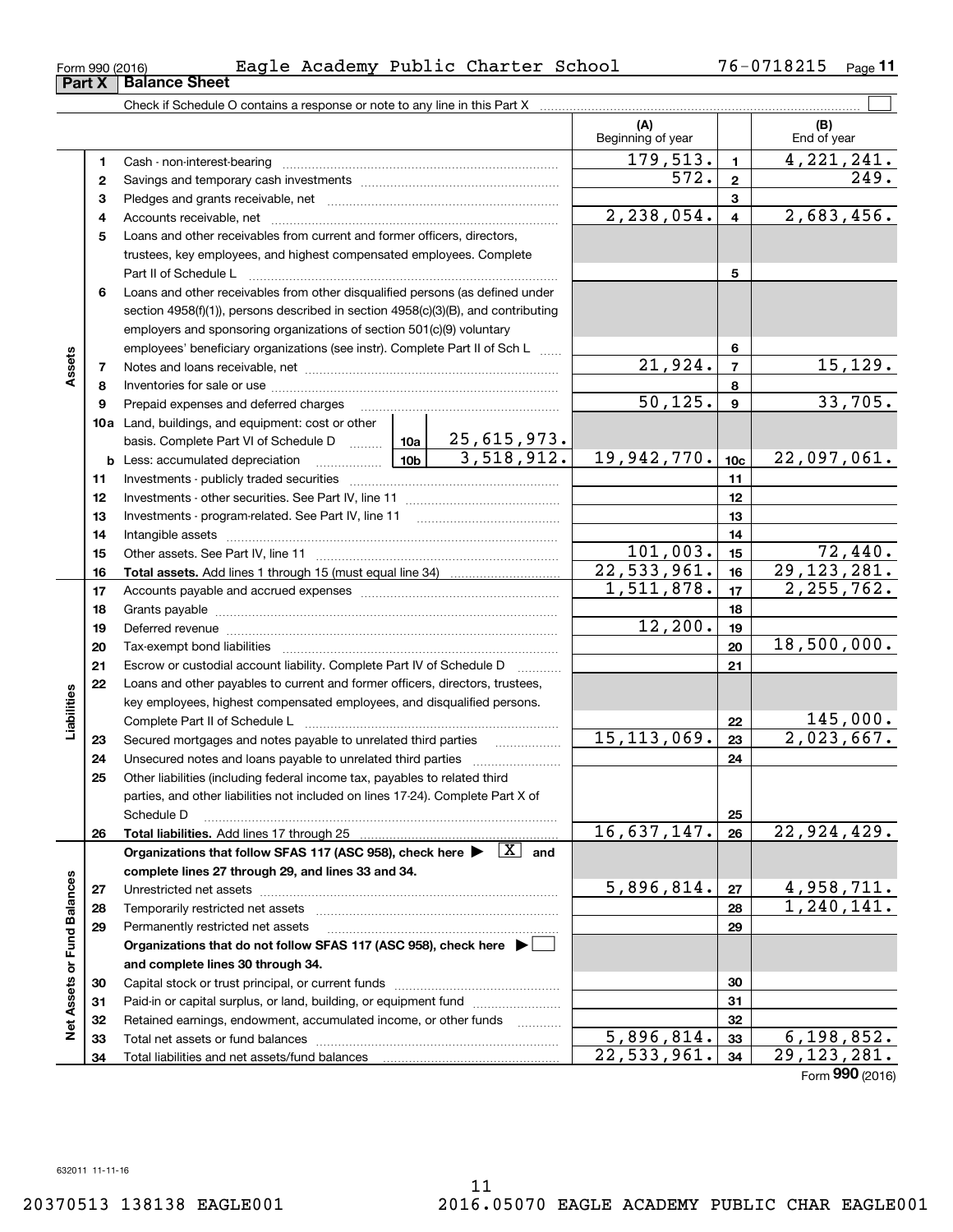Form 990 (2016) Eagle Academy Public Charter School 76-0718215

## Part X Balance Sheet

Check if Schedule O contains a response or note to any line in this Part X ☐

| | | | (A) Beginning of year | | (B) End of year |
|---|---|---|---|---|---|
| **Assets** | 1 | Cash - non-interest-bearing | 179,513. | 1 | 4,221,241. |
| | 2 | Savings and temporary cash investments | 572. | 2 | 249. |
| | 3 | Pledges and grants receivable, net | | 3 | |
| | 4 | Accounts receivable, net | 2,238,054. | 4 | 2,683,456. |
| | 5 | Loans and other receivables from current and former officers, directors, trustees, key employees, and highest compensated employees. Complete Part II of Schedule L | | 5 | |
| | 6 | Loans and other receivables from other disqualified persons (as defined under section 4958(f)(1)), persons described in section 4958(c)(3)(B), and contributing employers and sponsoring organizations of section 501(c)(9) voluntary employees' beneficiary organizations (see instr). Complete Part II of Sch L | | 6 | |
| | 7 | Notes and loans receivable, net | 21,924. | 7 | 15,129. |
| | 8 | Inventories for sale or use | | 8 | |
| | 9 | Prepaid expenses and deferred charges | 50,125. | 9 | 33,705. |
| | 10a | Land, buildings, and equipment: cost or other basis. Complete Part VI of Schedule D — 10a: 25,615,973. | | | |
| | b | Less: accumulated depreciation — 10b: 3,518,912. | 19,942,770. | 10c | 22,097,061. |
| | 11 | Investments - publicly traded securities | | 11 | |
| | 12 | Investments - other securities. See Part IV, line 11 | | 12 | |
| | 13 | Investments - program-related. See Part IV, line 11 | | 13 | |
| | 14 | Intangible assets | | 14 | |
| | 15 | Other assets. See Part IV, line 11 | 101,003. | 15 | 72,440. |
| | 16 | **Total assets.** Add lines 1 through 15 (must equal line 34) | 22,533,961. | 16 | 29,123,281. |
| **Liabilities** | 17 | Accounts payable and accrued expenses | 1,511,878. | 17 | 2,255,762. |
| | 18 | Grants payable | | 18 | |
| | 19 | Deferred revenue | 12,200. | 19 | |
| | 20 | Tax-exempt bond liabilities | | 20 | 18,500,000. |
| | 21 | Escrow or custodial account liability. Complete Part IV of Schedule D | | 21 | |
| | 22 | Loans and other payables to current and former officers, directors, trustees, key employees, highest compensated employees, and disqualified persons. Complete Part II of Schedule L | | 22 | 145,000. |
| | 23 | Secured mortgages and notes payable to unrelated third parties | 15,113,069. | 23 | 2,023,667. |
| | 24 | Unsecured notes and loans payable to unrelated third parties | | 24 | |
| | 25 | Other liabilities (including federal income tax, payables to related third parties, and other liabilities not included on lines 17-24). Complete Part X of Schedule D | | 25 | |
| | 26 | **Total liabilities.** Add lines 17 through 25 | 16,637,147. | 26 | 22,924,429. |
| **Net Assets or Fund Balances** | | **Organizations that follow SFAS 117 (ASC 958), check here ▶ [X] and complete lines 27 through 29, and lines 33 and 34.** | | | |
| | 27 | Unrestricted net assets | 5,896,814. | 27 | 4,958,711. |
| | 28 | Temporarily restricted net assets | | 28 | 1,240,141. |
| | 29 | Permanently restricted net assets | | 29 | |
| | | **Organizations that do not follow SFAS 117 (ASC 958), check here ▶ ☐ and complete lines 30 through 34.** | | | |
| | 30 | Capital stock or trust principal, or current funds | | 30 | |
| | 31 | Paid-in or capital surplus, or land, building, or equipment fund | | 31 | |
| | 32 | Retained earnings, endowment, accumulated income, or other funds | | 32 | |
| | 33 | Total net assets or fund balances | 5,896,814. | 33 | 6,198,852. |
| | 34 | Total liabilities and net assets/fund balances | 22,533,961. | 34 | 29,123,281. |

Form **990** (2016)

632011 11-11-16

20370513 138138 EAGLE001 2016.05070 EAGLE ACADEMY PUBLIC CHAR EAGLE001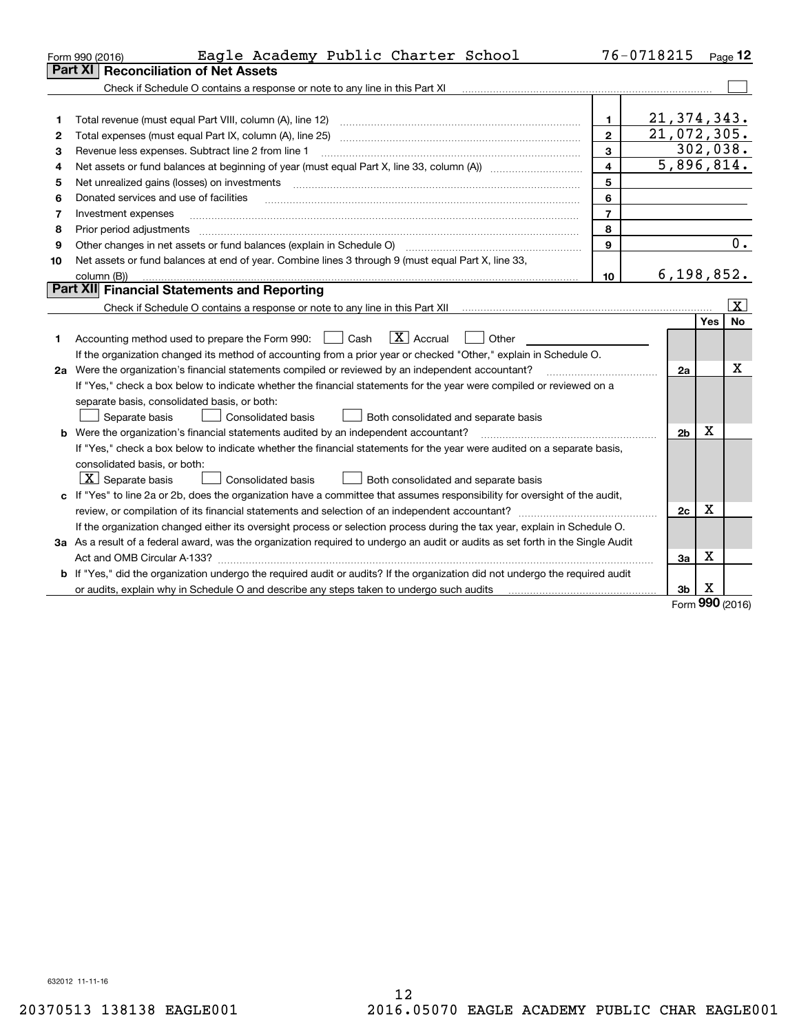Form 990 (2016) Eagle Academy Public Charter School 76-0718215

## Part XI Reconciliation of Net Assets

Check if Schedule O contains a response or note to any line in this Part XI ☐

| | | | |
|---|---|---|---|
| 1 | Total revenue (must equal Part VIII, column (A), line 12) | 1 | 21,374,343. |
| 2 | Total expenses (must equal Part IX, column (A), line 25) | 2 | 21,072,305. |
| 3 | Revenue less expenses. Subtract line 2 from line 1 | 3 | 302,038. |
| 4 | Net assets or fund balances at beginning of year (must equal Part X, line 33, column (A)) | 4 | 5,896,814. |
| 5 | Net unrealized gains (losses) on investments | 5 | |
| 6 | Donated services and use of facilities | 6 | |
| 7 | Investment expenses | 7 | |
| 8 | Prior period adjustments | 8 | |
| 9 | Other changes in net assets or fund balances (explain in Schedule O) | 9 | 0. |
| 10 | Net assets or fund balances at end of year. Combine lines 3 through 9 (must equal Part X, line 33, column (B)) | 10 | 6,198,852. |

## Part XII Financial Statements and Reporting

Check if Schedule O contains a response or note to any line in this Part XII ☒

| | | | Yes | No |
|---|---|---|---|---|
| 1 | Accounting method used to prepare the Form 990: ☐ Cash ☒ Accrual ☐ Other<br>If the organization changed its method of accounting from a prior year or checked "Other," explain in Schedule O. | | | |
| 2a | Were the organization's financial statements compiled or reviewed by an independent accountant?<br>If "Yes," check a box below to indicate whether the financial statements for the year were compiled or reviewed on a separate basis, consolidated basis, or both:<br>☐ Separate basis ☐ Consolidated basis ☐ Both consolidated and separate basis | 2a | | X |
| b | Were the organization's financial statements audited by an independent accountant?<br>If "Yes," check a box below to indicate whether the financial statements for the year were audited on a separate basis, consolidated basis, or both:<br>☒ Separate basis ☐ Consolidated basis ☐ Both consolidated and separate basis | 2b | X | |
| c | If "Yes" to line 2a or 2b, does the organization have a committee that assumes responsibility for oversight of the audit, review, or compilation of its financial statements and selection of an independent accountant?<br>If the organization changed either its oversight process or selection process during the tax year, explain in Schedule O. | 2c | X | |
| 3a | As a result of a federal award, was the organization required to undergo an audit or audits as set forth in the Single Audit Act and OMB Circular A-133? | 3a | X | |
| b | If "Yes," did the organization undergo the required audit or audits? If the organization did not undergo the required audit or audits, explain why in Schedule O and describe any steps taken to undergo such audits | 3b | X | |

Form 990 (2016)

632012 11-11-16

20370513 138138 EAGLE001 2016.05070 EAGLE ACADEMY PUBLIC CHAR EAGLE001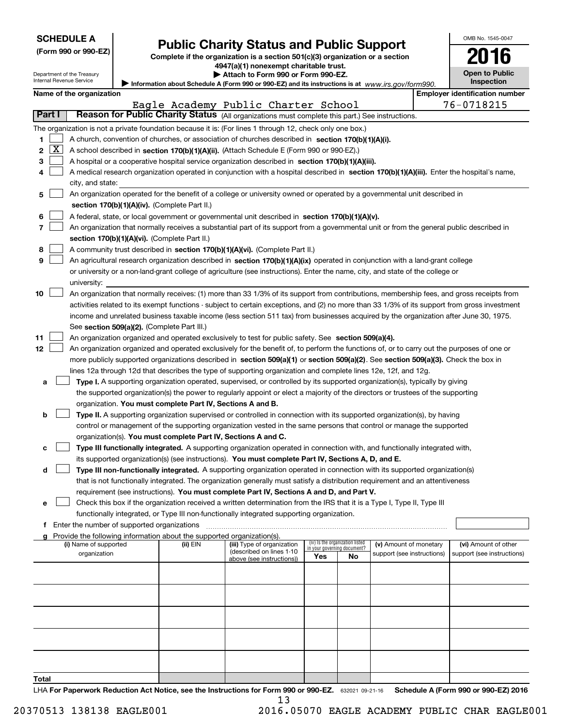**SCHEDULE A**
**(Form 990 or 990-EZ)**

Department of the Treasury
Internal Revenue Service

# Public Charity Status and Public Support

**Complete if the organization is a section 501(c)(3) organization or a section 4947(a)(1) nonexempt charitable trust.**
**▶ Attach to Form 990 or Form 990-EZ.**
**▶ Information about Schedule A (Form 990 or 990-EZ) and its instructions is at** *www.irs.gov/form990.*

OMB No. 1545-0047
**2016**
**Open to Public Inspection**

**Name of the organization:** Eagle Academy Public Charter School
**Employer identification number:** 76-0718215

## Part I — Reason for Public Charity Status (All organizations must complete this part.) See instructions.

The organization is not a private foundation because it is: (For lines 1 through 12, check only one box.)

1. [ ] A church, convention of churches, or association of churches described in **section 170(b)(1)(A)(i).**
2. [X] A school described in **section 170(b)(1)(A)(ii).** (Attach Schedule E (Form 990 or 990-EZ).)
3. [ ] A hospital or a cooperative hospital service organization described in **section 170(b)(1)(A)(iii).**
4. [ ] A medical research organization operated in conjunction with a hospital described in **section 170(b)(1)(A)(iii).** Enter the hospital's name, city, and state:
5. [ ] An organization operated for the benefit of a college or university owned or operated by a governmental unit described in **section 170(b)(1)(A)(iv).** (Complete Part II.)
6. [ ] A federal, state, or local government or governmental unit described in **section 170(b)(1)(A)(v).**
7. [ ] An organization that normally receives a substantial part of its support from a governmental unit or from the general public described in **section 170(b)(1)(A)(vi).** (Complete Part II.)
8. [ ] A community trust described in **section 170(b)(1)(A)(vi).** (Complete Part II.)
9. [ ] An agricultural research organization described in **section 170(b)(1)(A)(ix)** operated in conjunction with a land-grant college or university or a non-land-grant college of agriculture (see instructions). Enter the name, city, and state of the college or university:
10. [ ] An organization that normally receives: (1) more than 33 1/3% of its support from contributions, membership fees, and gross receipts from activities related to its exempt functions - subject to certain exceptions, and (2) no more than 33 1/3% of its support from gross investment income and unrelated business taxable income (less section 511 tax) from businesses acquired by the organization after June 30, 1975. See **section 509(a)(2).** (Complete Part III.)
11. [ ] An organization organized and operated exclusively to test for public safety. See **section 509(a)(4).**
12. [ ] An organization organized and operated exclusively for the benefit of, to perform the functions of, or to carry out the purposes of one or more publicly supported organizations described in **section 509(a)(1)** or **section 509(a)(2)**. See **section 509(a)(3).** Check the box in lines 12a through 12d that describes the type of supporting organization and complete lines 12e, 12f, and 12g.
   - **a** [ ] **Type I.** A supporting organization operated, supervised, or controlled by its supported organization(s), typically by giving the supported organization(s) the power to regularly appoint or elect a majority of the directors or trustees of the supporting organization. **You must complete Part IV, Sections A and B.**
   - **b** [ ] **Type II.** A supporting organization supervised or controlled in connection with its supported organization(s), by having control or management of the supporting organization vested in the same persons that control or manage the supported organization(s). **You must complete Part IV, Sections A and C.**
   - **c** [ ] **Type III functionally integrated.** A supporting organization operated in connection with, and functionally integrated with, its supported organization(s) (see instructions). **You must complete Part IV, Sections A, D, and E.**
   - **d** [ ] **Type III non-functionally integrated.** A supporting organization operated in connection with its supported organization(s) that is not functionally integrated. The organization generally must satisfy a distribution requirement and an attentiveness requirement (see instructions). **You must complete Part IV, Sections A and D, and Part V.**
   - **e** [ ] Check this box if the organization received a written determination from the IRS that it is a Type I, Type II, Type III functionally integrated, or Type III non-functionally integrated supporting organization.
   - **f** Enter the number of supported organizations
   - **g** Provide the following information about the supported organization(s).

| (i) Name of supported organization | (ii) EIN | (iii) Type of organization (described on lines 1-10 above (see instructions)) | (iv) Is the organization listed in your governing document? Yes | No | (v) Amount of monetary support (see instructions) | (vi) Amount of other support (see instructions) |
|---|---|---|---|---|---|---|
| | | | | | | |
| | | | | | | |
| | | | | | | |
| | | | | | | |
| | | | | | | |
| **Total** | | | | | | |

LHA **For Paperwork Reduction Act Notice, see the Instructions for Form 990 or 990-EZ.** 632021 09-21-16 **Schedule A (Form 990 or 990-EZ) 2016**

20370513 138138 EAGLE001 2016.05070 EAGLE ACADEMY PUBLIC CHAR EAGLE001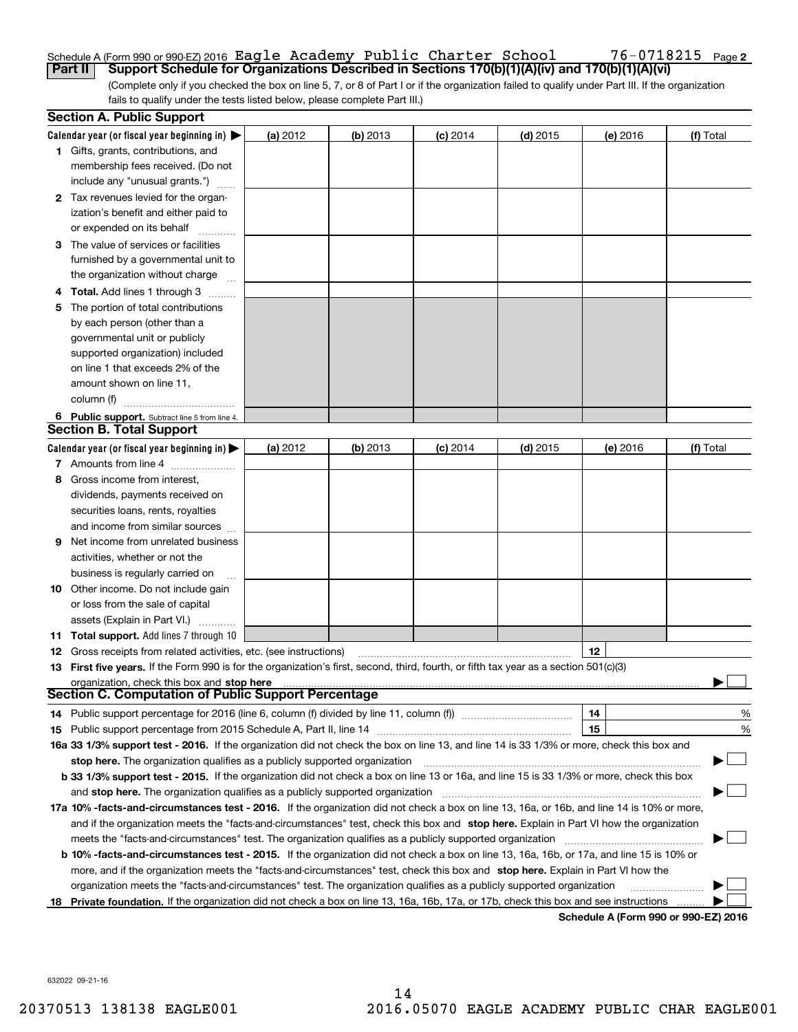Schedule A (Form 990 or 990-EZ) 2016 Eagle Academy Public Charter School 76-0718215 Page **2**

**Part II** **Support Schedule for Organizations Described in Sections 170(b)(1)(A)(iv) and 170(b)(1)(A)(vi)**

(Complete only if you checked the box on line 5, 7, or 8 of Part I or if the organization failed to qualify under Part III. If the organization fails to qualify under the tests listed below, please complete Part III.)

**Section A. Public Support**

| Calendar year (or fiscal year beginning in) ▶ | (a) 2012 | (b) 2013 | (c) 2014 | (d) 2015 | (e) 2016 | (f) Total |
|---|---|---|---|---|---|---|
| **1** Gifts, grants, contributions, and membership fees received. (Do not include any "unusual grants.") | | | | | | |
| **2** Tax revenues levied for the organization's benefit and either paid to or expended on its behalf | | | | | | |
| **3** The value of services or facilities furnished by a governmental unit to the organization without charge | | | | | | |
| **4 Total.** Add lines 1 through 3 | | | | | | |
| **5** The portion of total contributions by each person (other than a governmental unit or publicly supported organization) included on line 1 that exceeds 2% of the amount shown on line 11, column (f) | | | | | | |
| **6 Public support.** Subtract line 5 from line 4. | | | | | | |

**Section B. Total Support**

| Calendar year (or fiscal year beginning in) ▶ | (a) 2012 | (b) 2013 | (c) 2014 | (d) 2015 | (e) 2016 | (f) Total |
|---|---|---|---|---|---|---|
| **7** Amounts from line 4 | | | | | | |
| **8** Gross income from interest, dividends, payments received on securities loans, rents, royalties and income from similar sources | | | | | | |
| **9** Net income from unrelated business activities, whether or not the business is regularly carried on | | | | | | |
| **10** Other income. Do not include gain or loss from the sale of capital assets (Explain in Part VI.) | | | | | | |
| **11 Total support.** Add lines 7 through 10 | | | | | | |

**12** Gross receipts from related activities, etc. (see instructions) | **12** |

**13 First five years.** If the Form 990 is for the organization's first, second, third, fourth, or fifth tax year as a section 501(c)(3) organization, check this box and **stop here** ▶ ☐

**Section C. Computation of Public Support Percentage**

**14** Public support percentage for 2016 (line 6, column (f) divided by line 11, column (f)) | **14** | %

**15** Public support percentage from 2015 Schedule A, Part II, line 14 | **15** | %

**16a 33 1/3% support test - 2016.** If the organization did not check the box on line 13, and line 14 is 33 1/3% or more, check this box and **stop here.** The organization qualifies as a publicly supported organization ▶ ☐

**b 33 1/3% support test - 2015.** If the organization did not check a box on line 13 or 16a, and line 15 is 33 1/3% or more, check this box and **stop here.** The organization qualifies as a publicly supported organization ▶ ☐

**17a 10% -facts-and-circumstances test - 2016.** If the organization did not check a box on line 13, 16a, or 16b, and line 14 is 10% or more, and if the organization meets the "facts-and-circumstances" test, check this box and **stop here.** Explain in Part VI how the organization meets the "facts-and-circumstances" test. The organization qualifies as a publicly supported organization ▶ ☐

**b 10% -facts-and-circumstances test - 2015.** If the organization did not check a box on line 13, 16a, 16b, or 17a, and line 15 is 10% or more, and if the organization meets the "facts-and-circumstances" test, check this box and **stop here.** Explain in Part VI how the organization meets the "facts-and-circumstances" test. The organization qualifies as a publicly supported organization ▶ ☐

**18 Private foundation.** If the organization did not check a box on line 13, 16a, 16b, 17a, or 17b, check this box and see instructions ▶ ☐

**Schedule A (Form 990 or 990-EZ) 2016**

632022 09-21-16

20370513 138138 EAGLE001 2016.05070 EAGLE ACADEMY PUBLIC CHAR EAGLE001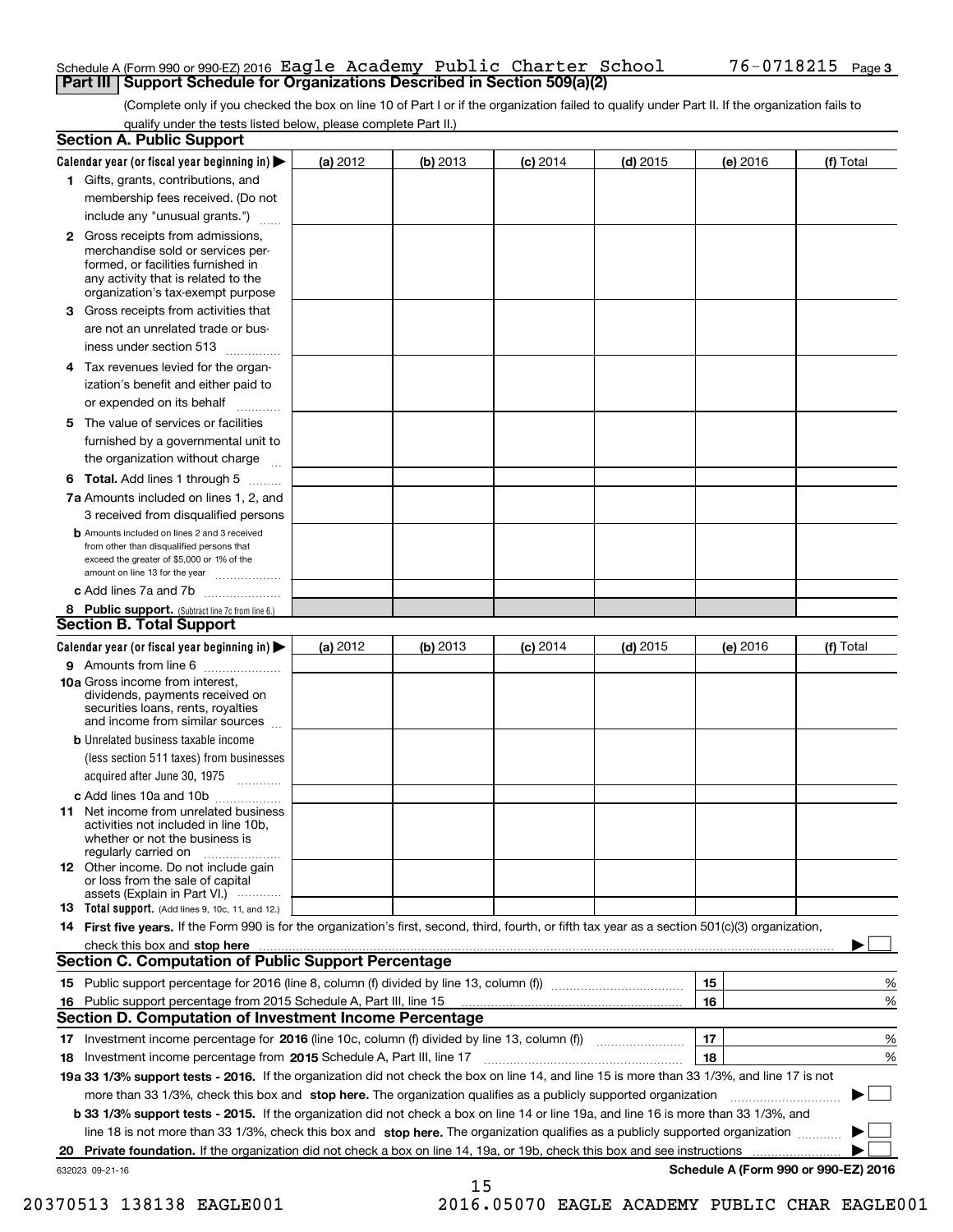Schedule A (Form 990 or 990-EZ) 2016 Eagle Academy Public Charter School 76-0718215

## Part III Support Schedule for Organizations Described in Section 509(a)(2)

(Complete only if you checked the box on line 10 of Part I or if the organization failed to qualify under Part II. If the organization fails to qualify under the tests listed below, please complete Part II.)

### Section A. Public Support

| Calendar year (or fiscal year beginning in) ▶ | (a) 2012 | (b) 2013 | (c) 2014 | (d) 2015 | (e) 2016 | (f) Total |
|---|---|---|---|---|---|---|
| **1** Gifts, grants, contributions, and membership fees received. (Do not include any "unusual grants.") | | | | | | |
| **2** Gross receipts from admissions, merchandise sold or services performed, or facilities furnished in any activity that is related to the organization's tax-exempt purpose | | | | | | |
| **3** Gross receipts from activities that are not an unrelated trade or business under section 513 | | | | | | |
| **4** Tax revenues levied for the organization's benefit and either paid to or expended on its behalf | | | | | | |
| **5** The value of services or facilities furnished by a governmental unit to the organization without charge | | | | | | |
| **6 Total.** Add lines 1 through 5 | | | | | | |
| **7a** Amounts included on lines 1, 2, and 3 received from disqualified persons | | | | | | |
| **b** Amounts included on lines 2 and 3 received from other than disqualified persons that exceed the greater of $5,000 or 1% of the amount on line 13 for the year | | | | | | |
| **c** Add lines 7a and 7b | | | | | | |
| **8 Public support.** (Subtract line 7c from line 6.) | | | | | | |

### Section B. Total Support

| Calendar year (or fiscal year beginning in) ▶ | (a) 2012 | (b) 2013 | (c) 2014 | (d) 2015 | (e) 2016 | (f) Total |
|---|---|---|---|---|---|---|
| **9** Amounts from line 6 | | | | | | |
| **10a** Gross income from interest, dividends, payments received on securities loans, rents, royalties and income from similar sources | | | | | | |
| **b** Unrelated business taxable income (less section 511 taxes) from businesses acquired after June 30, 1975 | | | | | | |
| **c** Add lines 10a and 10b | | | | | | |
| **11** Net income from unrelated business activities not included in line 10b, whether or not the business is regularly carried on | | | | | | |
| **12** Other income. Do not include gain or loss from the sale of capital assets (Explain in Part VI.) | | | | | | |
| **13 Total support.** (Add lines 9, 10c, 11, and 12.) | | | | | | |

**14 First five years.** If the Form 990 is for the organization's first, second, third, fourth, or fifth tax year as a section 501(c)(3) organization, check this box and **stop here** ▶ ☐

### Section C. Computation of Public Support Percentage

| | | | |
|---|---|---|---|
| **15** Public support percentage for 2016 (line 8, column (f) divided by line 13, column (f)) | 15 | | % |
| **16** Public support percentage from 2015 Schedule A, Part III, line 15 | 16 | | % |

### Section D. Computation of Investment Income Percentage

| | | | |
|---|---|---|---|
| **17** Investment income percentage for **2016** (line 10c, column (f) divided by line 13, column (f)) | 17 | | % |
| **18** Investment income percentage from **2015** Schedule A, Part III, line 17 | 18 | | % |

**19a 33 1/3% support tests - 2016.** If the organization did not check the box on line 14, and line 15 is more than 33 1/3%, and line 17 is not more than 33 1/3%, check this box and **stop here.** The organization qualifies as a publicly supported organization ▶ ☐

**b 33 1/3% support tests - 2015.** If the organization did not check a box on line 14 or line 19a, and line 16 is more than 33 1/3%, and line 18 is not more than 33 1/3%, check this box and **stop here.** The organization qualifies as a publicly supported organization ▶ ☐

**20 Private foundation.** If the organization did not check a box on line 14, 19a, or 19b, check this box and see instructions ▶ ☐

632023 09-21-16

**Schedule A (Form 990 or 990-EZ) 2016**

20370513 138138 EAGLE001 2016.05070 EAGLE ACADEMY PUBLIC CHAR EAGLE001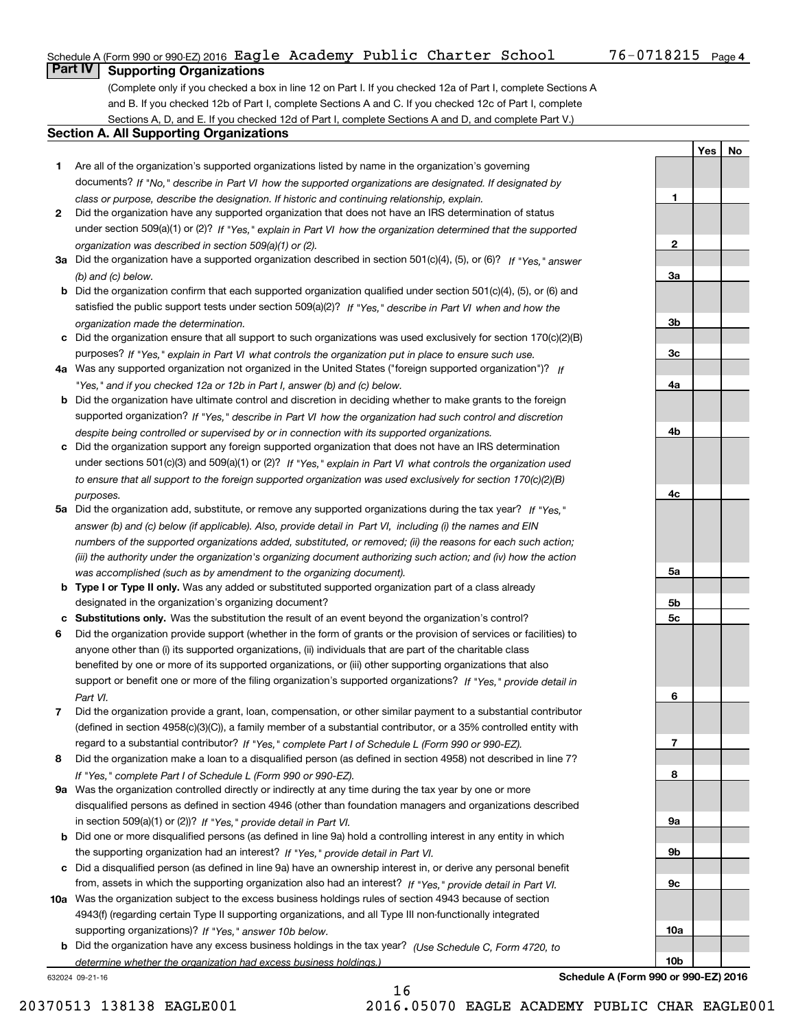Schedule A (Form 990 or 990-EZ) 2016 Eagle Academy Public Charter School 76-0718215 Page 4

## Part IV Supporting Organizations

(Complete only if you checked a box in line 12 on Part I. If you checked 12a of Part I, complete Sections A and B. If you checked 12b of Part I, complete Sections A and C. If you checked 12c of Part I, complete Sections A, D, and E. If you checked 12d of Part I, complete Sections A and D, and complete Part V.)

### Section A. All Supporting Organizations

| | | Line | Yes | No |
|---|---|---|---|---|
| 1 | Are all of the organization's supported organizations listed by name in the organization's governing documents? *If "No," describe in Part VI how the supported organizations are designated. If designated by class or purpose, describe the designation. If historic and continuing relationship, explain.* | 1 | | |
| 2 | Did the organization have any supported organization that does not have an IRS determination of status under section 509(a)(1) or (2)? *If "Yes," explain in Part VI how the organization determined that the supported organization was described in section 509(a)(1) or (2).* | 2 | | |
| 3a | Did the organization have a supported organization described in section 501(c)(4), (5), or (6)? *If "Yes," answer (b) and (c) below.* | 3a | | |
| b | Did the organization confirm that each supported organization qualified under section 501(c)(4), (5), or (6) and satisfied the public support tests under section 509(a)(2)? *If "Yes," describe in Part VI when and how the organization made the determination.* | 3b | | |
| c | Did the organization ensure that all support to such organizations was used exclusively for section 170(c)(2)(B) purposes? *If "Yes," explain in Part VI what controls the organization put in place to ensure such use.* | 3c | | |
| 4a | Was any supported organization not organized in the United States ("foreign supported organization")? *If "Yes," and if you checked 12a or 12b in Part I, answer (b) and (c) below.* | 4a | | |
| b | Did the organization have ultimate control and discretion in deciding whether to make grants to the foreign supported organization? *If "Yes," describe in Part VI how the organization had such control and discretion despite being controlled or supervised by or in connection with its supported organizations.* | 4b | | |
| c | Did the organization support any foreign supported organization that does not have an IRS determination under sections 501(c)(3) and 509(a)(1) or (2)? *If "Yes," explain in Part VI what controls the organization used to ensure that all support to the foreign supported organization was used exclusively for section 170(c)(2)(B) purposes.* | 4c | | |
| 5a | Did the organization add, substitute, or remove any supported organizations during the tax year? *If "Yes," answer (b) and (c) below (if applicable). Also, provide detail in Part VI, including (i) the names and EIN numbers of the supported organizations added, substituted, or removed; (ii) the reasons for each such action; (iii) the authority under the organization's organizing document authorizing such action; and (iv) how the action was accomplished (such as by amendment to the organizing document).* | 5a | | |
| b | **Type I or Type II only.** Was any added or substituted supported organization part of a class already designated in the organization's organizing document? | 5b | | |
| c | **Substitutions only.** Was the substitution the result of an event beyond the organization's control? | 5c | | |
| 6 | Did the organization provide support (whether in the form of grants or the provision of services or facilities) to anyone other than (i) its supported organizations, (ii) individuals that are part of the charitable class benefited by one or more of its supported organizations, or (iii) other supporting organizations that also support or benefit one or more of the filing organization's supported organizations? *If "Yes," provide detail in Part VI.* | 6 | | |
| 7 | Did the organization provide a grant, loan, compensation, or other similar payment to a substantial contributor (defined in section 4958(c)(3)(C)), a family member of a substantial contributor, or a 35% controlled entity with regard to a substantial contributor? *If "Yes," complete Part I of Schedule L (Form 990 or 990-EZ).* | 7 | | |
| 8 | Did the organization make a loan to a disqualified person (as defined in section 4958) not described in line 7? *If "Yes," complete Part I of Schedule L (Form 990 or 990-EZ).* | 8 | | |
| 9a | Was the organization controlled directly or indirectly at any time during the tax year by one or more disqualified persons as defined in section 4946 (other than foundation managers and organizations described in section 509(a)(1) or (2))? *If "Yes," provide detail in Part VI.* | 9a | | |
| b | Did one or more disqualified persons (as defined in line 9a) hold a controlling interest in any entity in which the supporting organization had an interest? *If "Yes," provide detail in Part VI.* | 9b | | |
| c | Did a disqualified person (as defined in line 9a) have an ownership interest in, or derive any personal benefit from, assets in which the supporting organization also had an interest? *If "Yes," provide detail in Part VI.* | 9c | | |
| 10a | Was the organization subject to the excess business holdings rules of section 4943 because of section 4943(f) (regarding certain Type II supporting organizations, and all Type III non-functionally integrated supporting organizations)? *If "Yes," answer 10b below.* | 10a | | |
| b | Did the organization have any excess business holdings in the tax year? *(Use Schedule C, Form 4720, to determine whether the organization had excess business holdings.)* | 10b | | |

632024 09-21-16

**Schedule A (Form 990 or 990-EZ) 2016**

20370513 138138 EAGLE001 2016.05070 EAGLE ACADEMY PUBLIC CHAR EAGLE001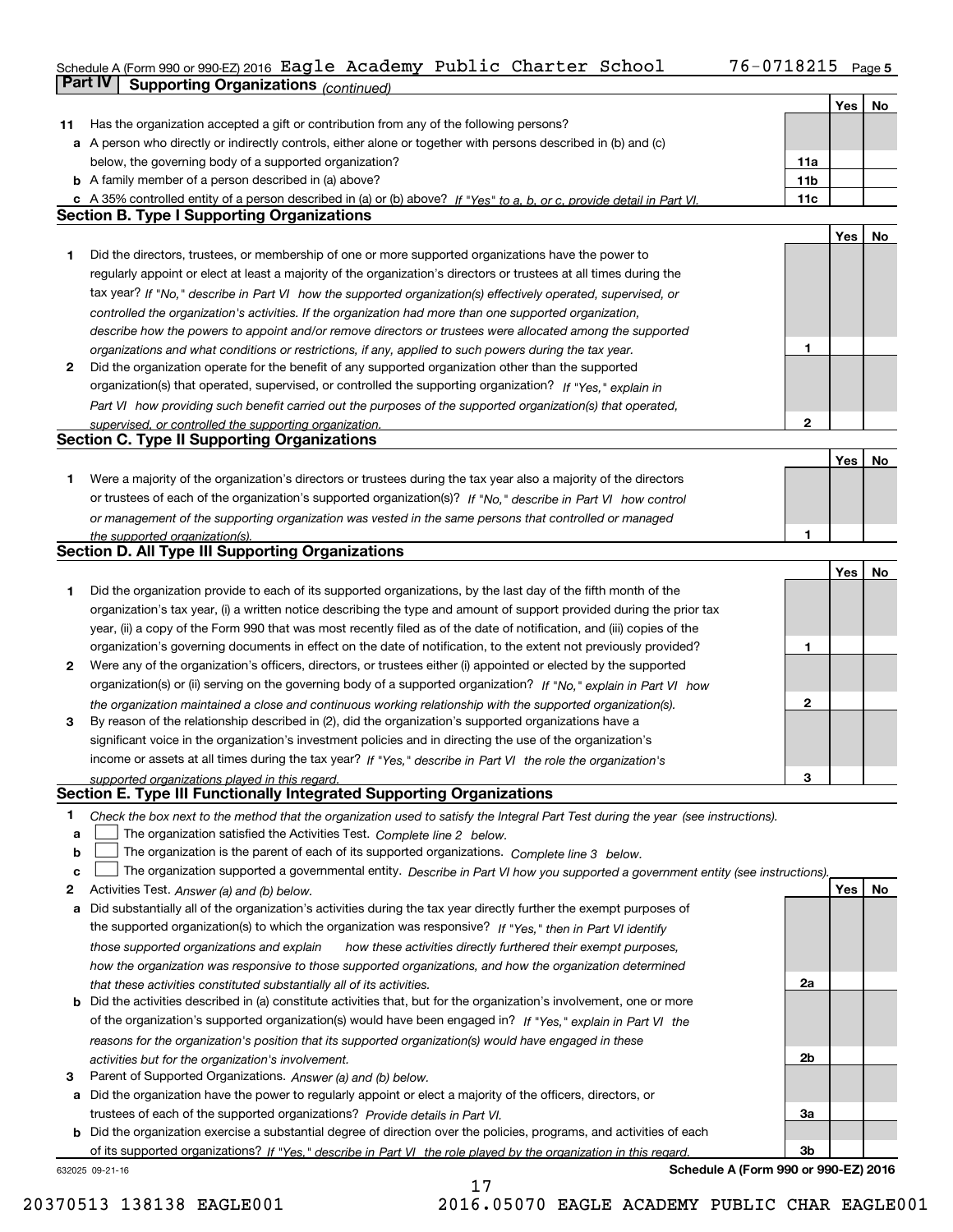Schedule A (Form 990 or 990-EZ) 2016 Eagle Academy Public Charter School 76-0718215

## Part IV Supporting Organizations *(continued)*

| | | | Yes | No |
|---|---|---|---|---|
| **11** | Has the organization accepted a gift or contribution from any of the following persons? | | | |
| **a** | A person who directly or indirectly controls, either alone or together with persons described in (b) and (c) below, the governing body of a supported organization? | **11a** | | |
| **b** | A family member of a person described in (a) above? | **11b** | | |
| **c** | A 35% controlled entity of a person described in (a) or (b) above? *If "Yes" to a, b, or c, provide detail in Part VI.* | **11c** | | |

### Section B. Type I Supporting Organizations

| | | | Yes | No |
|---|---|---|---|---|
| **1** | Did the directors, trustees, or membership of one or more supported organizations have the power to regularly appoint or elect at least a majority of the organization's directors or trustees at all times during the tax year? *If "No," describe in Part VI how the supported organization(s) effectively operated, supervised, or controlled the organization's activities. If the organization had more than one supported organization, describe how the powers to appoint and/or remove directors or trustees were allocated among the supported organizations and what conditions or restrictions, if any, applied to such powers during the tax year.* | **1** | | |
| **2** | Did the organization operate for the benefit of any supported organization other than the supported organization(s) that operated, supervised, or controlled the supporting organization? *If "Yes," explain in Part VI how providing such benefit carried out the purposes of the supported organization(s) that operated, supervised, or controlled the supporting organization.* | **2** | | |

### Section C. Type II Supporting Organizations

| | | | Yes | No |
|---|---|---|---|---|
| **1** | Were a majority of the organization's directors or trustees during the tax year also a majority of the directors or trustees of each of the organization's supported organization(s)? *If "No," describe in Part VI how control or management of the supporting organization was vested in the same persons that controlled or managed the supported organization(s).* | **1** | | |

### Section D. All Type III Supporting Organizations

| | | | Yes | No |
|---|---|---|---|---|
| **1** | Did the organization provide to each of its supported organizations, by the last day of the fifth month of the organization's tax year, (i) a written notice describing the type and amount of support provided during the prior tax year, (ii) a copy of the Form 990 that was most recently filed as of the date of notification, and (iii) copies of the organization's governing documents in effect on the date of notification, to the extent not previously provided? | **1** | | |
| **2** | Were any of the organization's officers, directors, or trustees either (i) appointed or elected by the supported organization(s) or (ii) serving on the governing body of a supported organization? *If "No," explain in Part VI how the organization maintained a close and continuous working relationship with the supported organization(s).* | **2** | | |
| **3** | By reason of the relationship described in (2), did the organization's supported organizations have a significant voice in the organization's investment policies and in directing the use of the organization's income or assets at all times during the tax year? *If "Yes," describe in Part VI the role the organization's supported organizations played in this regard.* | **3** | | |

### Section E. Type III Functionally Integrated Supporting Organizations

**1** *Check the box next to the method that the organization used to satisfy the Integral Part Test during the year (see instructions).*

- **a** ☐ The organization satisfied the Activities Test. *Complete line 2 below.*
- **b** ☐ The organization is the parent of each of its supported organizations. *Complete line 3 below.*
- **c** ☐ The organization supported a governmental entity. *Describe in Part VI how you supported a government entity (see instructions).*

| | | | Yes | No |
|---|---|---|---|---|
| **2** | Activities Test. *Answer (a) and (b) below.* | | | |
| **a** | Did substantially all of the organization's activities during the tax year directly further the exempt purposes of the supported organization(s) to which the organization was responsive? *If "Yes," then in Part VI identify those supported organizations and explain how these activities directly furthered their exempt purposes, how the organization was responsive to those supported organizations, and how the organization determined that these activities constituted substantially all of its activities.* | **2a** | | |
| **b** | Did the activities described in (a) constitute activities that, but for the organization's involvement, one or more of the organization's supported organization(s) would have been engaged in? *If "Yes," explain in Part VI the reasons for the organization's position that its supported organization(s) would have engaged in these activities but for the organization's involvement.* | **2b** | | |
| **3** | Parent of Supported Organizations. *Answer (a) and (b) below.* | | | |
| **a** | Did the organization have the power to regularly appoint or elect a majority of the officers, directors, or trustees of each of the supported organizations? *Provide details in Part VI.* | **3a** | | |
| **b** | Did the organization exercise a substantial degree of direction over the policies, programs, and activities of each of its supported organizations? *If "Yes," describe in Part VI the role played by the organization in this regard.* | **3b** | | |

632025 09-21-16 **Schedule A (Form 990 or 990-EZ) 2016**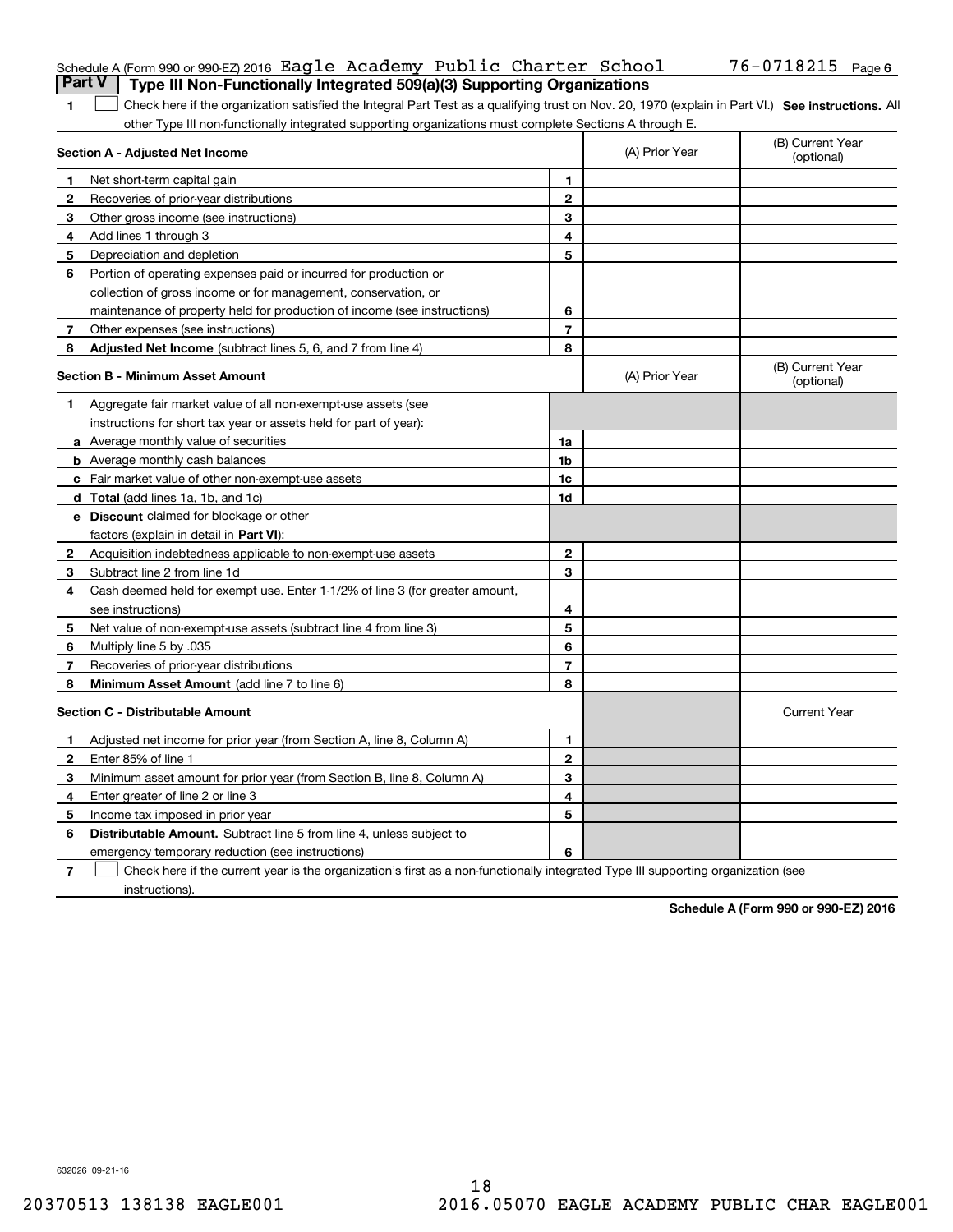Schedule A (Form 990 or 990-EZ) 2016 Eagle Academy Public Charter School 76-0718215 Page 6

## Part V Type III Non-Functionally Integrated 509(a)(3) Supporting Organizations

1 ☐ Check here if the organization satisfied the Integral Part Test as a qualifying trust on Nov. 20, 1970 (explain in Part VI.) **See instructions.** All other Type III non-functionally integrated supporting organizations must complete Sections A through E.

| **Section A - Adjusted Net Income** | | | (A) Prior Year | (B) Current Year (optional) |
|---|---|---|---|---|
| 1 | Net short-term capital gain | 1 | | |
| 2 | Recoveries of prior-year distributions | 2 | | |
| 3 | Other gross income (see instructions) | 3 | | |
| 4 | Add lines 1 through 3 | 4 | | |
| 5 | Depreciation and depletion | 5 | | |
| 6 | Portion of operating expenses paid or incurred for production or collection of gross income or for management, conservation, or maintenance of property held for production of income (see instructions) | 6 | | |
| 7 | Other expenses (see instructions) | 7 | | |
| 8 | **Adjusted Net Income** (subtract lines 5, 6, and 7 from line 4) | 8 | | |

| **Section B - Minimum Asset Amount** | | | (A) Prior Year | (B) Current Year (optional) |
|---|---|---|---|---|
| 1 | Aggregate fair market value of all non-exempt-use assets (see instructions for short tax year or assets held for part of year): | | | |
| a | Average monthly value of securities | 1a | | |
| b | Average monthly cash balances | 1b | | |
| c | Fair market value of other non-exempt-use assets | 1c | | |
| d | **Total** (add lines 1a, 1b, and 1c) | 1d | | |
| e | **Discount** claimed for blockage or other factors (explain in detail in **Part VI**): | | | |
| 2 | Acquisition indebtedness applicable to non-exempt-use assets | 2 | | |
| 3 | Subtract line 2 from line 1d | 3 | | |
| 4 | Cash deemed held for exempt use. Enter 1-1/2% of line 3 (for greater amount, see instructions) | 4 | | |
| 5 | Net value of non-exempt-use assets (subtract line 4 from line 3) | 5 | | |
| 6 | Multiply line 5 by .035 | 6 | | |
| 7 | Recoveries of prior-year distributions | 7 | | |
| 8 | **Minimum Asset Amount** (add line 7 to line 6) | 8 | | |

| **Section C - Distributable Amount** | | | | Current Year |
|---|---|---|---|---|
| 1 | Adjusted net income for prior year (from Section A, line 8, Column A) | 1 | | |
| 2 | Enter 85% of line 1 | 2 | | |
| 3 | Minimum asset amount for prior year (from Section B, line 8, Column A) | 3 | | |
| 4 | Enter greater of line 2 or line 3 | 4 | | |
| 5 | Income tax imposed in prior year | 5 | | |
| 6 | **Distributable Amount.** Subtract line 5 from line 4, unless subject to emergency temporary reduction (see instructions) | 6 | | |

7 ☐ Check here if the current year is the organization's first as a non-functionally integrated Type III supporting organization (see instructions).

**Schedule A (Form 990 or 990-EZ) 2016**

632026 09-21-16

20370513 138138 EAGLE001 2016.05070 EAGLE ACADEMY PUBLIC CHAR EAGLE001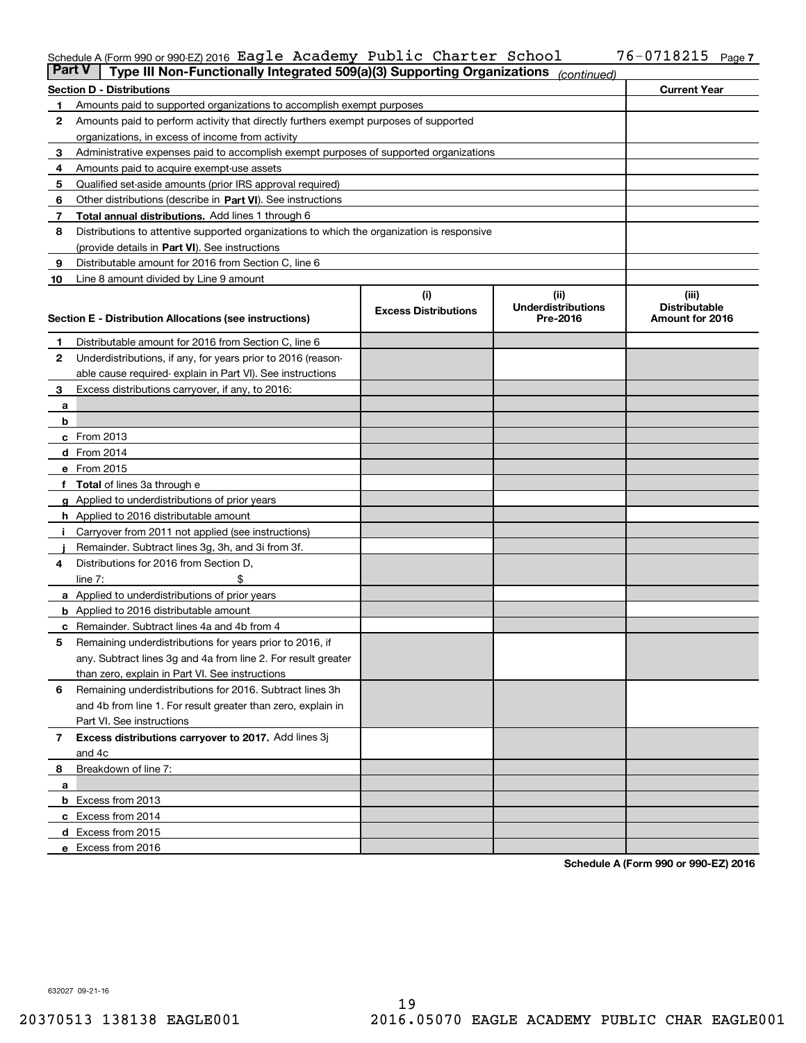Schedule A (Form 990 or 990-EZ) 2016 Eagle Academy Public Charter School 76-0718215

## Part V | Type III Non-Functionally Integrated 509(a)(3) Supporting Organizations *(continued)*

| Section D - Distributions | | Current Year |
|---|---|---|
| 1 | Amounts paid to supported organizations to accomplish exempt purposes | |
| 2 | Amounts paid to perform activity that directly furthers exempt purposes of supported organizations, in excess of income from activity | |
| 3 | Administrative expenses paid to accomplish exempt purposes of supported organizations | |
| 4 | Amounts paid to acquire exempt-use assets | |
| 5 | Qualified set-aside amounts (prior IRS approval required) | |
| 6 | Other distributions (describe in **Part VI**). See instructions | |
| 7 | **Total annual distributions.** Add lines 1 through 6 | |
| 8 | Distributions to attentive supported organizations to which the organization is responsive (provide details in **Part VI**). See instructions | |
| 9 | Distributable amount for 2016 from Section C, line 6 | |
| 10 | Line 8 amount divided by Line 9 amount | |

| Section E - Distribution Allocations (see instructions) | (i) Excess Distributions | (ii) Underdistributions Pre-2016 | (iii) Distributable Amount for 2016 |
|---|---|---|---|
| **1** Distributable amount for 2016 from Section C, line 6 | | | |
| **2** Underdistributions, if any, for years prior to 2016 (reasonable cause required- explain in Part VI). See instructions | | | |
| **3** Excess distributions carryover, if any, to 2016: | | | |
| **a** | | | |
| **b** | | | |
| **c** From 2013 | | | |
| **d** From 2014 | | | |
| **e** From 2015 | | | |
| **f** **Total** of lines 3a through e | | | |
| **g** Applied to underdistributions of prior years | | | |
| **h** Applied to 2016 distributable amount | | | |
| **i** Carryover from 2011 not applied (see instructions) | | | |
| **j** Remainder. Subtract lines 3g, 3h, and 3i from 3f. | | | |
| **4** Distributions for 2016 from Section D, line 7: $ | | | |
| **a** Applied to underdistributions of prior years | | | |
| **b** Applied to 2016 distributable amount | | | |
| **c** Remainder. Subtract lines 4a and 4b from 4 | | | |
| **5** Remaining underdistributions for years prior to 2016, if any. Subtract lines 3g and 4a from line 2. For result greater than zero, explain in Part VI. See instructions | | | |
| **6** Remaining underdistributions for 2016. Subtract lines 3h and 4b from line 1. For result greater than zero, explain in Part VI. See instructions | | | |
| **7** **Excess distributions carryover to 2017.** Add lines 3j and 4c | | | |
| **8** Breakdown of line 7: | | | |
| **a** | | | |
| **b** Excess from 2013 | | | |
| **c** Excess from 2014 | | | |
| **d** Excess from 2015 | | | |
| **e** Excess from 2016 | | | |

**Schedule A (Form 990 or 990-EZ) 2016**

632027 09-21-16

20370513 138138 EAGLE001 2016.05070 EAGLE ACADEMY PUBLIC CHAR EAGLE001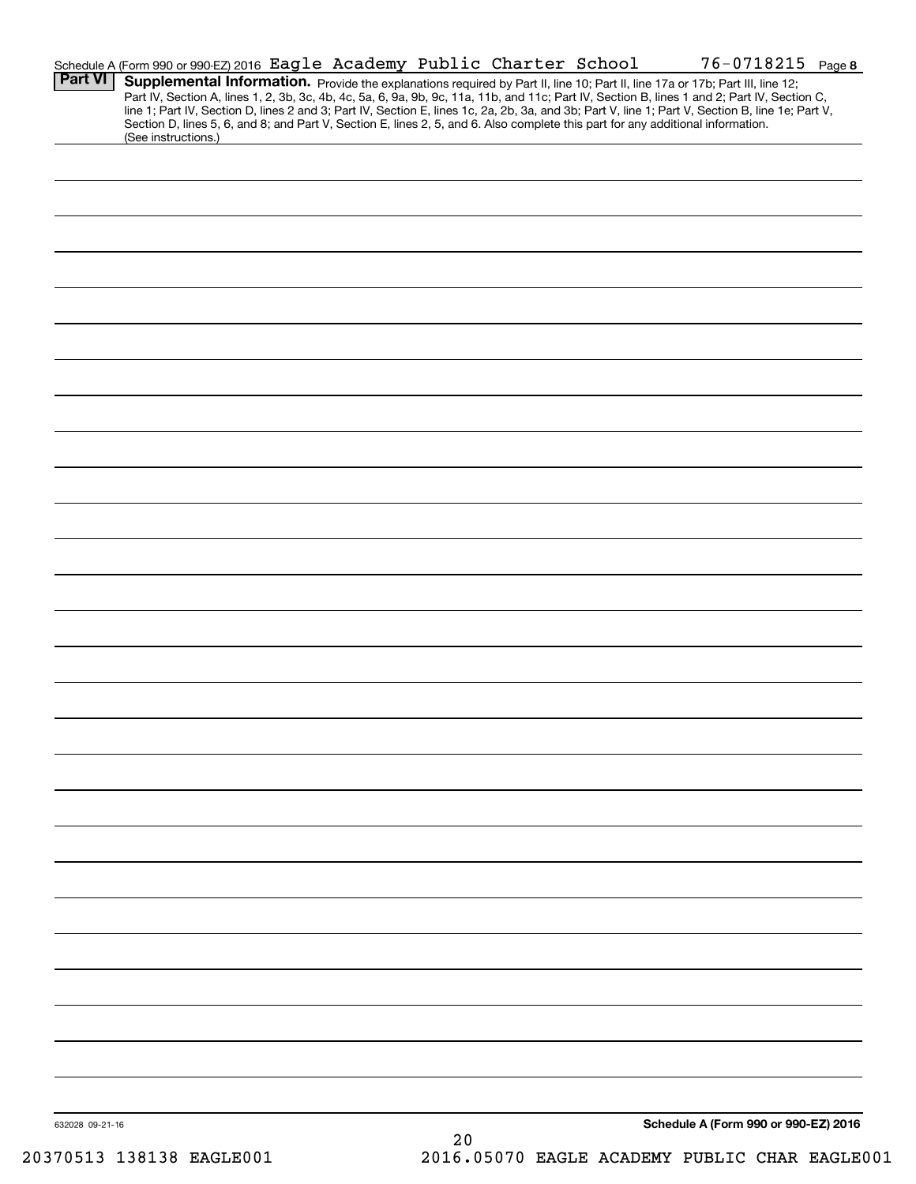Schedule A (Form 990 or 990-EZ) 2016 Eagle Academy Public Charter School 76-0718215 Page 8

**Part VI** **Supplemental Information.** Provide the explanations required by Part II, line 10; Part II, line 17a or 17b; Part III, line 12; Part IV, Section A, lines 1, 2, 3b, 3c, 4b, 4c, 5a, 6, 9a, 9b, 9c, 11a, 11b, and 11c; Part IV, Section B, lines 1 and 2; Part IV, Section C, line 1; Part IV, Section D, lines 2 and 3; Part IV, Section E, lines 1c, 2a, 2b, 3a, and 3b; Part V, line 1; Part V, Section B, line 1e; Part V, Section D, lines 5, 6, and 8; and Part V, Section E, lines 2, 5, and 6. Also complete this part for any additional information. (See instructions.)

632028 09-21-16

**Schedule A (Form 990 or 990-EZ) 2016**

20370513 138138 EAGLE001 2016.05070 EAGLE ACADEMY PUBLIC CHAR EAGLE001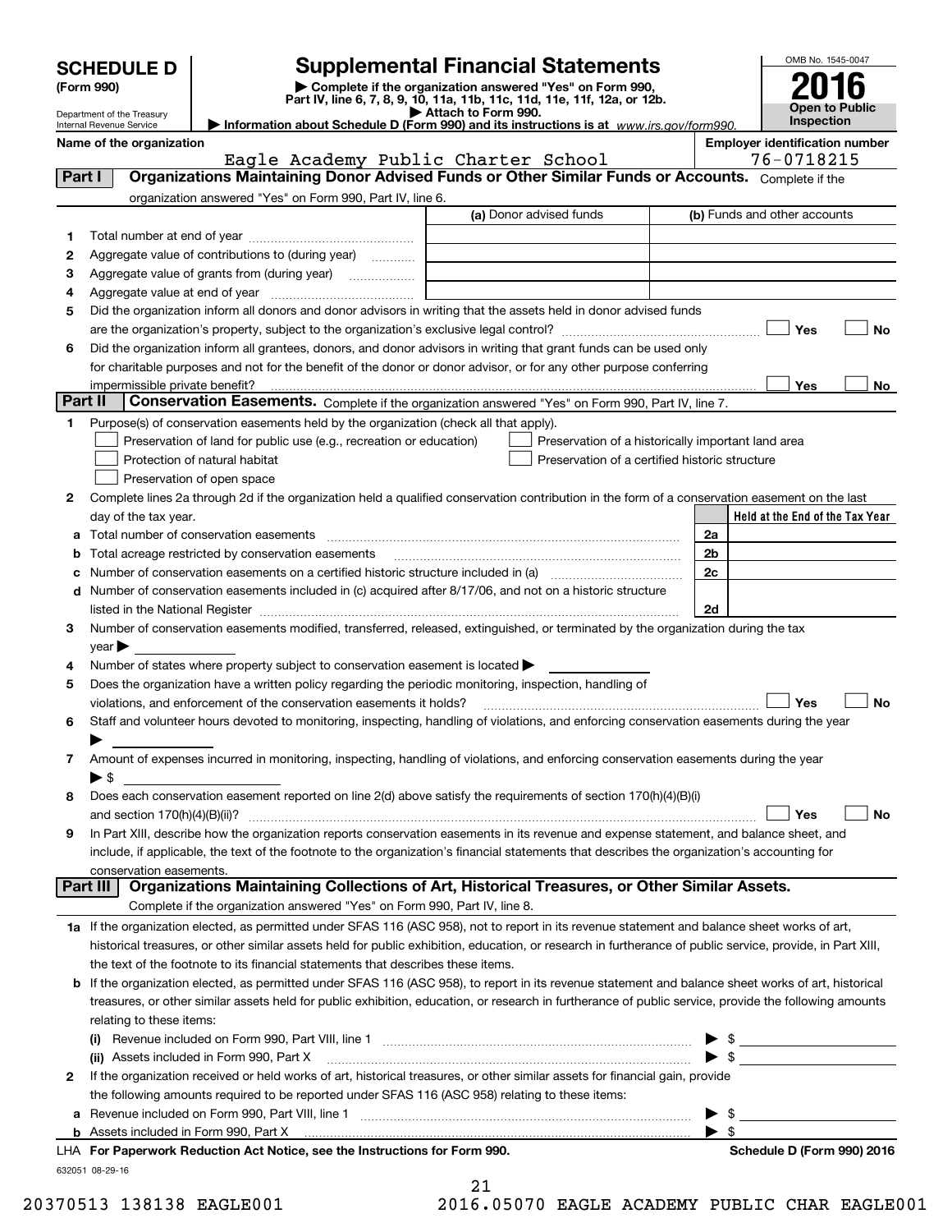# SCHEDULE D (Form 990)

Department of the Treasury
Internal Revenue Service

## Supplemental Financial Statements

▶ Complete if the organization answered "Yes" on Form 990, Part IV, line 6, 7, 8, 9, 10, 11a, 11b, 11c, 11d, 11e, 11f, 12a, or 12b.
▶ Attach to Form 990.
▶ Information about Schedule D (Form 990) and its instructions is at www.irs.gov/form990.

OMB No. 1545-0047
**2016**
**Open to Public Inspection**

**Name of the organization:** Eagle Academy Public Charter School
**Employer identification number:** 76-0718215

### Part I — Organizations Maintaining Donor Advised Funds or Other Similar Funds or Accounts.
Complete if the organization answered "Yes" on Form 990, Part IV, line 6.

| | | (a) Donor advised funds | (b) Funds and other accounts |
|---|---|---|---|
| 1 | Total number at end of year | | |
| 2 | Aggregate value of contributions to (during year) | | |
| 3 | Aggregate value of grants from (during year) | | |
| 4 | Aggregate value at end of year | | |

5 Did the organization inform all donors and donor advisors in writing that the assets held in donor advised funds are the organization's property, subject to the organization's exclusive legal control? ☐ Yes ☐ No

6 Did the organization inform all grantees, donors, and donor advisors in writing that grant funds can be used only for charitable purposes and not for the benefit of the donor or donor advisor, or for any other purpose conferring impermissible private benefit? ☐ Yes ☐ No

### Part II — Conservation Easements.
Complete if the organization answered "Yes" on Form 990, Part IV, line 7.

1 Purpose(s) of conservation easements held by the organization (check all that apply).
- ☐ Preservation of land for public use (e.g., recreation or education)
- ☐ Preservation of a historically important land area
- ☐ Protection of natural habitat
- ☐ Preservation of a certified historic structure
- ☐ Preservation of open space

2 Complete lines 2a through 2d if the organization held a qualified conservation contribution in the form of a conservation easement on the last day of the tax year.

| | | | Held at the End of the Tax Year |
|---|---|---|---|
| a | Total number of conservation easements | 2a | |
| b | Total acreage restricted by conservation easements | 2b | |
| c | Number of conservation easements on a certified historic structure included in (a) | 2c | |
| d | Number of conservation easements included in (c) acquired after 8/17/06, and not on a historic structure listed in the National Register | 2d | |

3 Number of conservation easements modified, transferred, released, extinguished, or terminated by the organization during the tax year ▶

4 Number of states where property subject to conservation easement is located ▶

5 Does the organization have a written policy regarding the periodic monitoring, inspection, handling of violations, and enforcement of the conservation easements it holds? ☐ Yes ☐ No

6 Staff and volunteer hours devoted to monitoring, inspecting, handling of violations, and enforcing conservation easements during the year ▶

7 Amount of expenses incurred in monitoring, inspecting, handling of violations, and enforcing conservation easements during the year ▶ $

8 Does each conservation easement reported on line 2(d) above satisfy the requirements of section 170(h)(4)(B)(i) and section 170(h)(4)(B)(ii)? ☐ Yes ☐ No

9 In Part XIII, describe how the organization reports conservation easements in its revenue and expense statement, and balance sheet, and include, if applicable, the text of the footnote to the organization's financial statements that describes the organization's accounting for conservation easements.

### Part III — Organizations Maintaining Collections of Art, Historical Treasures, or Other Similar Assets.
Complete if the organization answered "Yes" on Form 990, Part IV, line 8.

1a If the organization elected, as permitted under SFAS 116 (ASC 958), not to report in its revenue statement and balance sheet works of art, historical treasures, or other similar assets held for public exhibition, education, or research in furtherance of public service, provide, in Part XIII, the text of the footnote to its financial statements that describes these items.

b If the organization elected, as permitted under SFAS 116 (ASC 958), to report in its revenue statement and balance sheet works of art, historical treasures, or other similar assets held for public exhibition, education, or research in furtherance of public service, provide the following amounts relating to these items:

(i) Revenue included on Form 990, Part VIII, line 1 ▶ $

(ii) Assets included in Form 990, Part X ▶ $

2 If the organization received or held works of art, historical treasures, or other similar assets for financial gain, provide the following amounts required to be reported under SFAS 116 (ASC 958) relating to these items:

a Revenue included on Form 990, Part VIII, line 1 ▶ $

b Assets included in Form 990, Part X ▶ $

LHA For Paperwork Reduction Act Notice, see the Instructions for Form 990. Schedule D (Form 990) 2016

632051 08-29-16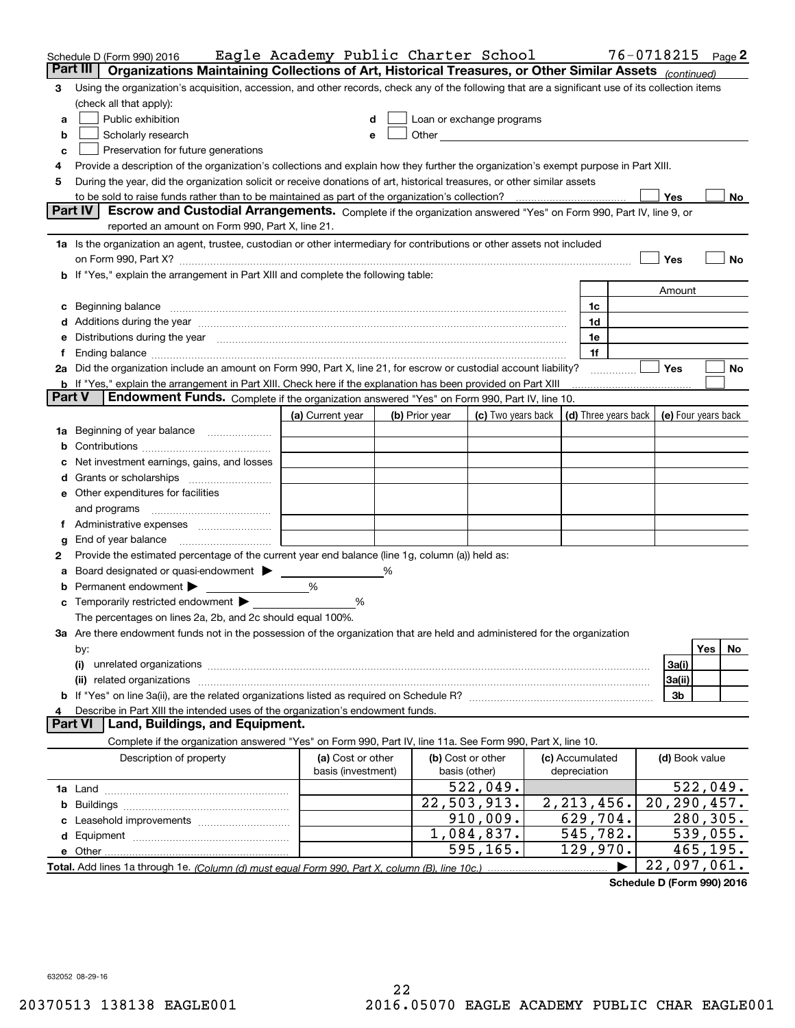Schedule D (Form 990) 2016 Eagle Academy Public Charter School 76-0718215 Page 2

## Part III Organizations Maintaining Collections of Art, Historical Treasures, or Other Similar Assets *(continued)*

**3** Using the organization's acquisition, accession, and other records, check any of the following that are a significant use of its collection items (check all that apply):

- **a** ☐ Public exhibition
- **b** ☐ Scholarly research
- **c** ☐ Preservation for future generations
- **d** ☐ Loan or exchange programs
- **e** ☐ Other

**4** Provide a description of the organization's collections and explain how they further the organization's exempt purpose in Part XIII.

**5** During the year, did the organization solicit or receive donations of art, historical treasures, or other similar assets to be sold to raise funds rather than to be maintained as part of the organization's collection? ☐ Yes ☐ No

## Part IV Escrow and Custodial Arrangements.

Complete if the organization answered "Yes" on Form 990, Part IV, line 9, or reported an amount on Form 990, Part X, line 21.

**1a** Is the organization an agent, trustee, custodian or other intermediary for contributions or other assets not included on Form 990, Part X? ☐ Yes ☐ No

**b** If "Yes," explain the arrangement in Part XIII and complete the following table:

| | | Amount |
|---|---|---|
| **c** Beginning balance | 1c | |
| **d** Additions during the year | 1d | |
| **e** Distributions during the year | 1e | |
| **f** Ending balance | 1f | |

**2a** Did the organization include an amount on Form 990, Part X, line 21, for escrow or custodial account liability? ☐ Yes ☐ No

**b** If "Yes," explain the arrangement in Part XIII. Check here if the explanation has been provided on Part XIII ☐

## Part V Endowment Funds.

Complete if the organization answered "Yes" on Form 990, Part IV, line 10.

| | (a) Current year | (b) Prior year | (c) Two years back | (d) Three years back | (e) Four years back |
|---|---|---|---|---|---|
| **1a** Beginning of year balance | | | | | |
| **b** Contributions | | | | | |
| **c** Net investment earnings, gains, and losses | | | | | |
| **d** Grants or scholarships | | | | | |
| **e** Other expenditures for facilities and programs | | | | | |
| **f** Administrative expenses | | | | | |
| **g** End of year balance | | | | | |

**2** Provide the estimated percentage of the current year end balance (line 1g, column (a)) held as:

- **a** Board designated or quasi-endowment ▶ ____ %
- **b** Permanent endowment ▶ ____ %
- **c** Temporarily restricted endowment ▶ ____ %

The percentages on lines 2a, 2b, and 2c should equal 100%.

**3a** Are there endowment funds not in the possession of the organization that are held and administered for the organization by:

| | | Yes | No |
|---|---|---|---|
| **(i)** unrelated organizations | 3a(i) | | |
| **(ii)** related organizations | 3a(ii) | | |
| **b** If "Yes" on line 3a(ii), are the related organizations listed as required on Schedule R? | 3b | | |

**4** Describe in Part XIII the intended uses of the organization's endowment funds.

## Part VI Land, Buildings, and Equipment.

Complete if the organization answered "Yes" on Form 990, Part IV, line 11a. See Form 990, Part X, line 10.

| Description of property | (a) Cost or other basis (investment) | (b) Cost or other basis (other) | (c) Accumulated depreciation | (d) Book value |
|---|---|---|---|---|
| **1a** Land | | 522,049. | | 522,049. |
| **b** Buildings | | 22,503,913. | 2,213,456. | 20,290,457. |
| **c** Leasehold improvements | | 910,009. | 629,704. | 280,305. |
| **d** Equipment | | 1,084,837. | 545,782. | 539,055. |
| **e** Other | | 595,165. | 129,970. | 465,195. |
| **Total.** Add lines 1a through 1e. *(Column (d) must equal Form 990, Part X, column (B), line 10c.)* ▶ | | | | 22,097,061. |

**Schedule D (Form 990) 2016**

632052 08-29-16

20370513 138138 EAGLE001 2016.05070 EAGLE ACADEMY PUBLIC CHAR EAGLE001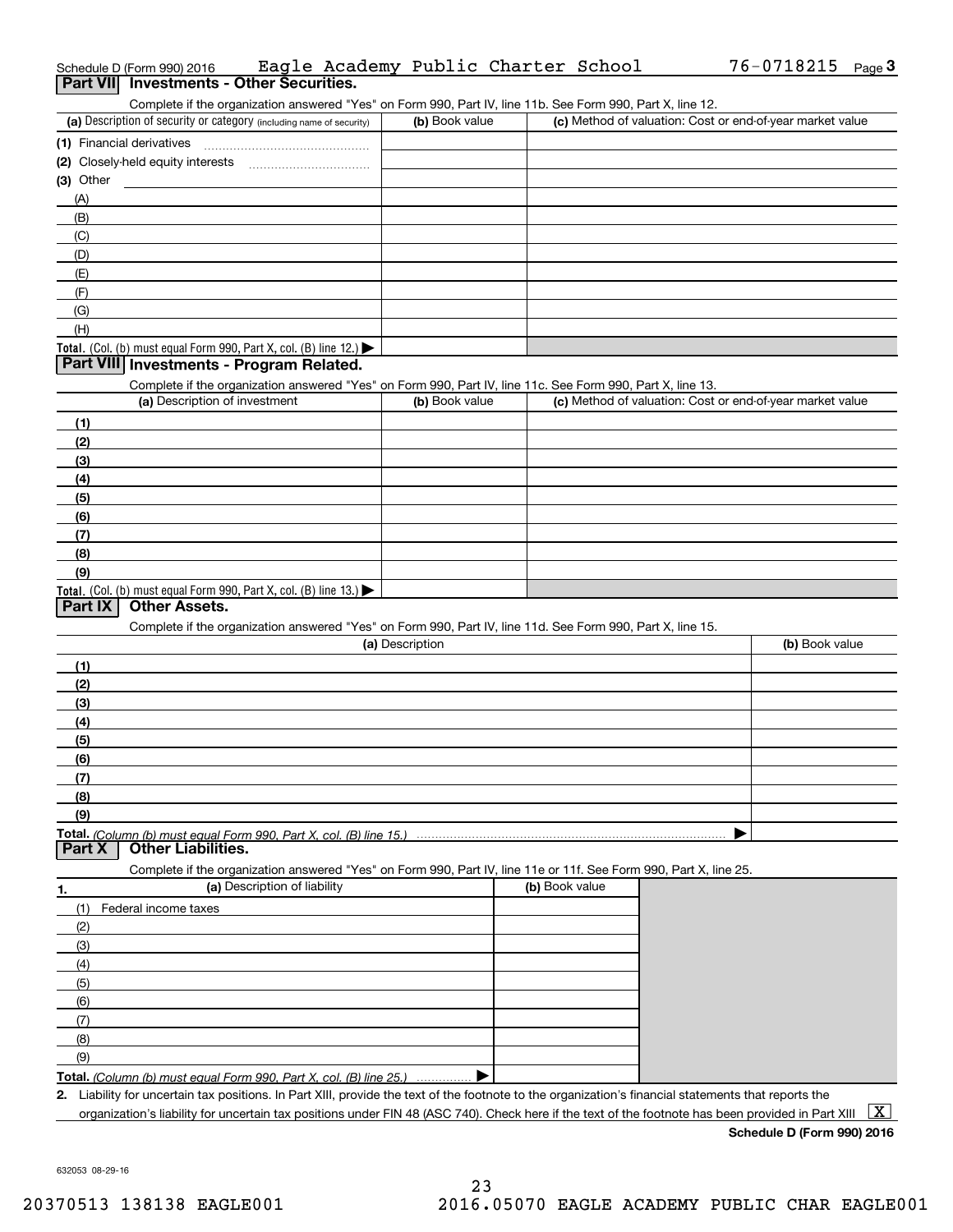Schedule D (Form 990) 2016 Eagle Academy Public Charter School 76-0718215 Page 3

## Part VII Investments - Other Securities.

Complete if the organization answered "Yes" on Form 990, Part IV, line 11b. See Form 990, Part X, line 12.

| (a) Description of security or category (including name of security) | (b) Book value | (c) Method of valuation: Cost or end-of-year market value |
|---|---|---|
| (1) Financial derivatives | | |
| (2) Closely-held equity interests | | |
| (3) Other | | |
| (A) | | |
| (B) | | |
| (C) | | |
| (D) | | |
| (E) | | |
| (F) | | |
| (G) | | |
| (H) | | |
| **Total.** (Col. (b) must equal Form 990, Part X, col. (B) line 12.) ▶ | | |

## Part VIII Investments - Program Related.

Complete if the organization answered "Yes" on Form 990, Part IV, line 11c. See Form 990, Part X, line 13.

| (a) Description of investment | (b) Book value | (c) Method of valuation: Cost or end-of-year market value |
|---|---|---|
| (1) | | |
| (2) | | |
| (3) | | |
| (4) | | |
| (5) | | |
| (6) | | |
| (7) | | |
| (8) | | |
| (9) | | |
| **Total.** (Col. (b) must equal Form 990, Part X, col. (B) line 13.) ▶ | | |

## Part IX Other Assets.

Complete if the organization answered "Yes" on Form 990, Part IV, line 11d. See Form 990, Part X, line 15.

| (a) Description | (b) Book value |
|---|---|
| (1) | |
| (2) | |
| (3) | |
| (4) | |
| (5) | |
| (6) | |
| (7) | |
| (8) | |
| (9) | |
| **Total.** *(Column (b) must equal Form 990, Part X, col. (B) line 15.)* ▶ | |

## Part X Other Liabilities.

Complete if the organization answered "Yes" on Form 990, Part IV, line 11e or 11f. See Form 990, Part X, line 25.

| 1. (a) Description of liability | (b) Book value |
|---|---|
| (1) Federal income taxes | |
| (2) | |
| (3) | |
| (4) | |
| (5) | |
| (6) | |
| (7) | |
| (8) | |
| (9) | |
| **Total.** *(Column (b) must equal Form 990, Part X, col. (B) line 25.)* ▶ | |

**2.** Liability for uncertain tax positions. In Part XIII, provide the text of the footnote to the organization's financial statements that reports the organization's liability for uncertain tax positions under FIN 48 (ASC 740). Check here if the text of the footnote has been provided in Part XIII [X]

**Schedule D (Form 990) 2016**

632053 08-29-16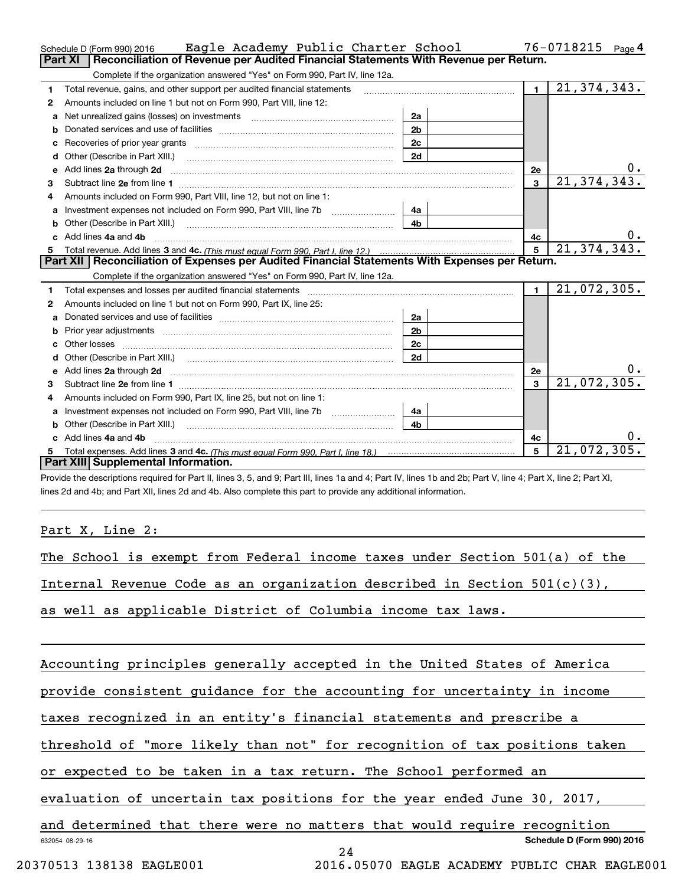Schedule D (Form 990) 2016 Eagle Academy Public Charter School 76-0718215 Page 4

## Part XI Reconciliation of Revenue per Audited Financial Statements With Revenue per Return.

Complete if the organization answered "Yes" on Form 990, Part IV, line 12a.

| | | | | | |
|---|---|---|---|---|---|
| 1 | Total revenue, gains, and other support per audited financial statements | | | 1 | 21,374,343. |
| 2 | Amounts included on line 1 but not on Form 990, Part VIII, line 12: | | | | |
| a | Net unrealized gains (losses) on investments | 2a | | | |
| b | Donated services and use of facilities | 2b | | | |
| c | Recoveries of prior year grants | 2c | | | |
| d | Other (Describe in Part XIII.) | 2d | | | |
| e | Add lines 2a through 2d | | | 2e | 0. |
| 3 | Subtract line 2e from line 1 | | | 3 | 21,374,343. |
| 4 | Amounts included on Form 990, Part VIII, line 12, but not on line 1: | | | | |
| a | Investment expenses not included on Form 990, Part VIII, line 7b | 4a | | | |
| b | Other (Describe in Part XIII.) | 4b | | | |
| c | Add lines 4a and 4b | | | 4c | 0. |
| 5 | Total revenue. Add lines 3 and 4c. *(This must equal Form 990, Part I, line 12.)* | | | 5 | 21,374,343. |

## Part XII Reconciliation of Expenses per Audited Financial Statements With Expenses per Return.

Complete if the organization answered "Yes" on Form 990, Part IV, line 12a.

| | | | | | |
|---|---|---|---|---|---|
| 1 | Total expenses and losses per audited financial statements | | | 1 | 21,072,305. |
| 2 | Amounts included on line 1 but not on Form 990, Part IX, line 25: | | | | |
| a | Donated services and use of facilities | 2a | | | |
| b | Prior year adjustments | 2b | | | |
| c | Other losses | 2c | | | |
| d | Other (Describe in Part XIII.) | 2d | | | |
| e | Add lines 2a through 2d | | | 2e | 0. |
| 3 | Subtract line 2e from line 1 | | | 3 | 21,072,305. |
| 4 | Amounts included on Form 990, Part IX, line 25, but not on line 1: | | | | |
| a | Investment expenses not included on Form 990, Part VIII, line 7b | 4a | | | |
| b | Other (Describe in Part XIII.) | 4b | | | |
| c | Add lines 4a and 4b | | | 4c | 0. |
| 5 | Total expenses. Add lines 3 and 4c. *(This must equal Form 990, Part I, line 18.)* | | | 5 | 21,072,305. |

## Part XIII Supplemental Information.

Provide the descriptions required for Part II, lines 3, 5, and 9; Part III, lines 1a and 4; Part IV, lines 1b and 2b; Part V, line 4; Part X, line 2; Part XI, lines 2d and 4b; and Part XII, lines 2d and 4b. Also complete this part to provide any additional information.

Part X, Line 2:

The School is exempt from Federal income taxes under Section 501(a) of the Internal Revenue Code as an organization described in Section 501(c)(3), as well as applicable District of Columbia income tax laws.

Accounting principles generally accepted in the United States of America provide consistent guidance for the accounting for uncertainty in income taxes recognized in an entity's financial statements and prescribe a threshold of "more likely than not" for recognition of tax positions taken or expected to be taken in a tax return. The School performed an evaluation of uncertain tax positions for the year ended June 30, 2017, and determined that there were no matters that would require recognition

632054 08-29-16 **Schedule D (Form 990) 2016**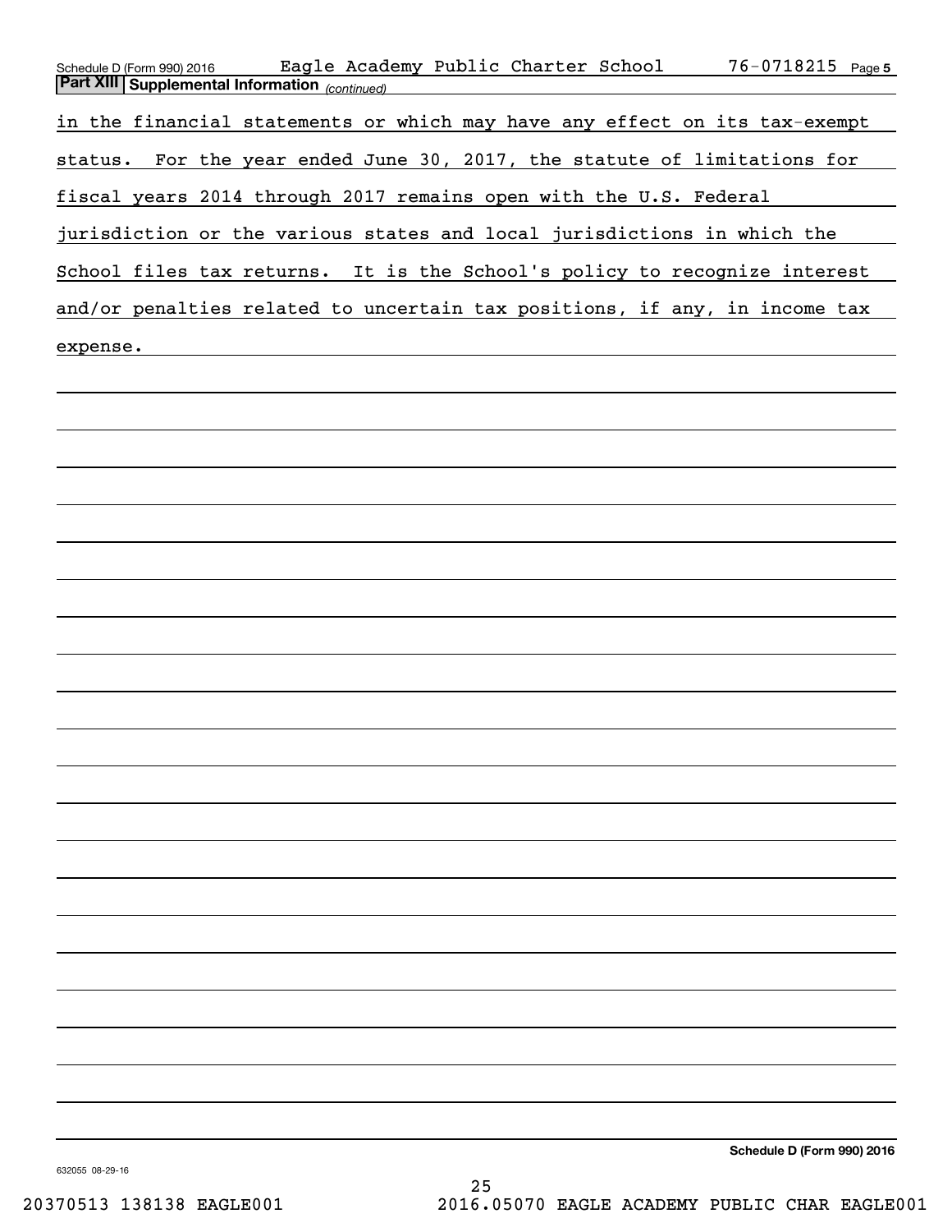## Part XIII Supplemental Information *(continued)*

in the financial statements or which may have any effect on its tax-exempt status. For the year ended June 30, 2017, the statute of limitations for fiscal years 2014 through 2017 remains open with the U.S. Federal jurisdiction or the various states and local jurisdictions in which the School files tax returns. It is the School's policy to recognize interest and/or penalties related to uncertain tax positions, if any, in income tax expense.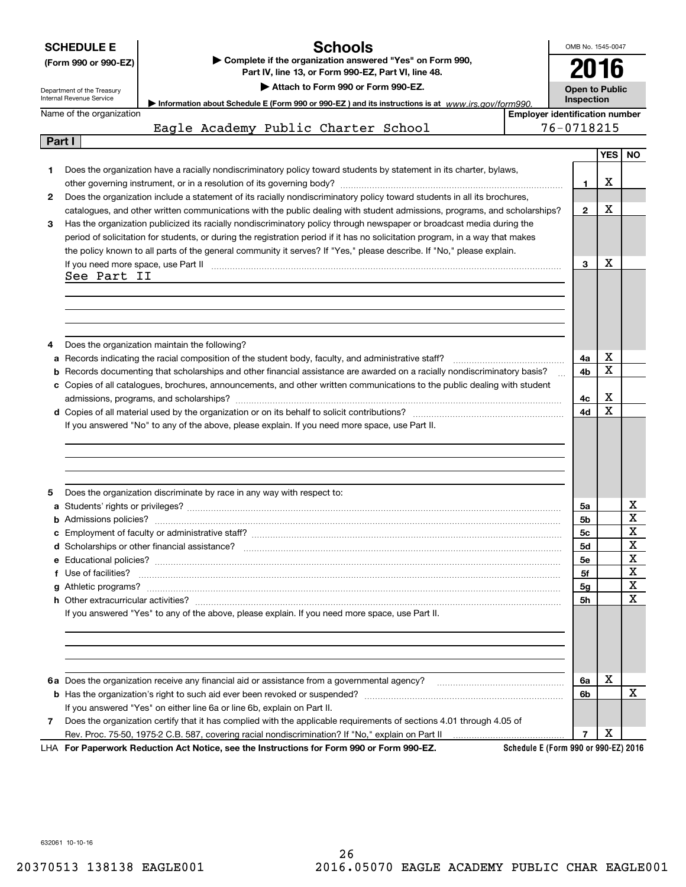**SCHEDULE E**
**(Form 990 or 990-EZ)**

Department of the Treasury
Internal Revenue Service

# Schools

▶ Complete if the organization answered "Yes" on Form 990, Part IV, line 13, or Form 990-EZ, Part VI, line 48.
▶ Attach to Form 990 or Form 990-EZ.
▶ Information about Schedule E (Form 990 or 990-EZ) and its instructions is at www.irs.gov/form990.

OMB No. 1545-0047
**2016**
**Open to Public Inspection**

Name of the organization: Eagle Academy Public Charter School
Employer identification number: 76-0718215

**Part I**

| | | | YES | NO |
|---|---|---|---|---|
| 1 | Does the organization have a racially nondiscriminatory policy toward students by statement in its charter, bylaws, other governing instrument, or in a resolution of its governing body? | 1 | X | |
| 2 | Does the organization include a statement of its racially nondiscriminatory policy toward students in all its brochures, catalogues, and other written communications with the public dealing with student admissions, programs, and scholarships? | 2 | X | |
| 3 | Has the organization publicized its racially nondiscriminatory policy through newspaper or broadcast media during the period of solicitation for students, or during the registration period if it has no solicitation program, in a way that makes the policy known to all parts of the general community it serves? If "Yes," please describe. If "No," please explain. If you need more space, use Part II | 3 | X | |

See Part II

| | | | YES | NO |
|---|---|---|---|---|
| 4 | Does the organization maintain the following? | | | |
| a | Records indicating the racial composition of the student body, faculty, and administrative staff? | 4a | X | |
| b | Records documenting that scholarships and other financial assistance are awarded on a racially nondiscriminatory basis? | 4b | X | |
| c | Copies of all catalogues, brochures, announcements, and other written communications to the public dealing with student admissions, programs, and scholarships? | 4c | X | |
| d | Copies of all material used by the organization or on its behalf to solicit contributions? | 4d | X | |

If you answered "No" to any of the above, please explain. If you need more space, use Part II.

| | | | YES | NO |
|---|---|---|---|---|
| 5 | Does the organization discriminate by race in any way with respect to: | | | |
| a | Students' rights or privileges? | 5a | | X |
| b | Admissions policies? | 5b | | X |
| c | Employment of faculty or administrative staff? | 5c | | X |
| d | Scholarships or other financial assistance? | 5d | | X |
| e | Educational policies? | 5e | | X |
| f | Use of facilities? | 5f | | X |
| g | Athletic programs? | 5g | | X |
| h | Other extracurricular activities? | 5h | | X |

If you answered "Yes" to any of the above, please explain. If you need more space, use Part II.

| | | | YES | NO |
|---|---|---|---|---|
| 6a | Does the organization receive any financial aid or assistance from a governmental agency? | 6a | X | |
| b | Has the organization's right to such aid ever been revoked or suspended? | 6b | | X |
| | If you answered "Yes" on either line 6a or line 6b, explain on Part II. | | | |
| 7 | Does the organization certify that it has complied with the applicable requirements of sections 4.01 through 4.05 of Rev. Proc. 75-50, 1975-2 C.B. 587, covering racial nondiscrimination? If "No," explain on Part II | 7 | X | |

LHA **For Paperwork Reduction Act Notice, see the Instructions for Form 990 or Form 990-EZ.** **Schedule E (Form 990 or 990-EZ) 2016**

632061 10-10-16

20370513 138138 EAGLE001 2016.05070 EAGLE ACADEMY PUBLIC CHAR EAGLE001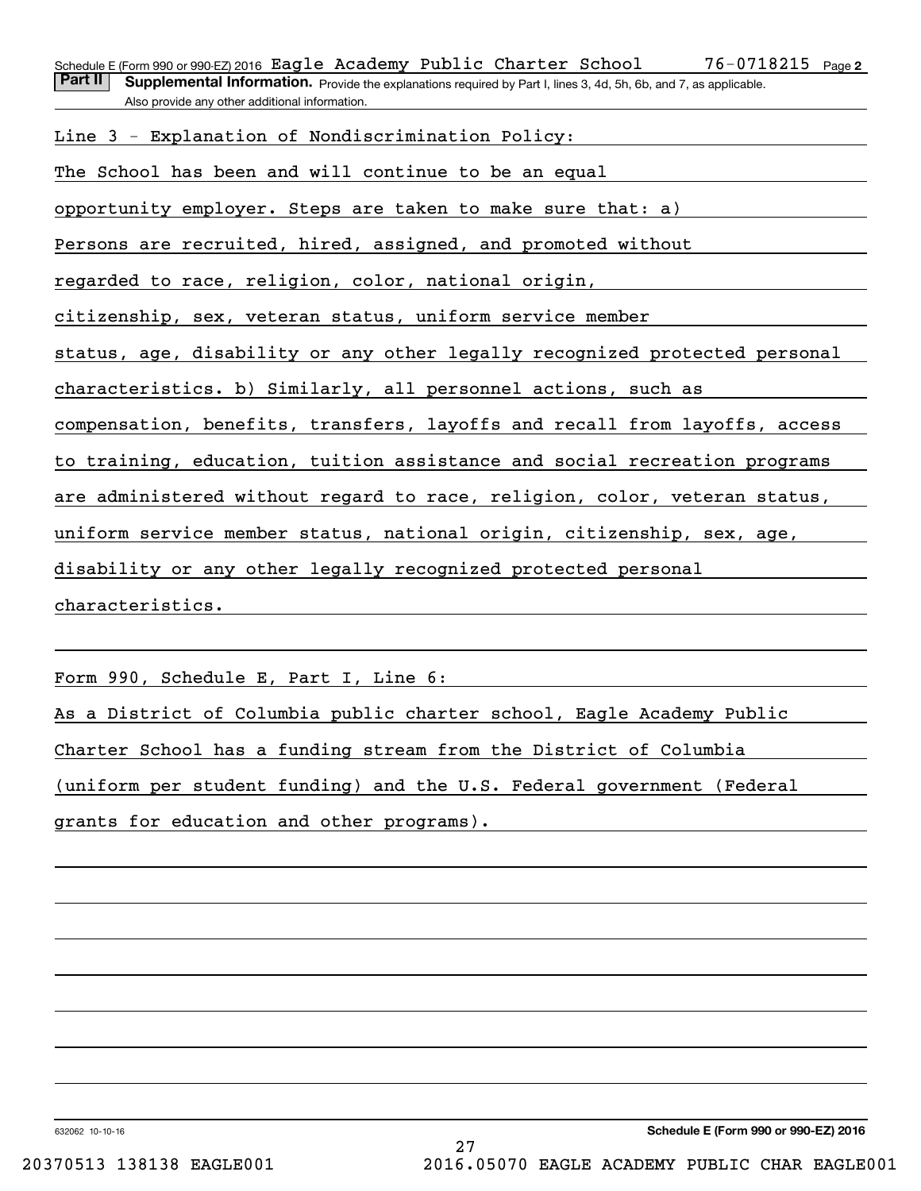Schedule E (Form 990 or 990-EZ) 2016 Eagle Academy Public Charter School 76-0718215 Page 2

**Part II** **Supplemental Information.** Provide the explanations required by Part I, lines 3, 4d, 5h, 6b, and 7, as applicable. Also provide any other additional information.

Line 3 - Explanation of Nondiscrimination Policy:

The School has been and will continue to be an equal opportunity employer. Steps are taken to make sure that: a) Persons are recruited, hired, assigned, and promoted without regarded to race, religion, color, national origin, citizenship, sex, veteran status, uniform service member status, age, disability or any other legally recognized protected personal characteristics. b) Similarly, all personnel actions, such as compensation, benefits, transfers, layoffs and recall from layoffs, access to training, education, tuition assistance and social recreation programs are administered without regard to race, religion, color, veteran status, uniform service member status, national origin, citizenship, sex, age, disability or any other legally recognized protected personal characteristics.

Form 990, Schedule E, Part I, Line 6:

As a District of Columbia public charter school, Eagle Academy Public Charter School has a funding stream from the District of Columbia (uniform per student funding) and the U.S. Federal government (Federal grants for education and other programs).

632062 10-10-16 **Schedule E (Form 990 or 990-EZ) 2016**

20370513 138138 EAGLE001 2016.05070 EAGLE ACADEMY PUBLIC CHAR EAGLE001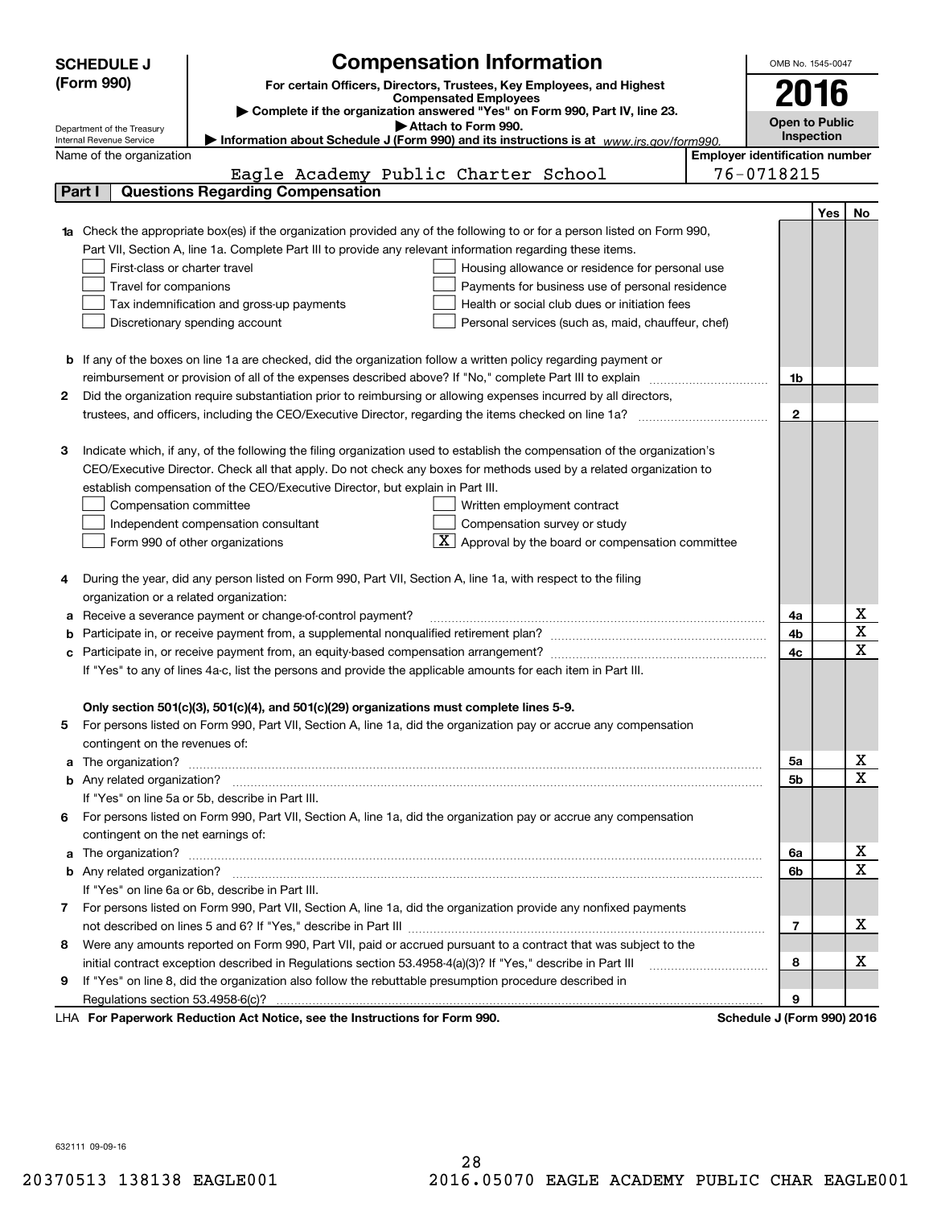**SCHEDULE J (Form 990)**

Department of the Treasury
Internal Revenue Service

# Compensation Information

**For certain Officers, Directors, Trustees, Key Employees, and Highest Compensated Employees**

▶ **Complete if the organization answered "Yes" on Form 990, Part IV, line 23.**

▶ **Attach to Form 990.**

▶ **Information about Schedule J (Form 990) and its instructions is at** *www.irs.gov/form990.*

OMB No. 1545-0047

**2016**

**Open to Public Inspection**

Name of the organization: Eagle Academy Public Charter School

Employer identification number: 76-0718215

**Part I | Questions Regarding Compensation**

| | | | Yes | No |
|---|---|---|---|---|
| **1a** | Check the appropriate box(es) if the organization provided any of the following to or for a person listed on Form 990, Part VII, Section A, line 1a. Complete Part III to provide any relevant information regarding these items.<br>☐ First-class or charter travel ☐ Housing allowance or residence for personal use<br>☐ Travel for companions ☐ Payments for business use of personal residence<br>☐ Tax indemnification and gross-up payments ☐ Health or social club dues or initiation fees<br>☐ Discretionary spending account ☐ Personal services (such as, maid, chauffeur, chef) | | | |
| **b** | If any of the boxes on line 1a are checked, did the organization follow a written policy regarding payment or reimbursement or provision of all of the expenses described above? If "No," complete Part III to explain | 1b | | |
| **2** | Did the organization require substantiation prior to reimbursing or allowing expenses incurred by all directors, trustees, and officers, including the CEO/Executive Director, regarding the items checked on line 1a? | 2 | | |
| **3** | Indicate which, if any, of the following the filing organization used to establish the compensation of the organization's CEO/Executive Director. Check all that apply. Do not check any boxes for methods used by a related organization to establish compensation of the CEO/Executive Director, but explain in Part III.<br>☐ Compensation committee ☐ Written employment contract<br>☐ Independent compensation consultant ☐ Compensation survey or study<br>☐ Form 990 of other organizations ☒ Approval by the board or compensation committee | | | |
| **4** | During the year, did any person listed on Form 990, Part VII, Section A, line 1a, with respect to the filing organization or a related organization: | | | |
| **a** | Receive a severance payment or change-of-control payment? | 4a | | X |
| **b** | Participate in, or receive payment from, a supplemental nonqualified retirement plan? | 4b | | X |
| **c** | Participate in, or receive payment from, an equity-based compensation arrangement? | 4c | | X |
| | If "Yes" to any of lines 4a-c, list the persons and provide the applicable amounts for each item in Part III. | | | |
| | **Only section 501(c)(3), 501(c)(4), and 501(c)(29) organizations must complete lines 5-9.** | | | |
| **5** | For persons listed on Form 990, Part VII, Section A, line 1a, did the organization pay or accrue any compensation contingent on the revenues of: | | | |
| **a** | The organization? | 5a | | X |
| **b** | Any related organization? | 5b | | X |
| | If "Yes" on line 5a or 5b, describe in Part III. | | | |
| **6** | For persons listed on Form 990, Part VII, Section A, line 1a, did the organization pay or accrue any compensation contingent on the net earnings of: | | | |
| **a** | The organization? | 6a | | X |
| **b** | Any related organization? | 6b | | X |
| | If "Yes" on line 6a or 6b, describe in Part III. | | | |
| **7** | For persons listed on Form 990, Part VII, Section A, line 1a, did the organization provide any nonfixed payments not described on lines 5 and 6? If "Yes," describe in Part III | 7 | | X |
| **8** | Were any amounts reported on Form 990, Part VII, paid or accrued pursuant to a contract that was subject to the initial contract exception described in Regulations section 53.4958-4(a)(3)? If "Yes," describe in Part III | 8 | | X |
| **9** | If "Yes" on line 8, did the organization also follow the rebuttable presumption procedure described in Regulations section 53.4958-6(c)? | 9 | | |

LHA **For Paperwork Reduction Act Notice, see the Instructions for Form 990.** **Schedule J (Form 990) 2016**

632111 09-09-16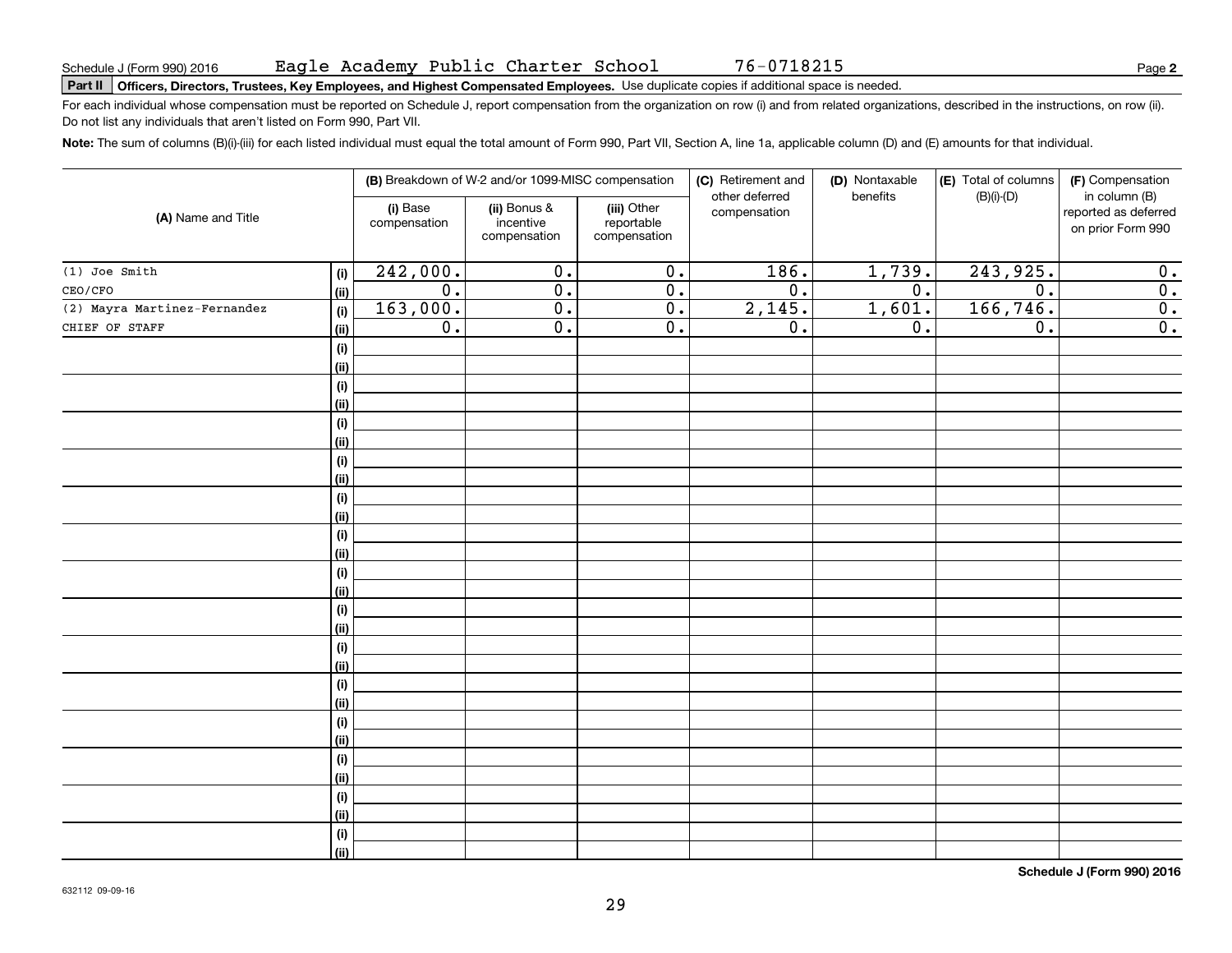Schedule J (Form 990) 2016 Eagle Academy Public Charter School 76-0718215

**Part II Officers, Directors, Trustees, Key Employees, and Highest Compensated Employees.** Use duplicate copies if additional space is needed.

For each individual whose compensation must be reported on Schedule J, report compensation from the organization on row (i) and from related organizations, described in the instructions, on row (ii). Do not list any individuals that aren't listed on Form 990, Part VII.

**Note:** The sum of columns (B)(i)-(iii) for each listed individual must equal the total amount of Form 990, Part VII, Section A, line 1a, applicable column (D) and (E) amounts for that individual.

| (A) Name and Title | | (B) Breakdown of W-2 and/or 1099-MISC compensation | | | (C) Retirement and other deferred compensation | (D) Nontaxable benefits | (E) Total of columns (B)(i)-(D) | (F) Compensation in column (B) reported as deferred on prior Form 990 |
|---|---|---|---|---|---|---|---|---|
| | | (i) Base compensation | (ii) Bonus & incentive compensation | (iii) Other reportable compensation | | | | |
| (1) Joe Smith | (i) | 242,000. | 0. | 0. | 186. | 1,739. | 243,925. | 0. |
| CEO/CFO | (ii) | 0. | 0. | 0. | 0. | 0. | 0. | 0. |
| (2) Mayra Martinez-Fernandez | (i) | 163,000. | 0. | 0. | 2,145. | 1,601. | 166,746. | 0. |
| CHIEF OF STAFF | (ii) | 0. | 0. | 0. | 0. | 0. | 0. | 0. |
| | (i) | | | | | | | |
| | (ii) | | | | | | | |
| | (i) | | | | | | | |
| | (ii) | | | | | | | |
| | (i) | | | | | | | |
| | (ii) | | | | | | | |
| | (i) | | | | | | | |
| | (ii) | | | | | | | |
| | (i) | | | | | | | |
| | (ii) | | | | | | | |
| | (i) | | | | | | | |
| | (ii) | | | | | | | |
| | (i) | | | | | | | |
| | (ii) | | | | | | | |
| | (i) | | | | | | | |
| | (ii) | | | | | | | |
| | (i) | | | | | | | |
| | (ii) | | | | | | | |
| | (i) | | | | | | | |
| | (ii) | | | | | | | |
| | (i) | | | | | | | |
| | (ii) | | | | | | | |
| | (i) | | | | | | | |
| | (ii) | | | | | | | |
| | (i) | | | | | | | |
| | (ii) | | | | | | | |
| | (i) | | | | | | | |
| | (ii) | | | | | | | |

**Schedule J (Form 990) 2016**

632112 09-09-16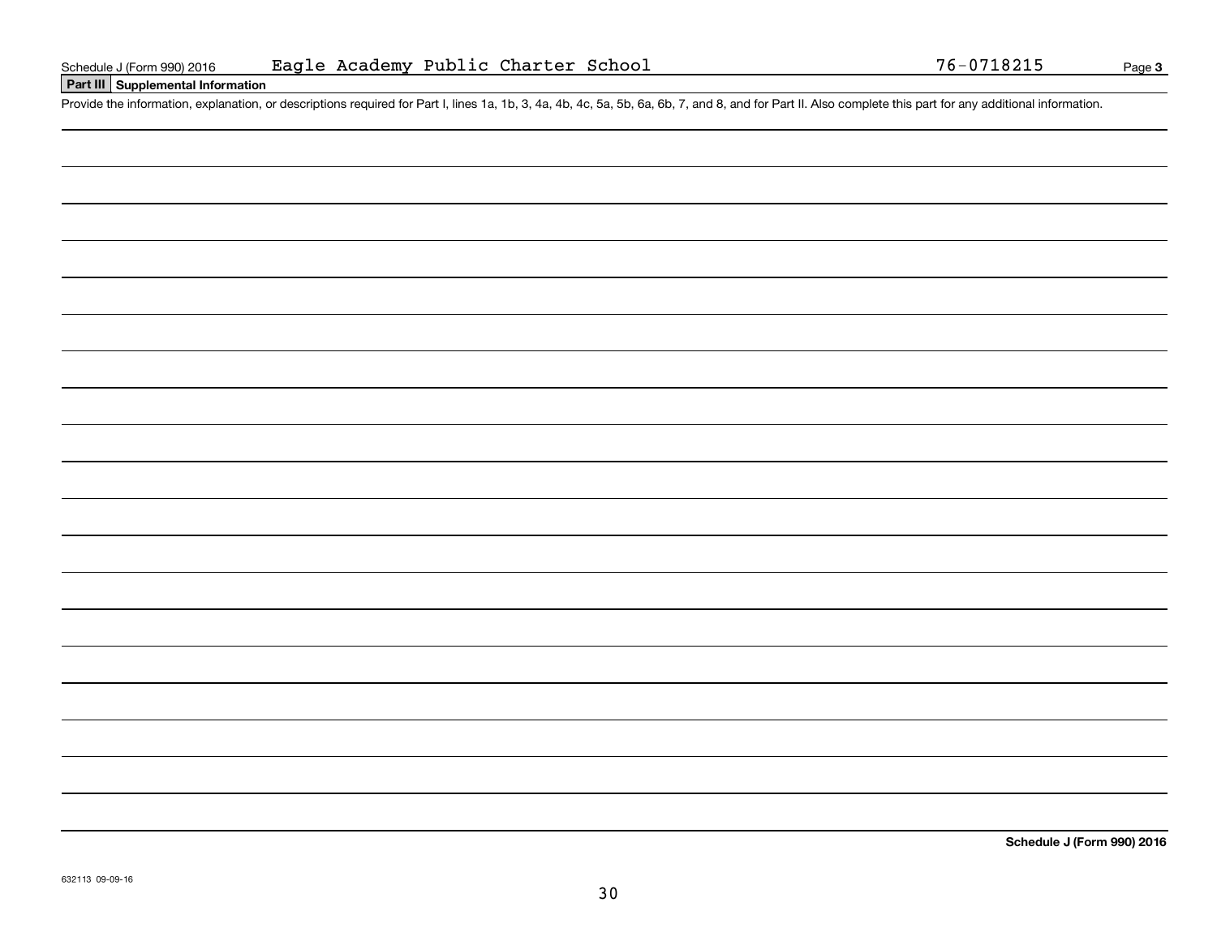Schedule J (Form 990) 2016 Eagle Academy Public Charter School 76-0718215

## Part III Supplemental Information

Provide the information, explanation, or descriptions required for Part I, lines 1a, 1b, 3, 4a, 4b, 4c, 5a, 5b, 6a, 6b, 7, and 8, and for Part II. Also complete this part for any additional information.

**Schedule J (Form 990) 2016**

632113 09-09-16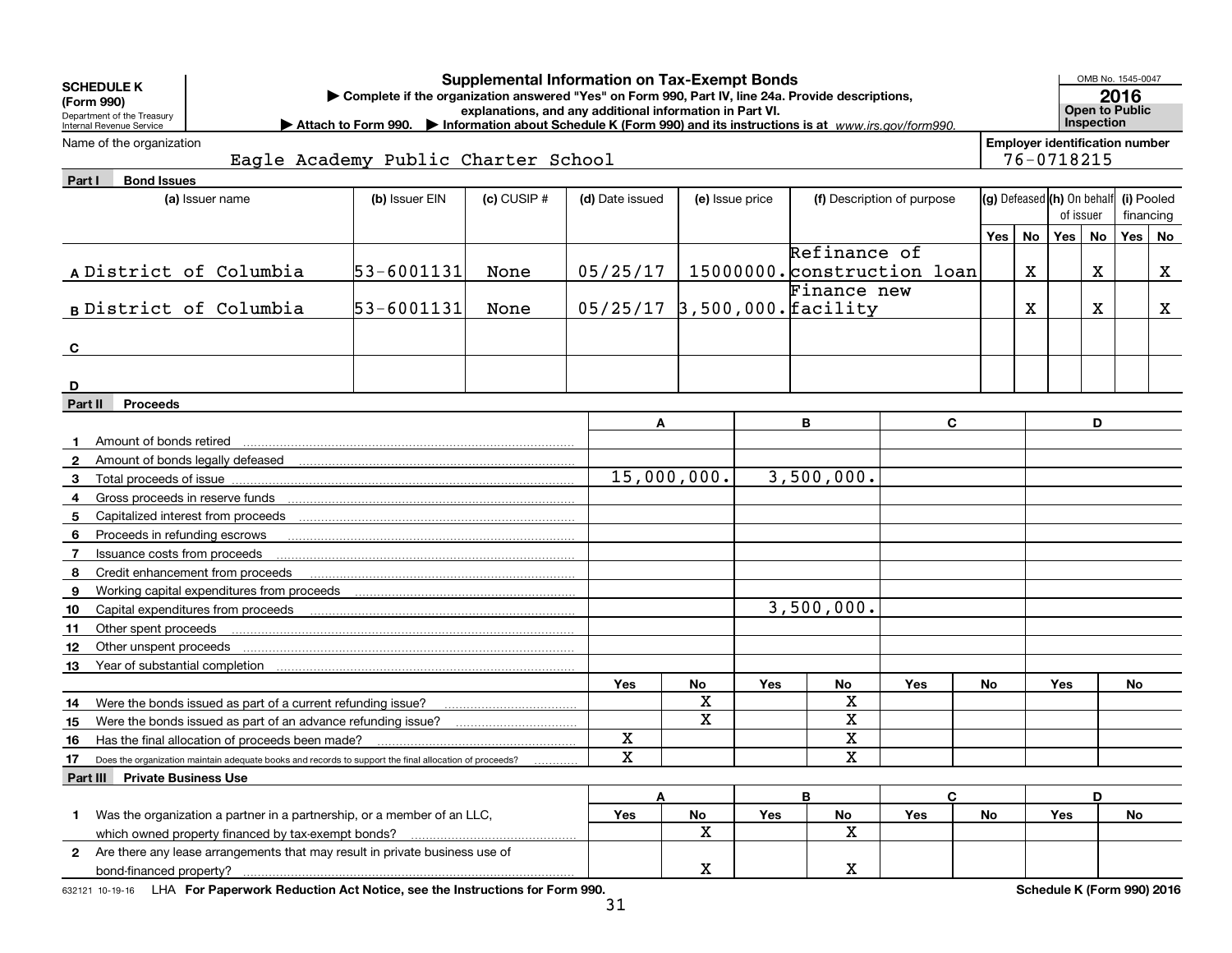**SCHEDULE K**
**(Form 990)**
Department of the Treasury
Internal Revenue Service

# Supplemental Information on Tax-Exempt Bonds

▶ Complete if the organization answered "Yes" on Form 990, Part IV, line 24a. Provide descriptions, explanations, and any additional information in Part VI.
▶ Attach to Form 990. ▶ Information about Schedule K (Form 990) and its instructions is at *www.irs.gov/form990.*

OMB No. 1545-0047
**2016**
**Open to Public Inspection**

Name of the organization: Eagle Academy Public Charter School
**Employer identification number**: 76-0718215

## Part I Bond Issues

| | (a) Issuer name | (b) Issuer EIN | (c) CUSIP # | (d) Date issued | (e) Issue price | (f) Description of purpose | (g) Defeased Yes | (g) Defeased No | (h) On behalf of issuer Yes | (h) On behalf of issuer No | (i) Pooled financing Yes | (i) Pooled financing No |
|---|---|---|---|---|---|---|---|---|---|---|---|---|
| A | District of Columbia | 53-6001131 | None | 05/25/17 | 15000000. | Refinance of construction loan | | X | | X | | X |
| B | District of Columbia | 53-6001131 | None | 05/25/17 | 3,500,000. | Finance new facility | | X | | X | | X |
| C | | | | | | | | | | | | |
| D | | | | | | | | | | | | |

## Part II Proceeds

| | | A | B | C | D |
|---|---|---|---|---|---|
| 1 | Amount of bonds retired | | | | |
| 2 | Amount of bonds legally defeased | | | | |
| 3 | Total proceeds of issue | 15,000,000. | 3,500,000. | | |
| 4 | Gross proceeds in reserve funds | | | | |
| 5 | Capitalized interest from proceeds | | | | |
| 6 | Proceeds in refunding escrows | | | | |
| 7 | Issuance costs from proceeds | | | | |
| 8 | Credit enhancement from proceeds | | | | |
| 9 | Working capital expenditures from proceeds | | | | |
| 10 | Capital expenditures from proceeds | | 3,500,000. | | |
| 11 | Other spent proceeds | | | | |
| 12 | Other unspent proceeds | | | | |
| 13 | Year of substantial completion | | | | |

| | | A Yes | A No | B Yes | B No | C Yes | C No | D Yes | D No |
|---|---|---|---|---|---|---|---|---|---|
| 14 | Were the bonds issued as part of a current refunding issue? | | X | | X | | | | |
| 15 | Were the bonds issued as part of an advance refunding issue? | | X | | X | | | | |
| 16 | Has the final allocation of proceeds been made? | X | | | X | | | | |
| 17 | Does the organization maintain adequate books and records to support the final allocation of proceeds? | X | | | X | | | | |

## Part III Private Business Use

| | | A Yes | A No | B Yes | B No | C Yes | C No | D Yes | D No |
|---|---|---|---|---|---|---|---|---|---|
| 1 | Was the organization a partner in a partnership, or a member of an LLC, which owned property financed by tax-exempt bonds? | | X | | X | | | | |
| 2 | Are there any lease arrangements that may result in private business use of bond-financed property? | | X | | X | | | | |

632121 10-19-16 LHA **For Paperwork Reduction Act Notice, see the Instructions for Form 990.** **Schedule K (Form 990) 2016**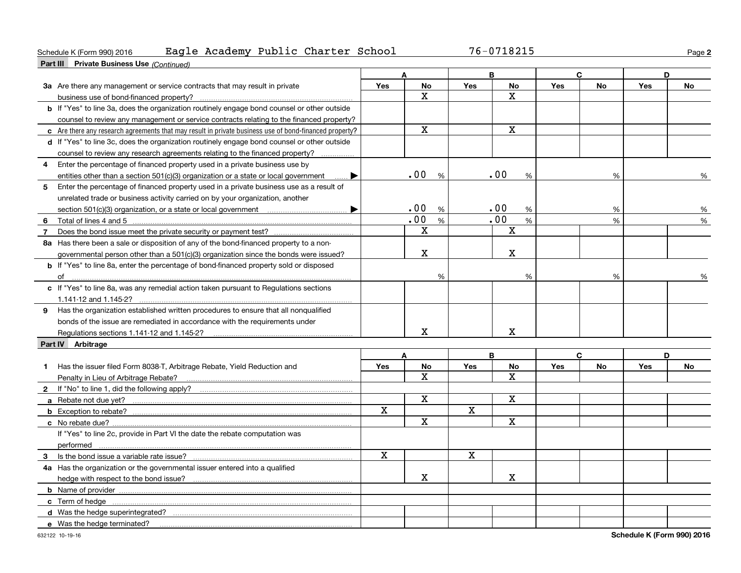Schedule K (Form 990) 2016 Eagle Academy Public Charter School 76-0718215

**Part III Private Business Use** *(Continued)*

| | A | | B | | C | | D | |
|---|---|---|---|---|---|---|---|---|
| | Yes | No | Yes | No | Yes | No | Yes | No |
| **3a** Are there any management or service contracts that may result in private business use of bond-financed property? | | X | | X | | | | |
| **b** If "Yes" to line 3a, does the organization routinely engage bond counsel or other outside counsel to review any management or service contracts relating to the financed property? | | | | | | | | |
| **c** Are there any research agreements that may result in private business use of bond-financed property? | | X | | X | | | | |
| **d** If "Yes" to line 3c, does the organization routinely engage bond counsel or other outside counsel to review any research agreements relating to the financed property? | | | | | | | | |
| **4** Enter the percentage of financed property used in a private business use by entities other than a section 501(c)(3) organization or a state or local government ▶ | .00 % | | .00 % | | % | | % | |
| **5** Enter the percentage of financed property used in a private business use as a result of unrelated trade or business activity carried on by your organization, another section 501(c)(3) organization, or a state or local government ▶ | .00 % | | .00 % | | % | | % | |
| **6** Total of lines 4 and 5 | .00 % | | .00 % | | % | | % | |
| **7** Does the bond issue meet the private security or payment test? | | X | | X | | | | |
| **8a** Has there been a sale or disposition of any of the bond-financed property to a nongovernmental person other than a 501(c)(3) organization since the bonds were issued? | | X | | X | | | | |
| **b** If "Yes" to line 8a, enter the percentage of bond-financed property sold or disposed of | % | | % | | % | | % | |
| **c** If "Yes" to line 8a, was any remedial action taken pursuant to Regulations sections 1.141-12 and 1.145-2? | | | | | | | | |
| **9** Has the organization established written procedures to ensure that all nonqualified bonds of the issue are remediated in accordance with the requirements under Regulations sections 1.141-12 and 1.145-2? | | X | | X | | | | |

**Part IV Arbitrage**

| | A | | B | | C | | D | |
|---|---|---|---|---|---|---|---|---|
| | Yes | No | Yes | No | Yes | No | Yes | No |
| **1** Has the issuer filed Form 8038-T, Arbitrage Rebate, Yield Reduction and Penalty in Lieu of Arbitrage Rebate? | | X | | X | | | | |
| **2** If "No" to line 1, did the following apply? | | | | | | | | |
| **a** Rebate not due yet? | | X | | X | | | | |
| **b** Exception to rebate? | X | | X | | | | | |
| **c** No rebate due? | | X | | X | | | | |
| If "Yes" to line 2c, provide in Part VI the date the rebate computation was performed | | | | | | | | |
| **3** Is the bond issue a variable rate issue? | X | | X | | | | | |
| **4a** Has the organization or the governmental issuer entered into a qualified hedge with respect to the bond issue? | | X | | X | | | | |
| **b** Name of provider | | | | | | | | |
| **c** Term of hedge | | | | | | | | |
| **d** Was the hedge superintegrated? | | | | | | | | |
| **e** Was the hedge terminated? | | | | | | | | |

632122 10-19-16

**Schedule K (Form 990) 2016**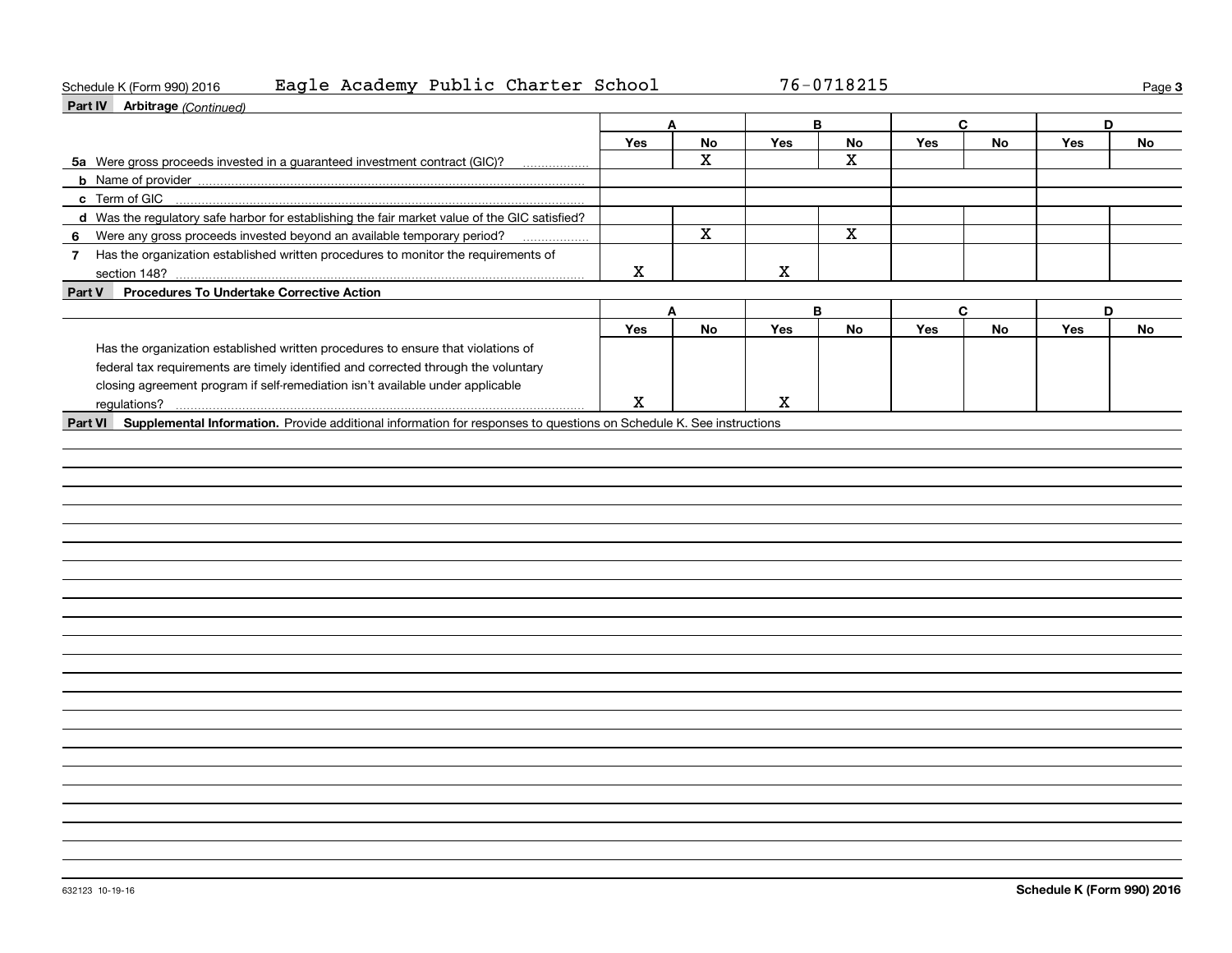Schedule K (Form 990) 2016 Eagle Academy Public Charter School 76-0718215

## Part IV Arbitrage *(Continued)*

| | A | | B | | C | | D | |
|---|---|---|---|---|---|---|---|---|
| | Yes | No | Yes | No | Yes | No | Yes | No |
| **5a** Were gross proceeds invested in a guaranteed investment contract (GIC)? | | X | | X | | | | |
| **b** Name of provider | | | | | | | | |
| **c** Term of GIC | | | | | | | | |
| **d** Was the regulatory safe harbor for establishing the fair market value of the GIC satisfied? | | | | | | | | |
| **6** Were any gross proceeds invested beyond an available temporary period? | | X | | X | | | | |
| **7** Has the organization established written procedures to monitor the requirements of section 148? | X | | X | | | | | |

## Part V Procedures To Undertake Corrective Action

| | A | | B | | C | | D | |
|---|---|---|---|---|---|---|---|---|
| | Yes | No | Yes | No | Yes | No | Yes | No |
| Has the organization established written procedures to ensure that violations of federal tax requirements are timely identified and corrected through the voluntary closing agreement program if self-remediation isn't available under applicable regulations? | X | | X | | | | | |

## Part VI Supplemental Information.

Provide additional information for responses to questions on Schedule K. See instructions

632123 10-19-16

**Schedule K (Form 990) 2016**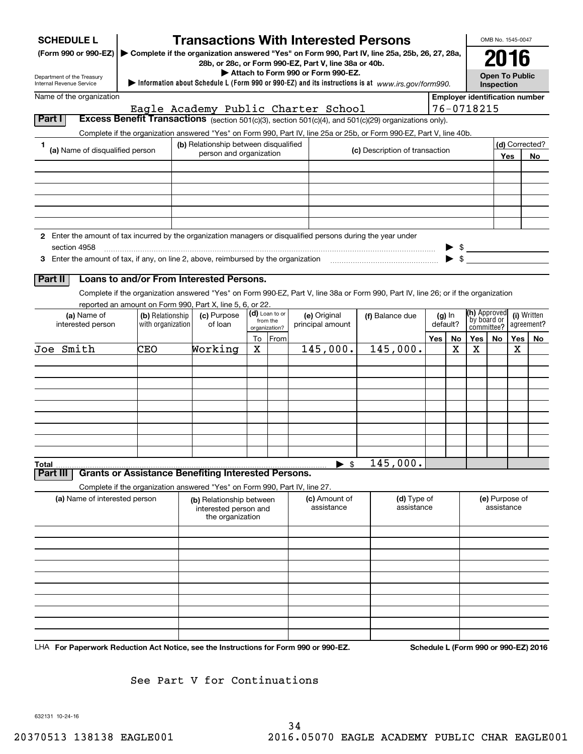# SCHEDULE L (Form 990 or 990-EZ)

Department of the Treasury
Internal Revenue Service

## Transactions With Interested Persons

▶ Complete if the organization answered "Yes" on Form 990, Part IV, line 25a, 25b, 26, 27, 28a, 28b, or 28c, or Form 990-EZ, Part V, line 38a or 40b.

▶ Attach to Form 990 or Form 990-EZ.

▶ Information about Schedule L (Form 990 or 990-EZ) and its instructions is at www.irs.gov/form990.

OMB No. 1545-0047

**2016**

**Open To Public Inspection**

Name of the organization: Eagle Academy Public Charter School

Employer identification number: 76-0718215

### Part I Excess Benefit Transactions (section 501(c)(3), section 501(c)(4), and 501(c)(29) organizations only).

Complete if the organization answered "Yes" on Form 990, Part IV, line 25a or 25b, or Form 990-EZ, Part V, line 40b.

| 1 (a) Name of disqualified person | (b) Relationship between disqualified person and organization | (c) Description of transaction | (d) Corrected? Yes | No |
|---|---|---|---|---|
| | | | | |
| | | | | |
| | | | | |
| | | | | |
| | | | | |
| | | | | |

2 Enter the amount of tax incurred by the organization managers or disqualified persons during the year under section 4958 ▶ $

3 Enter the amount of tax, if any, on line 2, above, reimbursed by the organization ▶ $

### Part II Loans to and/or From Interested Persons.

Complete if the organization answered "Yes" on Form 990-EZ, Part V, line 38a or Form 990, Part IV, line 26; or if the organization reported an amount on Form 990, Part X, line 5, 6, or 22.

| (a) Name of interested person | (b) Relationship with organization | (c) Purpose of loan | (d) Loan to or from the organization? To | From | (e) Original principal amount | (f) Balance due | (g) In default? Yes | No | (h) Approved by board or committee? Yes | No | (i) Written agreement? Yes | No |
|---|---|---|---|---|---|---|---|---|---|---|---|---|
| Joe Smith | CEO | Working | X | | 145,000. | 145,000. | | X | X | | X | |
| | | | | | | | | | | | | |
| | | | | | | | | | | | | |
| | | | | | | | | | | | | |
| | | | | | | | | | | | | |
| | | | | | | | | | | | | |
| | | | | | | | | | | | | |
| | | | | | | | | | | | | |
| | | | | | | | | | | | | |
| **Total** | | | | | ▶ $ | 145,000. | | | | | | |

### Part III Grants or Assistance Benefiting Interested Persons.

Complete if the organization answered "Yes" on Form 990, Part IV, line 27.

| (a) Name of interested person | (b) Relationship between interested person and the organization | (c) Amount of assistance | (d) Type of assistance | (e) Purpose of assistance |
|---|---|---|---|---|
| | | | | |
| | | | | |
| | | | | |
| | | | | |
| | | | | |
| | | | | |
| | | | | |
| | | | | |
| | | | | |
| | | | | |

LHA For Paperwork Reduction Act Notice, see the Instructions for Form 990 or 990-EZ. Schedule L (Form 990 or 990-EZ) 2016

See Part V for Continuations

632131 10-24-16

20370513 138138 EAGLE001 2016.05070 EAGLE ACADEMY PUBLIC CHAR EAGLE001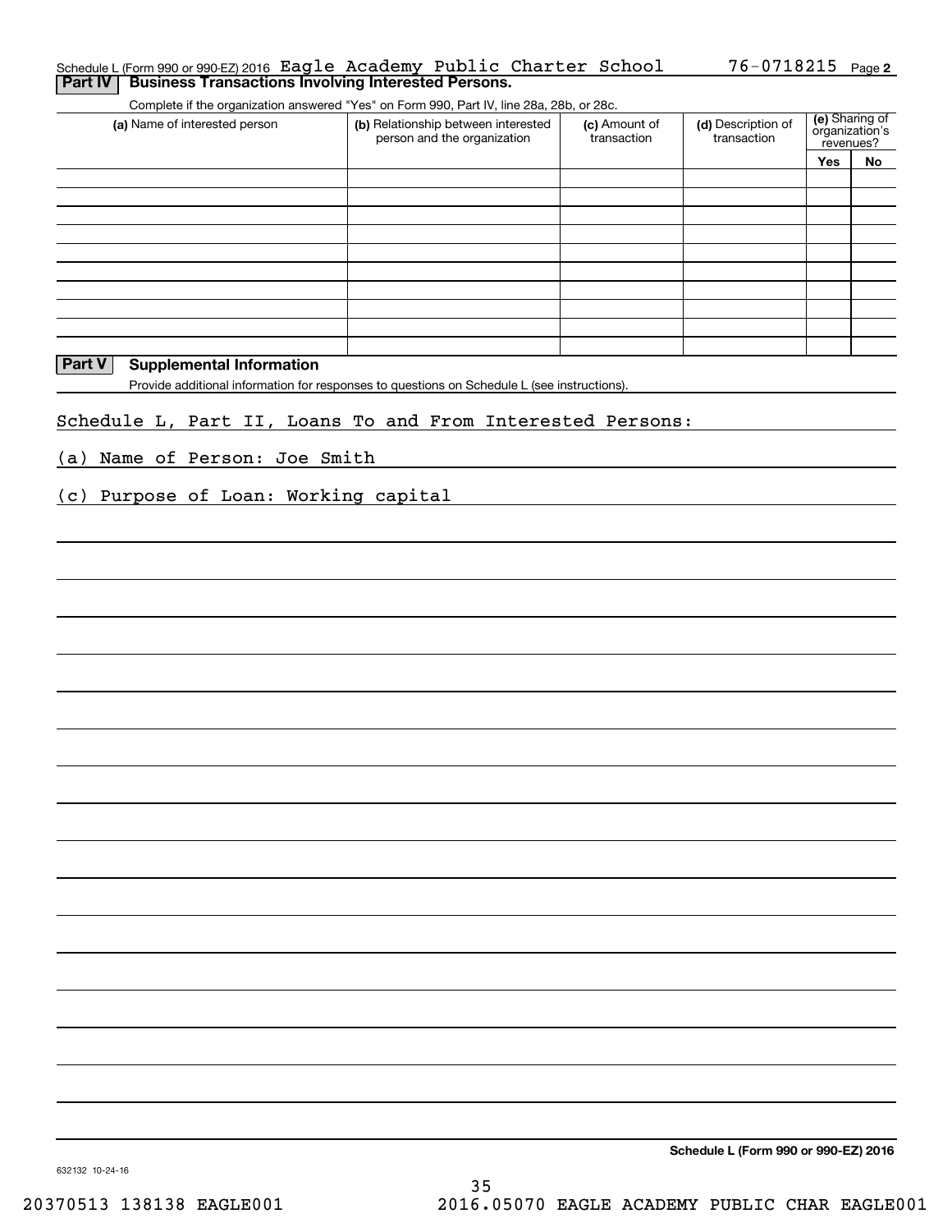Schedule L (Form 990 or 990-EZ) 2016 Eagle Academy Public Charter School 76-0718215 Page 2

**Part IV | Business Transactions Involving Interested Persons.**

Complete if the organization answered "Yes" on Form 990, Part IV, line 28a, 28b, or 28c.

| (a) Name of interested person | (b) Relationship between interested person and the organization | (c) Amount of transaction | (d) Description of transaction | (e) Sharing of organization's revenues? | |
|---|---|---|---|---|---|
| | | | | Yes | No |
| | | | | | |
| | | | | | |
| | | | | | |
| | | | | | |
| | | | | | |
| | | | | | |
| | | | | | |
| | | | | | |
| | | | | | |
| | | | | | |

**Part V | Supplemental Information**

Provide additional information for responses to questions on Schedule L (see instructions).

Schedule L, Part II, Loans To and From Interested Persons:

(a) Name of Person: Joe Smith

(c) Purpose of Loan: Working capital

**Schedule L (Form 990 or 990-EZ) 2016**

632132 10-24-16

20370513 138138 EAGLE001 2016.05070 EAGLE ACADEMY PUBLIC CHAR EAGLE001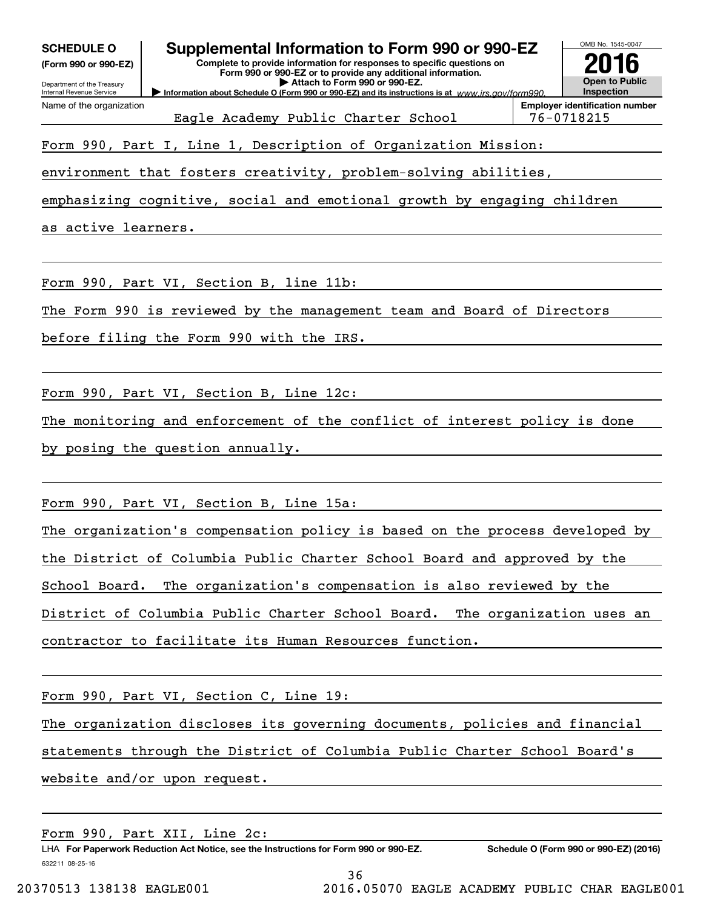**SCHEDULE O**
**(Form 990 or 990-EZ)**

Department of the Treasury
Internal Revenue Service

# Supplemental Information to Form 990 or 990-EZ

**Complete to provide information for responses to specific questions on Form 990 or 990-EZ or to provide any additional information.**
**▶ Attach to Form 990 or 990-EZ.**
**▶ Information about Schedule O (Form 990 or 990-EZ) and its instructions is at** *www.irs.gov/form990.*

OMB No. 1545-0047

**2016**

**Open to Public Inspection**

| Name of the organization | Employer identification number |
|---|---|
| Eagle Academy Public Charter School | 76-0718215 |

Form 990, Part I, Line 1, Description of Organization Mission:

environment that fosters creativity, problem-solving abilities, emphasizing cognitive, social and emotional growth by engaging children as active learners.

Form 990, Part VI, Section B, line 11b:

The Form 990 is reviewed by the management team and Board of Directors before filing the Form 990 with the IRS.

Form 990, Part VI, Section B, Line 12c:

The monitoring and enforcement of the conflict of interest policy is done by posing the question annually.

Form 990, Part VI, Section B, Line 15a:

The organization's compensation policy is based on the process developed by the District of Columbia Public Charter School Board and approved by the School Board. The organization's compensation is also reviewed by the District of Columbia Public Charter School Board. The organization uses an contractor to facilitate its Human Resources function.

Form 990, Part VI, Section C, Line 19:

The organization discloses its governing documents, policies and financial statements through the District of Columbia Public Charter School Board's website and/or upon request.

Form 990, Part XII, Line 2c:

LHA **For Paperwork Reduction Act Notice, see the Instructions for Form 990 or 990-EZ.** **Schedule O (Form 990 or 990-EZ) (2016)**
632211 08-25-16

20370513 138138 EAGLE001 2016.05070 EAGLE ACADEMY PUBLIC CHAR EAGLE001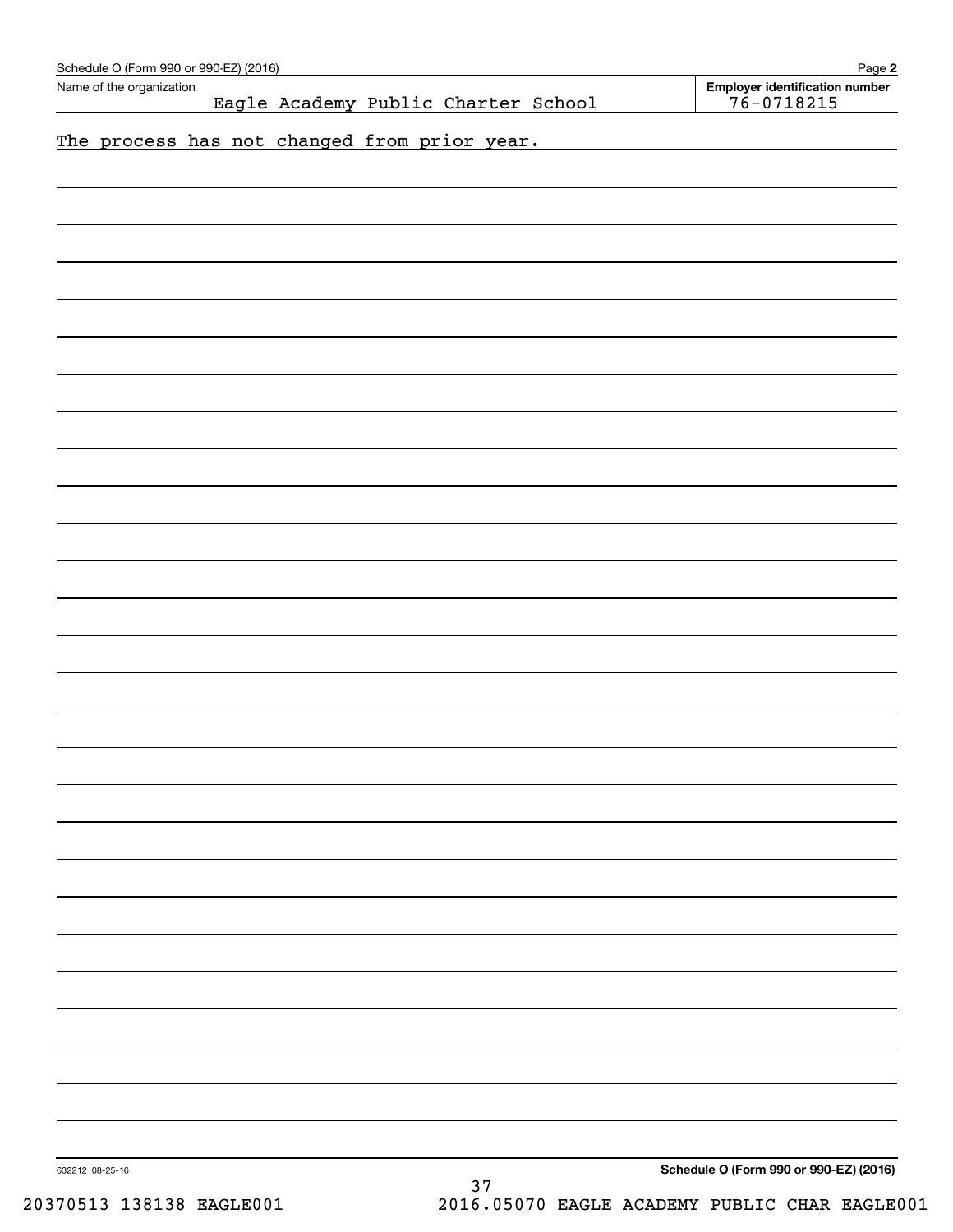Schedule O (Form 990 or 990-EZ) (2016)

Name of the organization: Eagle Academy Public Charter School

Employer identification number: 76-0718215

The process has not changed from prior year.